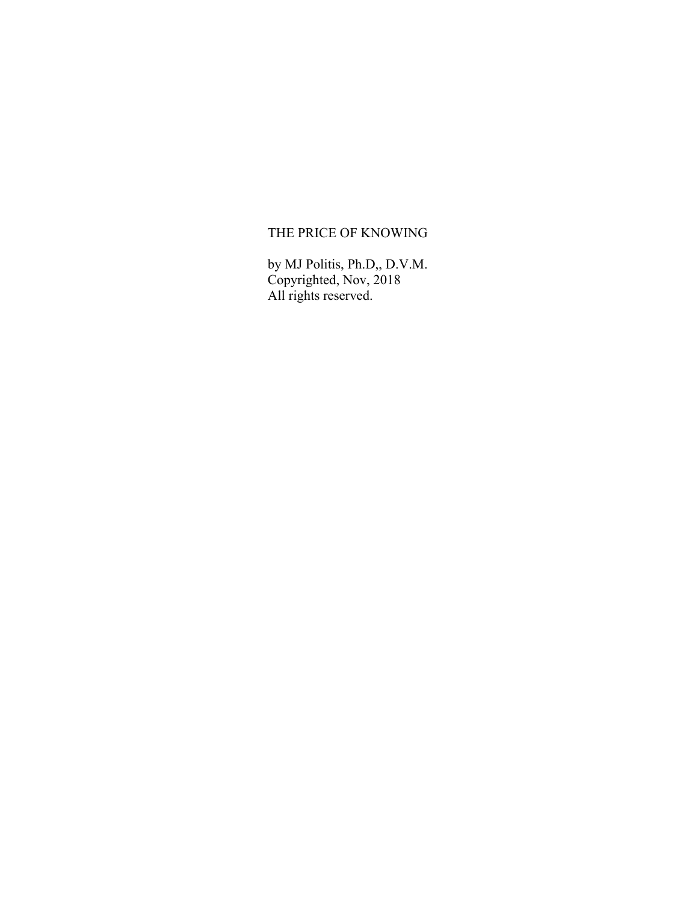# THE PRICE OF KNOWING

by MJ Politis, Ph.D,, D.V.M.
Copyrighted, Nov, 2018
All rights reserved.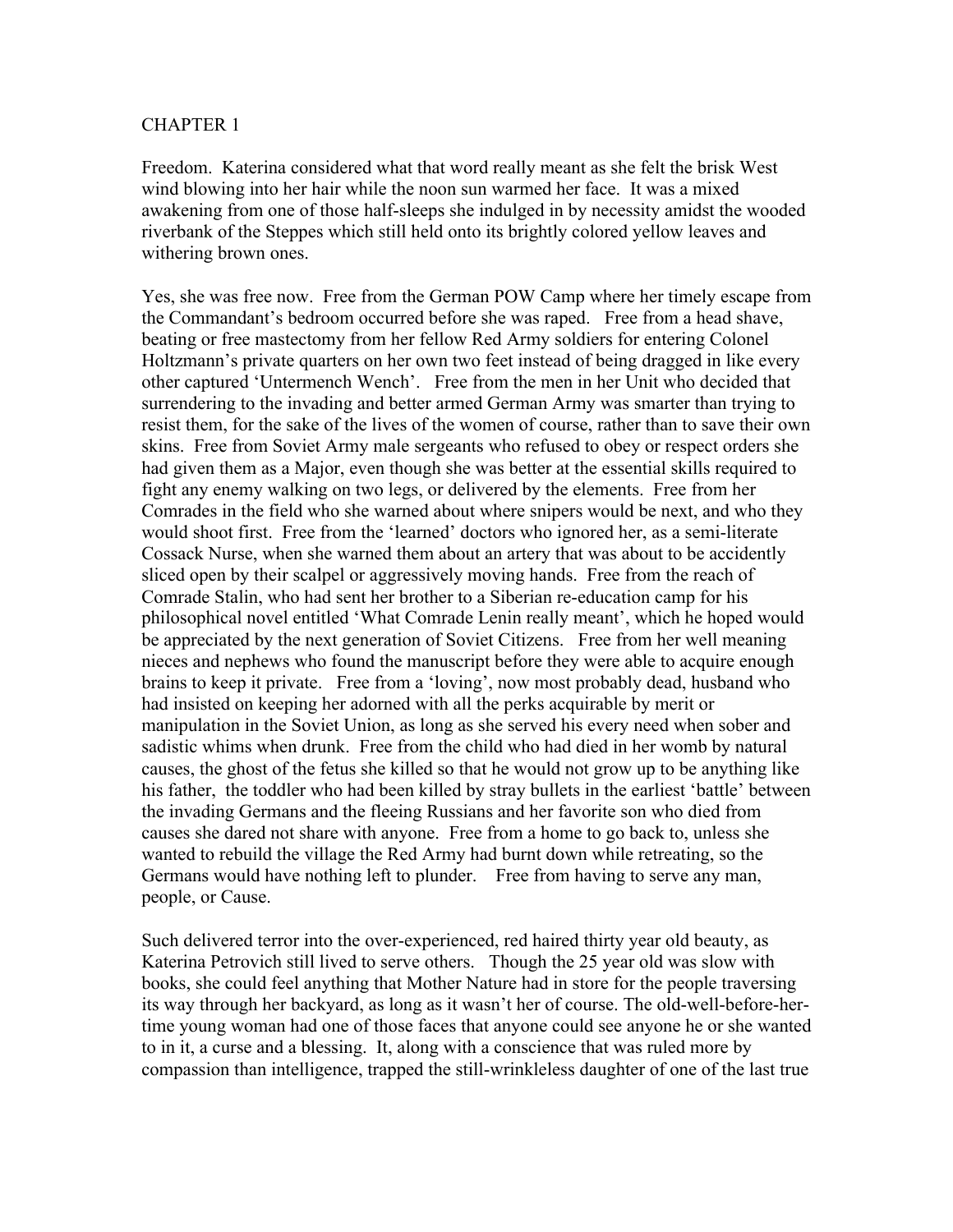CHAPTER 1

Freedom. Katerina considered what that word really meant as she felt the brisk West wind blowing into her hair while the noon sun warmed her face. It was a mixed awakening from one of those half-sleeps she indulged in by necessity amidst the wooded riverbank of the Steppes which still held onto its brightly colored yellow leaves and withering brown ones.

Yes, she was free now. Free from the German POW Camp where her timely escape from the Commandant's bedroom occurred before she was raped. Free from a head shave, beating or free mastectomy from her fellow Red Army soldiers for entering Colonel Holtzmann's private quarters on her own two feet instead of being dragged in like every other captured 'Untermench Wench'. Free from the men in her Unit who decided that surrendering to the invading and better armed German Army was smarter than trying to resist them, for the sake of the lives of the women of course, rather than to save their own skins. Free from Soviet Army male sergeants who refused to obey or respect orders she had given them as a Major, even though she was better at the essential skills required to fight any enemy walking on two legs, or delivered by the elements. Free from her Comrades in the field who she warned about where snipers would be next, and who they would shoot first. Free from the 'learned' doctors who ignored her, as a semi-literate Cossack Nurse, when she warned them about an artery that was about to be accidently sliced open by their scalpel or aggressively moving hands. Free from the reach of Comrade Stalin, who had sent her brother to a Siberian re-education camp for his philosophical novel entitled 'What Comrade Lenin really meant', which he hoped would be appreciated by the next generation of Soviet Citizens. Free from her well meaning nieces and nephews who found the manuscript before they were able to acquire enough brains to keep it private. Free from a 'loving', now most probably dead, husband who had insisted on keeping her adorned with all the perks acquirable by merit or manipulation in the Soviet Union, as long as she served his every need when sober and sadistic whims when drunk. Free from the child who had died in her womb by natural causes, the ghost of the fetus she killed so that he would not grow up to be anything like his father, the toddler who had been killed by stray bullets in the earliest 'battle' between the invading Germans and the fleeing Russians and her favorite son who died from causes she dared not share with anyone. Free from a home to go back to, unless she wanted to rebuild the village the Red Army had burnt down while retreating, so the Germans would have nothing left to plunder. Free from having to serve any man, people, or Cause.

Such delivered terror into the over-experienced, red haired thirty year old beauty, as Katerina Petrovich still lived to serve others. Though the 25 year old was slow with books, she could feel anything that Mother Nature had in store for the people traversing its way through her backyard, as long as it wasn't her of course. The old-well-before-her-time young woman had one of those faces that anyone could see anyone he or she wanted to in it, a curse and a blessing. It, along with a conscience that was ruled more by compassion than intelligence, trapped the still-wrinkleless daughter of one of the last true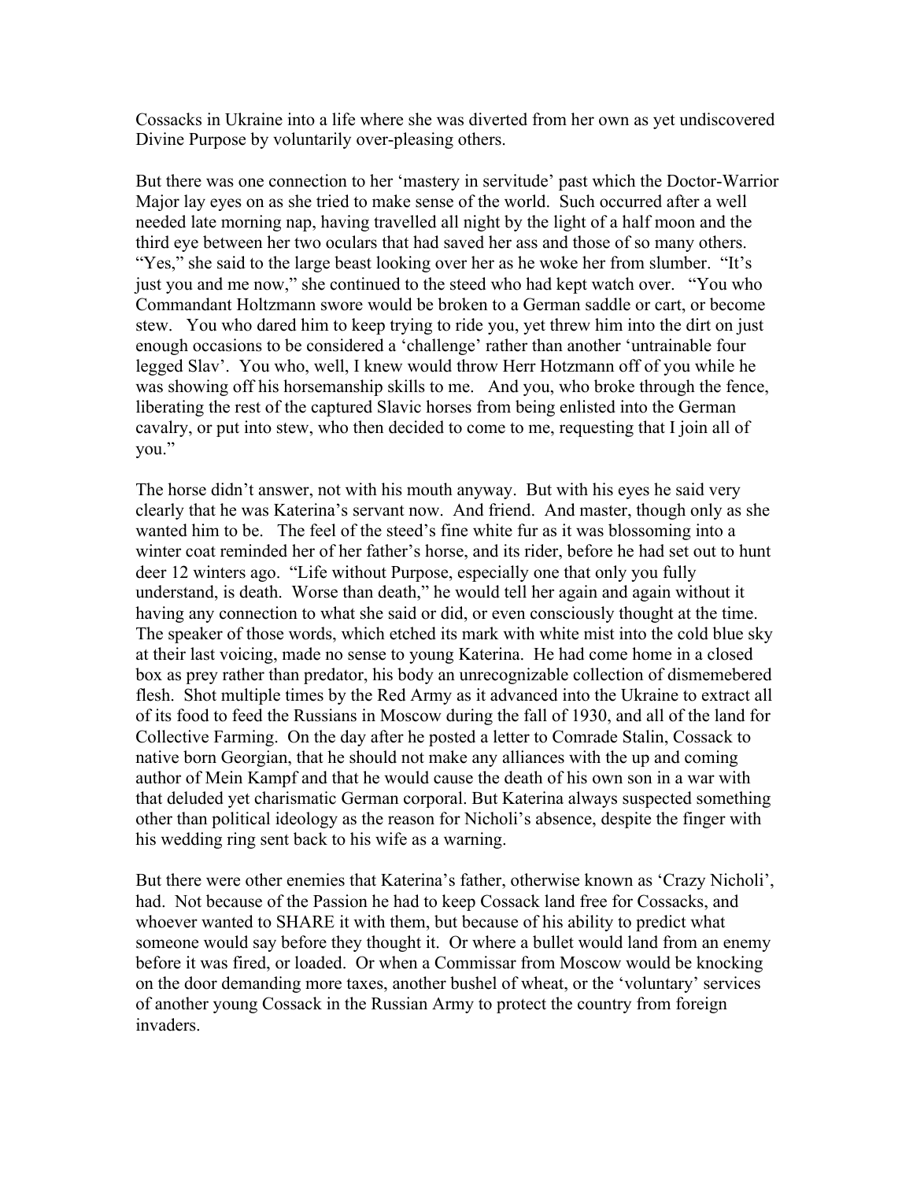Cossacks in Ukraine into a life where she was diverted from her own as yet undiscovered Divine Purpose by voluntarily over-pleasing others.

But there was one connection to her 'mastery in servitude' past which the Doctor-Warrior Major lay eyes on as she tried to make sense of the world. Such occurred after a well needed late morning nap, having travelled all night by the light of a half moon and the third eye between her two oculars that had saved her ass and those of so many others. "Yes," she said to the large beast looking over her as he woke her from slumber. "It's just you and me now," she continued to the steed who had kept watch over. "You who Commandant Holtzmann swore would be broken to a German saddle or cart, or become stew. You who dared him to keep trying to ride you, yet threw him into the dirt on just enough occasions to be considered a 'challenge' rather than another 'untrainable four legged Slav'. You who, well, I knew would throw Herr Hotzmann off of you while he was showing off his horsemanship skills to me. And you, who broke through the fence, liberating the rest of the captured Slavic horses from being enlisted into the German cavalry, or put into stew, who then decided to come to me, requesting that I join all of you."

The horse didn't answer, not with his mouth anyway. But with his eyes he said very clearly that he was Katerina's servant now. And friend. And master, though only as she wanted him to be. The feel of the steed's fine white fur as it was blossoming into a winter coat reminded her of her father's horse, and its rider, before he had set out to hunt deer 12 winters ago. "Life without Purpose, especially one that only you fully understand, is death. Worse than death," he would tell her again and again without it having any connection to what she said or did, or even consciously thought at the time. The speaker of those words, which etched its mark with white mist into the cold blue sky at their last voicing, made no sense to young Katerina. He had come home in a closed box as prey rather than predator, his body an unrecognizable collection of dismemebered flesh. Shot multiple times by the Red Army as it advanced into the Ukraine to extract all of its food to feed the Russians in Moscow during the fall of 1930, and all of the land for Collective Farming. On the day after he posted a letter to Comrade Stalin, Cossack to native born Georgian, that he should not make any alliances with the up and coming author of Mein Kampf and that he would cause the death of his own son in a war with that deluded yet charismatic German corporal. But Katerina always suspected something other than political ideology as the reason for Nicholi's absence, despite the finger with his wedding ring sent back to his wife as a warning.

But there were other enemies that Katerina's father, otherwise known as 'Crazy Nicholi', had. Not because of the Passion he had to keep Cossack land free for Cossacks, and whoever wanted to SHARE it with them, but because of his ability to predict what someone would say before they thought it. Or where a bullet would land from an enemy before it was fired, or loaded. Or when a Commissar from Moscow would be knocking on the door demanding more taxes, another bushel of wheat, or the 'voluntary' services of another young Cossack in the Russian Army to protect the country from foreign invaders.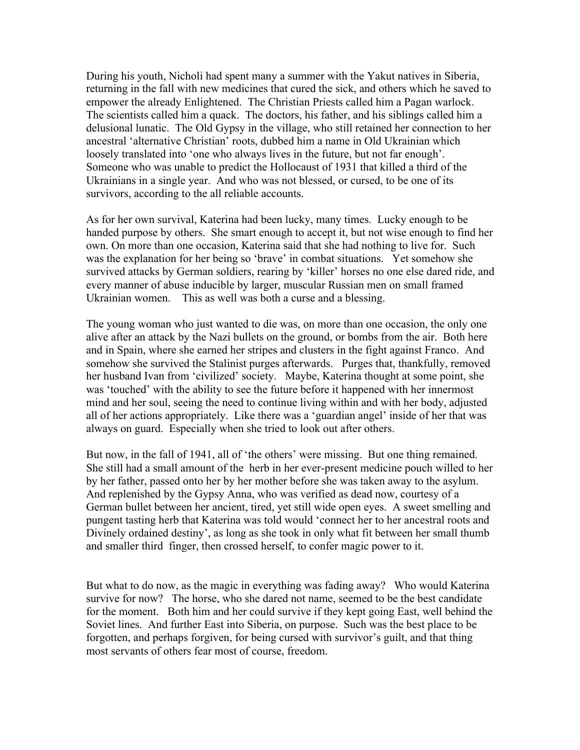During his youth, Nicholi had spent many a summer with the Yakut natives in Siberia, returning in the fall with new medicines that cured the sick, and others which he saved to empower the already Enlightened. The Christian Priests called him a Pagan warlock. The scientists called him a quack. The doctors, his father, and his siblings called him a delusional lunatic. The Old Gypsy in the village, who still retained her connection to her ancestral 'alternative Christian' roots, dubbed him a name in Old Ukrainian which loosely translated into 'one who always lives in the future, but not far enough'. Someone who was unable to predict the Hollocaust of 1931 that killed a third of the Ukrainians in a single year. And who was not blessed, or cursed, to be one of its survivors, according to the all reliable accounts.

As for her own survival, Katerina had been lucky, many times. Lucky enough to be handed purpose by others. She smart enough to accept it, but not wise enough to find her own. On more than one occasion, Katerina said that she had nothing to live for. Such was the explanation for her being so 'brave' in combat situations. Yet somehow she survived attacks by German soldiers, rearing by 'killer' horses no one else dared ride, and every manner of abuse inducible by larger, muscular Russian men on small framed Ukrainian women. This as well was both a curse and a blessing.

The young woman who just wanted to die was, on more than one occasion, the only one alive after an attack by the Nazi bullets on the ground, or bombs from the air. Both here and in Spain, where she earned her stripes and clusters in the fight against Franco. And somehow she survived the Stalinist purges afterwards. Purges that, thankfully, removed her husband Ivan from 'civilized' society. Maybe, Katerina thought at some point, she was 'touched' with the ability to see the future before it happened with her innermost mind and her soul, seeing the need to continue living within and with her body, adjusted all of her actions appropriately. Like there was a 'guardian angel' inside of her that was always on guard. Especially when she tried to look out after others.

But now, in the fall of 1941, all of 'the others' were missing. But one thing remained. She still had a small amount of the herb in her ever-present medicine pouch willed to her by her father, passed onto her by her mother before she was taken away to the asylum. And replenished by the Gypsy Anna, who was verified as dead now, courtesy of a German bullet between her ancient, tired, yet still wide open eyes. A sweet smelling and pungent tasting herb that Katerina was told would 'connect her to her ancestral roots and Divinely ordained destiny', as long as she took in only what fit between her small thumb and smaller third finger, then crossed herself, to confer magic power to it.

But what to do now, as the magic in everything was fading away? Who would Katerina survive for now? The horse, who she dared not name, seemed to be the best candidate for the moment. Both him and her could survive if they kept going East, well behind the Soviet lines. And further East into Siberia, on purpose. Such was the best place to be forgotten, and perhaps forgiven, for being cursed with survivor's guilt, and that thing most servants of others fear most of course, freedom.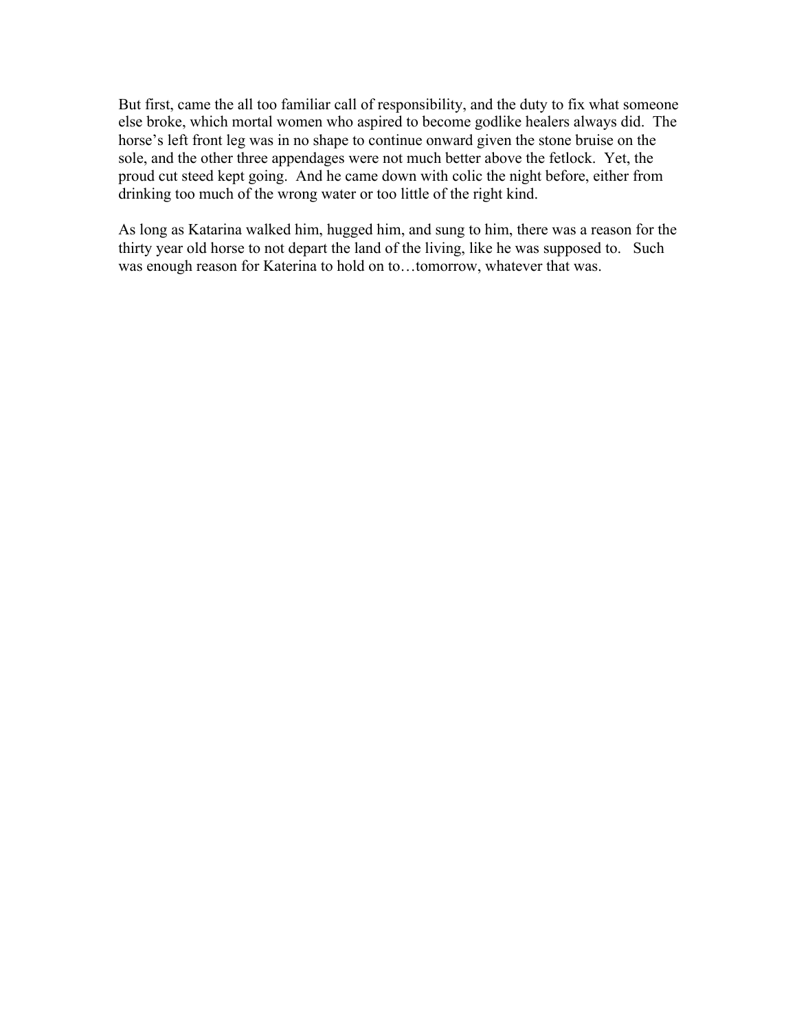But first, came the all too familiar call of responsibility, and the duty to fix what someone else broke, which mortal women who aspired to become godlike healers always did. The horse's left front leg was in no shape to continue onward given the stone bruise on the sole, and the other three appendages were not much better above the fetlock. Yet, the proud cut steed kept going. And he came down with colic the night before, either from drinking too much of the wrong water or too little of the right kind.

As long as Katarina walked him, hugged him, and sung to him, there was a reason for the thirty year old horse to not depart the land of the living, like he was supposed to. Such was enough reason for Katerina to hold on to…tomorrow, whatever that was.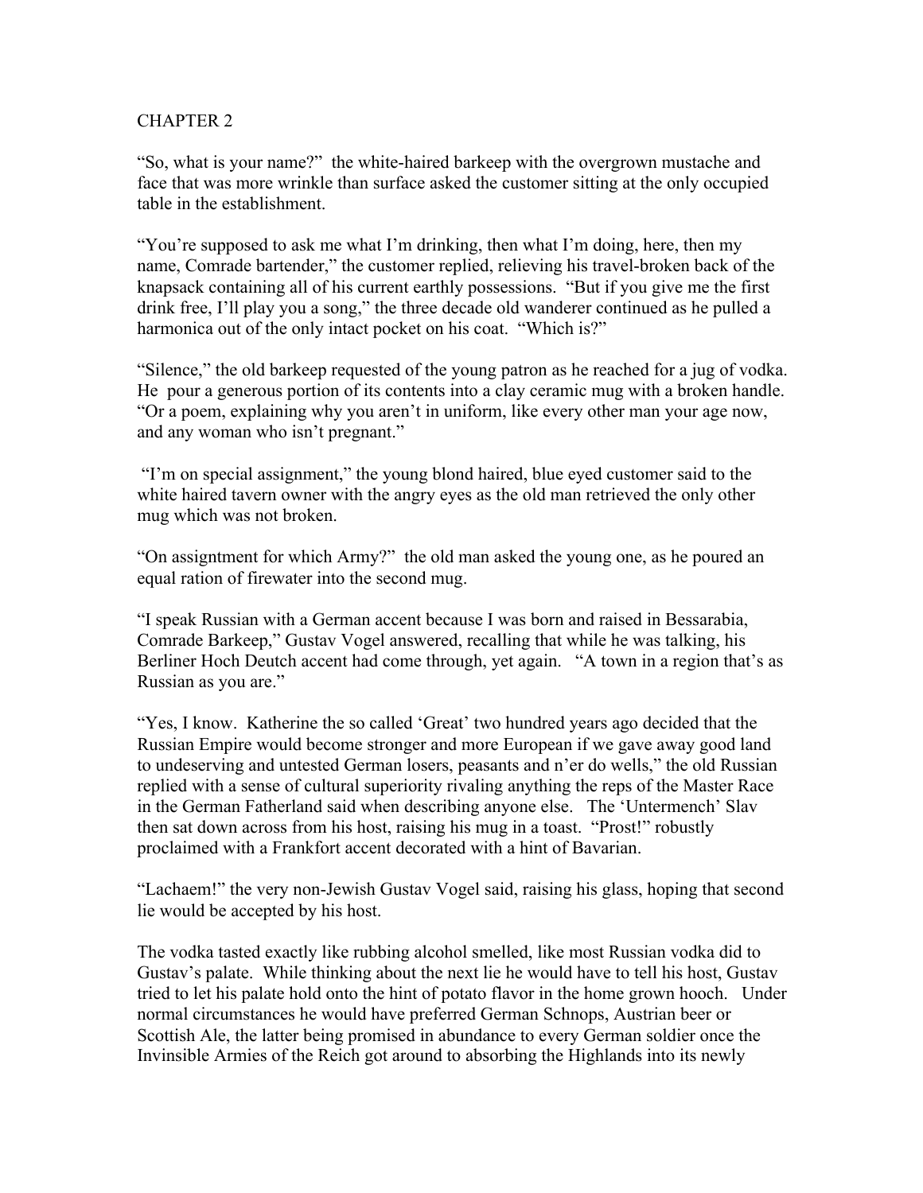CHAPTER 2

"So, what is your name?" the white-haired barkeep with the overgrown mustache and face that was more wrinkle than surface asked the customer sitting at the only occupied table in the establishment.

"You're supposed to ask me what I'm drinking, then what I'm doing, here, then my name, Comrade bartender," the customer replied, relieving his travel-broken back of the knapsack containing all of his current earthly possessions. "But if you give me the first drink free, I'll play you a song," the three decade old wanderer continued as he pulled a harmonica out of the only intact pocket on his coat. "Which is?"

"Silence," the old barkeep requested of the young patron as he reached for a jug of vodka. He pour a generous portion of its contents into a clay ceramic mug with a broken handle. "Or a poem, explaining why you aren't in uniform, like every other man your age now, and any woman who isn't pregnant."

"I'm on special assignment," the young blond haired, blue eyed customer said to the white haired tavern owner with the angry eyes as the old man retrieved the only other mug which was not broken.

"On assigntment for which Army?" the old man asked the young one, as he poured an equal ration of firewater into the second mug.

"I speak Russian with a German accent because I was born and raised in Bessarabia, Comrade Barkeep," Gustav Vogel answered, recalling that while he was talking, his Berliner Hoch Deutch accent had come through, yet again. "A town in a region that's as Russian as you are."

"Yes, I know. Katherine the so called 'Great' two hundred years ago decided that the Russian Empire would become stronger and more European if we gave away good land to undeserving and untested German losers, peasants and n'er do wells," the old Russian replied with a sense of cultural superiority rivaling anything the reps of the Master Race in the German Fatherland said when describing anyone else. The 'Untermench' Slav then sat down across from his host, raising his mug in a toast. "Prost!" robustly proclaimed with a Frankfort accent decorated with a hint of Bavarian.

"Lachaem!" the very non-Jewish Gustav Vogel said, raising his glass, hoping that second lie would be accepted by his host.

The vodka tasted exactly like rubbing alcohol smelled, like most Russian vodka did to Gustav's palate. While thinking about the next lie he would have to tell his host, Gustav tried to let his palate hold onto the hint of potato flavor in the home grown hooch. Under normal circumstances he would have preferred German Schnops, Austrian beer or Scottish Ale, the latter being promised in abundance to every German soldier once the Invinsible Armies of the Reich got around to absorbing the Highlands into its newly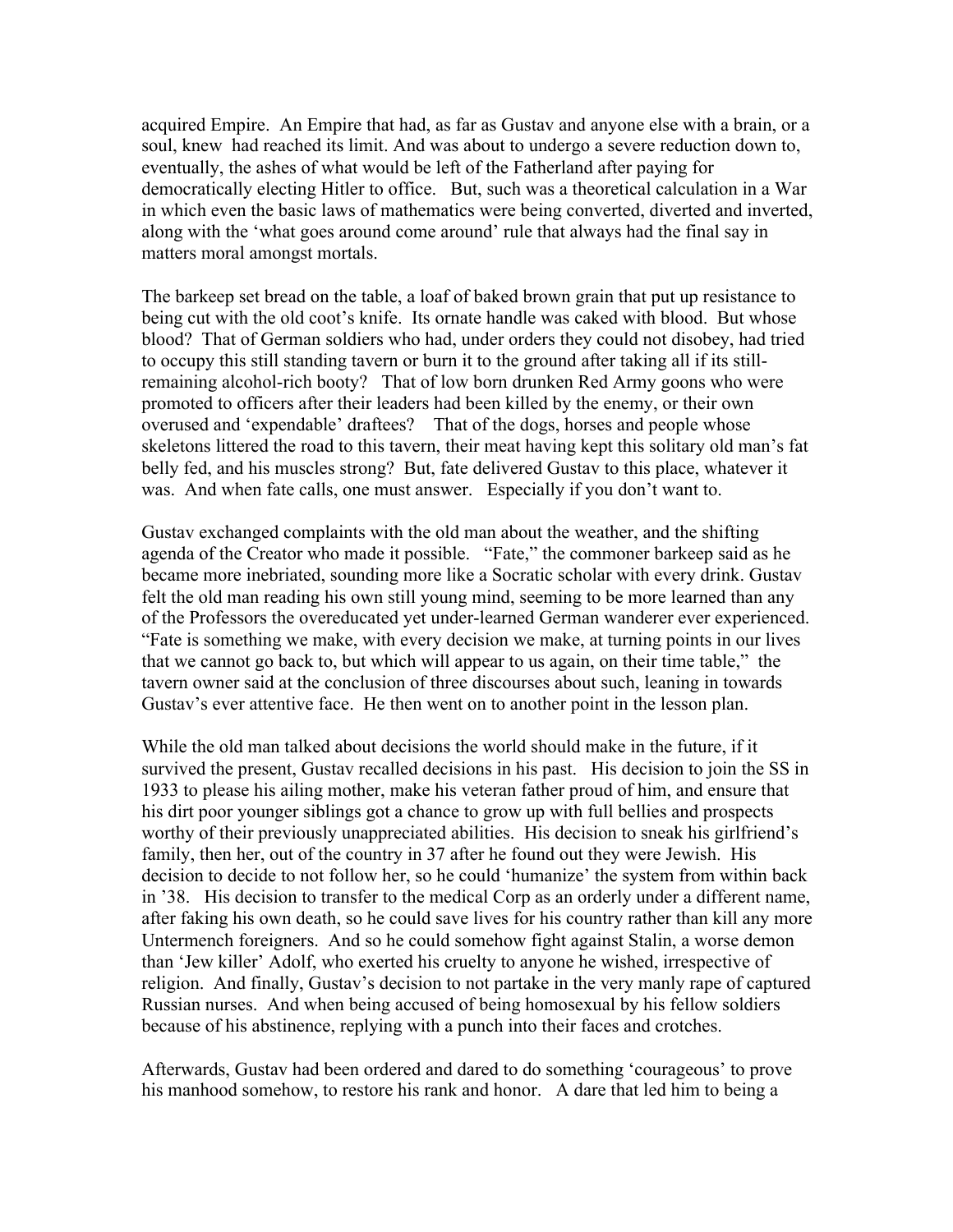acquired Empire. An Empire that had, as far as Gustav and anyone else with a brain, or a soul, knew had reached its limit. And was about to undergo a severe reduction down to, eventually, the ashes of what would be left of the Fatherland after paying for democratically electing Hitler to office. But, such was a theoretical calculation in a War in which even the basic laws of mathematics were being converted, diverted and inverted, along with the 'what goes around come around' rule that always had the final say in matters moral amongst mortals.

The barkeep set bread on the table, a loaf of baked brown grain that put up resistance to being cut with the old coot's knife. Its ornate handle was caked with blood. But whose blood? That of German soldiers who had, under orders they could not disobey, had tried to occupy this still standing tavern or burn it to the ground after taking all if its still-remaining alcohol-rich booty? That of low born drunken Red Army goons who were promoted to officers after their leaders had been killed by the enemy, or their own overused and 'expendable' draftees? That of the dogs, horses and people whose skeletons littered the road to this tavern, their meat having kept this solitary old man's fat belly fed, and his muscles strong? But, fate delivered Gustav to this place, whatever it was. And when fate calls, one must answer. Especially if you don't want to.

Gustav exchanged complaints with the old man about the weather, and the shifting agenda of the Creator who made it possible. "Fate," the commoner barkeep said as he became more inebriated, sounding more like a Socratic scholar with every drink. Gustav felt the old man reading his own still young mind, seeming to be more learned than any of the Professors the overeducated yet under-learned German wanderer ever experienced. "Fate is something we make, with every decision we make, at turning points in our lives that we cannot go back to, but which will appear to us again, on their time table," the tavern owner said at the conclusion of three discourses about such, leaning in towards Gustav's ever attentive face. He then went on to another point in the lesson plan.

While the old man talked about decisions the world should make in the future, if it survived the present, Gustav recalled decisions in his past. His decision to join the SS in 1933 to please his ailing mother, make his veteran father proud of him, and ensure that his dirt poor younger siblings got a chance to grow up with full bellies and prospects worthy of their previously unappreciated abilities. His decision to sneak his girlfriend's family, then her, out of the country in 37 after he found out they were Jewish. His decision to decide to not follow her, so he could 'humanize' the system from within back in '38. His decision to transfer to the medical Corp as an orderly under a different name, after faking his own death, so he could save lives for his country rather than kill any more Untermench foreigners. And so he could somehow fight against Stalin, a worse demon than 'Jew killer' Adolf, who exerted his cruelty to anyone he wished, irrespective of religion. And finally, Gustav's decision to not partake in the very manly rape of captured Russian nurses. And when being accused of being homosexual by his fellow soldiers because of his abstinence, replying with a punch into their faces and crotches.

Afterwards, Gustav had been ordered and dared to do something 'courageous' to prove his manhood somehow, to restore his rank and honor. A dare that led him to being a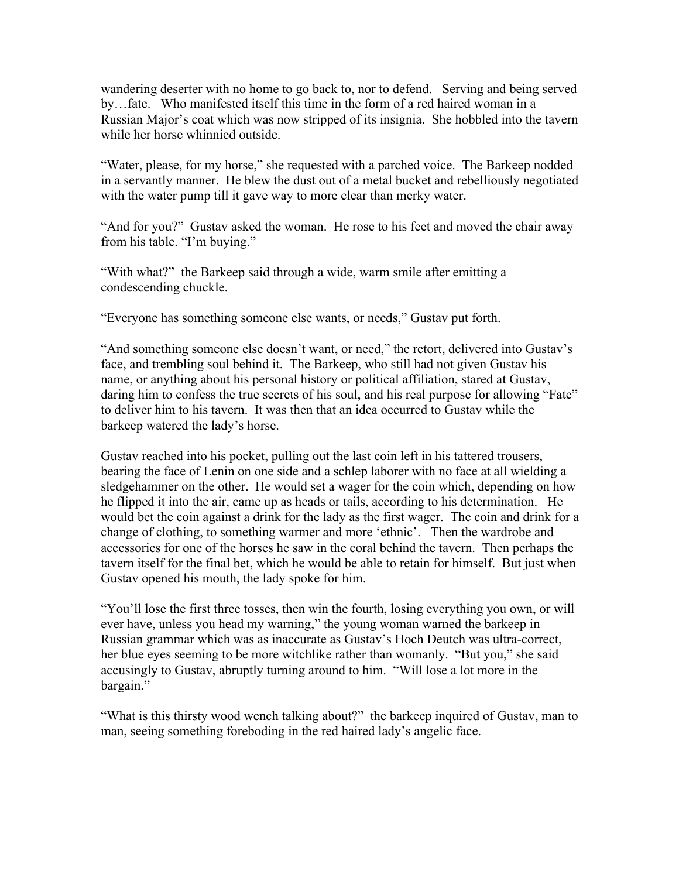wandering deserter with no home to go back to, nor to defend. Serving and being served by…fate. Who manifested itself this time in the form of a red haired woman in a Russian Major's coat which was now stripped of its insignia. She hobbled into the tavern while her horse whinnied outside.

"Water, please, for my horse," she requested with a parched voice. The Barkeep nodded in a servantly manner. He blew the dust out of a metal bucket and rebelliously negotiated with the water pump till it gave way to more clear than merky water.

"And for you?" Gustav asked the woman. He rose to his feet and moved the chair away from his table. "I'm buying."

"With what?" the Barkeep said through a wide, warm smile after emitting a condescending chuckle.

"Everyone has something someone else wants, or needs," Gustav put forth.

"And something someone else doesn't want, or need," the retort, delivered into Gustav's face, and trembling soul behind it. The Barkeep, who still had not given Gustav his name, or anything about his personal history or political affiliation, stared at Gustav, daring him to confess the true secrets of his soul, and his real purpose for allowing "Fate" to deliver him to his tavern. It was then that an idea occurred to Gustav while the barkeep watered the lady's horse.

Gustav reached into his pocket, pulling out the last coin left in his tattered trousers, bearing the face of Lenin on one side and a schlep laborer with no face at all wielding a sledgehammer on the other. He would set a wager for the coin which, depending on how he flipped it into the air, came up as heads or tails, according to his determination. He would bet the coin against a drink for the lady as the first wager. The coin and drink for a change of clothing, to something warmer and more 'ethnic'. Then the wardrobe and accessories for one of the horses he saw in the coral behind the tavern. Then perhaps the tavern itself for the final bet, which he would be able to retain for himself. But just when Gustav opened his mouth, the lady spoke for him.

"You'll lose the first three tosses, then win the fourth, losing everything you own, or will ever have, unless you head my warning," the young woman warned the barkeep in Russian grammar which was as inaccurate as Gustav's Hoch Deutch was ultra-correct, her blue eyes seeming to be more witchlike rather than womanly. "But you," she said accusingly to Gustav, abruptly turning around to him. "Will lose a lot more in the bargain."

"What is this thirsty wood wench talking about?" the barkeep inquired of Gustav, man to man, seeing something foreboding in the red haired lady's angelic face.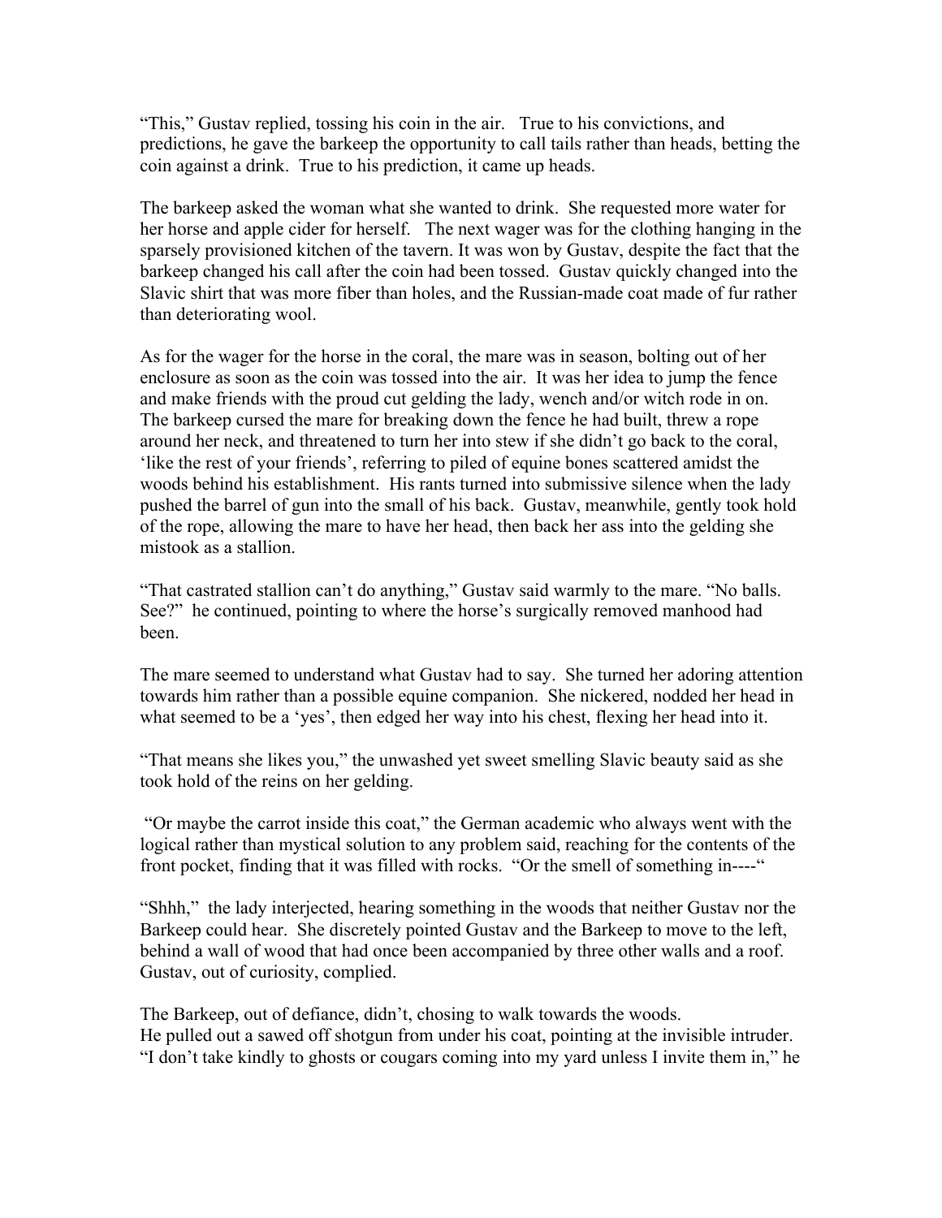"This," Gustav replied, tossing his coin in the air. True to his convictions, and predictions, he gave the barkeep the opportunity to call tails rather than heads, betting the coin against a drink. True to his prediction, it came up heads.

The barkeep asked the woman what she wanted to drink. She requested more water for her horse and apple cider for herself. The next wager was for the clothing hanging in the sparsely provisioned kitchen of the tavern. It was won by Gustav, despite the fact that the barkeep changed his call after the coin had been tossed. Gustav quickly changed into the Slavic shirt that was more fiber than holes, and the Russian-made coat made of fur rather than deteriorating wool.

As for the wager for the horse in the coral, the mare was in season, bolting out of her enclosure as soon as the coin was tossed into the air. It was her idea to jump the fence and make friends with the proud cut gelding the lady, wench and/or witch rode in on. The barkeep cursed the mare for breaking down the fence he had built, threw a rope around her neck, and threatened to turn her into stew if she didn't go back to the coral, 'like the rest of your friends', referring to piled of equine bones scattered amidst the woods behind his establishment. His rants turned into submissive silence when the lady pushed the barrel of gun into the small of his back. Gustav, meanwhile, gently took hold of the rope, allowing the mare to have her head, then back her ass into the gelding she mistook as a stallion.

"That castrated stallion can't do anything," Gustav said warmly to the mare. "No balls. See?" he continued, pointing to where the horse's surgically removed manhood had been.

The mare seemed to understand what Gustav had to say. She turned her adoring attention towards him rather than a possible equine companion. She nickered, nodded her head in what seemed to be a 'yes', then edged her way into his chest, flexing her head into it.

"That means she likes you," the unwashed yet sweet smelling Slavic beauty said as she took hold of the reins on her gelding.

"Or maybe the carrot inside this coat," the German academic who always went with the logical rather than mystical solution to any problem said, reaching for the contents of the front pocket, finding that it was filled with rocks. "Or the smell of something in----"

"Shhh," the lady interjected, hearing something in the woods that neither Gustav nor the Barkeep could hear. She discretely pointed Gustav and the Barkeep to move to the left, behind a wall of wood that had once been accompanied by three other walls and a roof. Gustav, out of curiosity, complied.

The Barkeep, out of defiance, didn't, chosing to walk towards the woods.
He pulled out a sawed off shotgun from under his coat, pointing at the invisible intruder. "I don't take kindly to ghosts or cougars coming into my yard unless I invite them in," he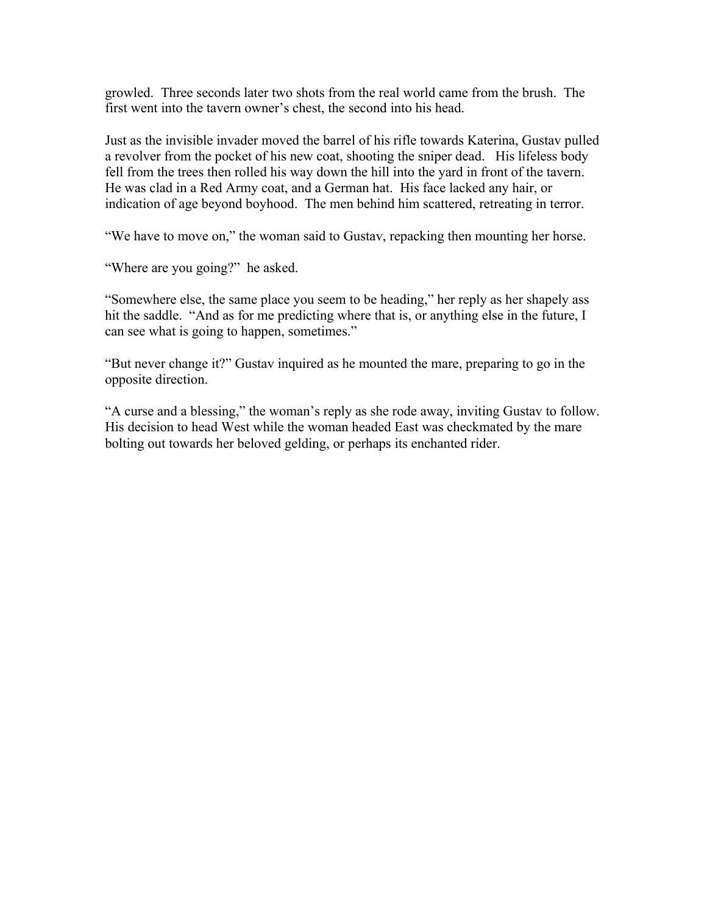growled.  Three seconds later two shots from the real world came from the brush.  The first went into the tavern owner's chest, the second into his head.

Just as the invisible invader moved the barrel of his rifle towards Katerina, Gustav pulled a revolver from the pocket of his new coat, shooting the sniper dead.   His lifeless body fell from the trees then rolled his way down the hill into the yard in front of the tavern.  He was clad in a Red Army coat, and a German hat.  His face lacked any hair, or indication of age beyond boyhood.  The men behind him scattered, retreating in terror.

"We have to move on," the woman said to Gustav, repacking then mounting her horse.

"Where are you going?"  he asked.

"Somewhere else, the same place you seem to be heading," her reply as her shapely ass hit the saddle.  "And as for me predicting where that is, or anything else in the future, I can see what is going to happen, sometimes."

"But never change it?" Gustav inquired as he mounted the mare, preparing to go in the opposite direction.

"A curse and a blessing," the woman's reply as she rode away, inviting Gustav to follow.  His decision to head West while the woman headed East was checkmated by the mare bolting out towards her beloved gelding, or perhaps its enchanted rider.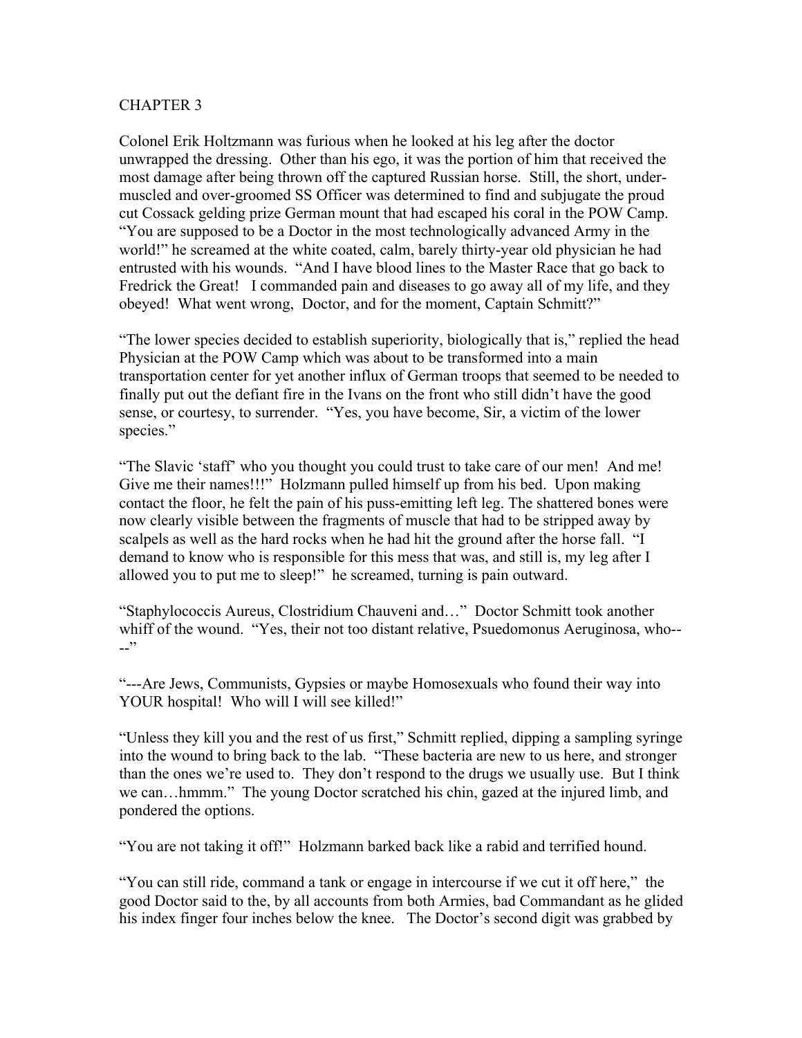# CHAPTER 3

Colonel Erik Holtzmann was furious when he looked at his leg after the doctor unwrapped the dressing. Other than his ego, it was the portion of him that received the most damage after being thrown off the captured Russian horse. Still, the short, under-muscled and over-groomed SS Officer was determined to find and subjugate the proud cut Cossack gelding prize German mount that had escaped his coral in the POW Camp. "You are supposed to be a Doctor in the most technologically advanced Army in the world!" he screamed at the white coated, calm, barely thirty-year old physician he had entrusted with his wounds. "And I have blood lines to the Master Race that go back to Fredrick the Great! I commanded pain and diseases to go away all of my life, and they obeyed! What went wrong, Doctor, and for the moment, Captain Schmitt?"

"The lower species decided to establish superiority, biologically that is," replied the head Physician at the POW Camp which was about to be transformed into a main transportation center for yet another influx of German troops that seemed to be needed to finally put out the defiant fire in the Ivans on the front who still didn't have the good sense, or courtesy, to surrender. "Yes, you have become, Sir, a victim of the lower species."

"The Slavic 'staff' who you thought you could trust to take care of our men! And me! Give me their names!!!" Holzmann pulled himself up from his bed. Upon making contact the floor, he felt the pain of his puss-emitting left leg. The shattered bones were now clearly visible between the fragments of muscle that had to be stripped away by scalpels as well as the hard rocks when he had hit the ground after the horse fall. "I demand to know who is responsible for this mess that was, and still is, my leg after I allowed you to put me to sleep!" he screamed, turning is pain outward.

"Staphylococcis Aureus, Clostridium Chauveni and…" Doctor Schmitt took another whiff of the wound. "Yes, their not too distant relative, Psuedomonus Aeruginosa, who----"

"---Are Jews, Communists, Gypsies or maybe Homosexuals who found their way into YOUR hospital! Who will I will see killed!"

"Unless they kill you and the rest of us first," Schmitt replied, dipping a sampling syringe into the wound to bring back to the lab. "These bacteria are new to us here, and stronger than the ones we're used to. They don't respond to the drugs we usually use. But I think we can…hmmm." The young Doctor scratched his chin, gazed at the injured limb, and pondered the options.

"You are not taking it off!" Holzmann barked back like a rabid and terrified hound.

"You can still ride, command a tank or engage in intercourse if we cut it off here," the good Doctor said to the, by all accounts from both Armies, bad Commandant as he glided his index finger four inches below the knee. The Doctor's second digit was grabbed by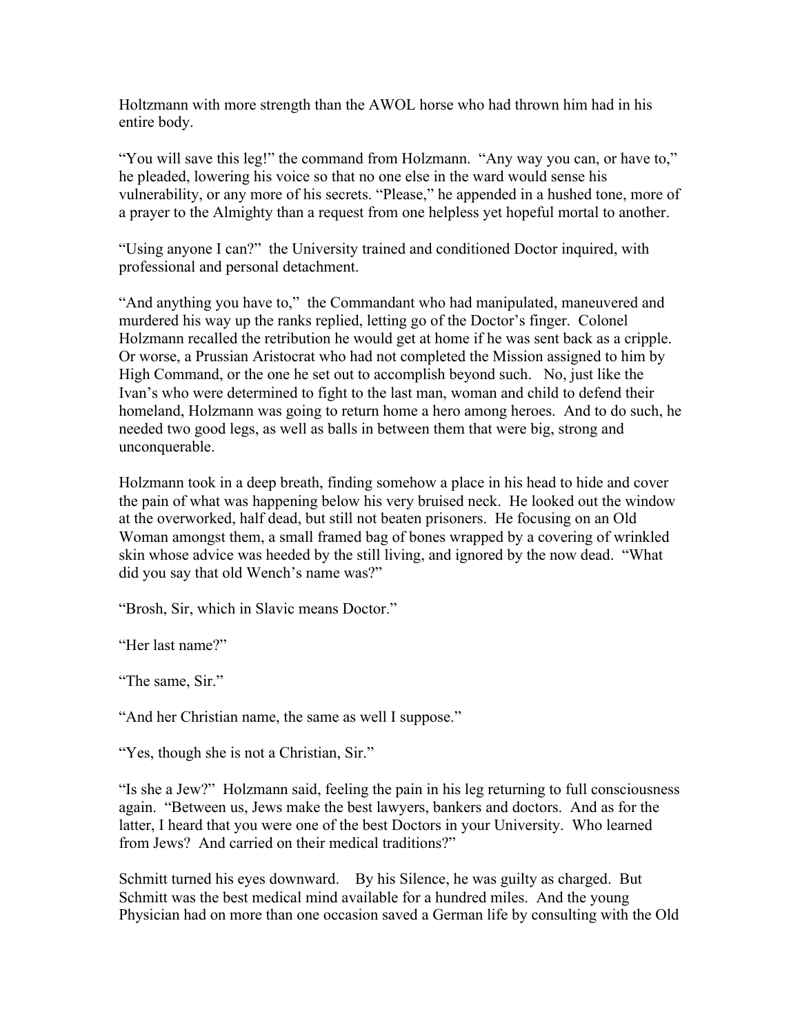Holtzmann with more strength than the AWOL horse who had thrown him had in his entire body.

"You will save this leg!" the command from Holzmann. "Any way you can, or have to," he pleaded, lowering his voice so that no one else in the ward would sense his vulnerability, or any more of his secrets. "Please," he appended in a hushed tone, more of a prayer to the Almighty than a request from one helpless yet hopeful mortal to another.

"Using anyone I can?" the University trained and conditioned Doctor inquired, with professional and personal detachment.

"And anything you have to," the Commandant who had manipulated, maneuvered and murdered his way up the ranks replied, letting go of the Doctor's finger. Colonel Holzmann recalled the retribution he would get at home if he was sent back as a cripple. Or worse, a Prussian Aristocrat who had not completed the Mission assigned to him by High Command, or the one he set out to accomplish beyond such. No, just like the Ivan's who were determined to fight to the last man, woman and child to defend their homeland, Holzmann was going to return home a hero among heroes. And to do such, he needed two good legs, as well as balls in between them that were big, strong and unconquerable.

Holzmann took in a deep breath, finding somehow a place in his head to hide and cover the pain of what was happening below his very bruised neck. He looked out the window at the overworked, half dead, but still not beaten prisoners. He focusing on an Old Woman amongst them, a small framed bag of bones wrapped by a covering of wrinkled skin whose advice was heeded by the still living, and ignored by the now dead. "What did you say that old Wench's name was?"

"Brosh, Sir, which in Slavic means Doctor."

"Her last name?"

"The same, Sir."

"And her Christian name, the same as well I suppose."

"Yes, though she is not a Christian, Sir."

"Is she a Jew?" Holzmann said, feeling the pain in his leg returning to full consciousness again. "Between us, Jews make the best lawyers, bankers and doctors. And as for the latter, I heard that you were one of the best Doctors in your University. Who learned from Jews? And carried on their medical traditions?"

Schmitt turned his eyes downward. By his Silence, he was guilty as charged. But Schmitt was the best medical mind available for a hundred miles. And the young Physician had on more than one occasion saved a German life by consulting with the Old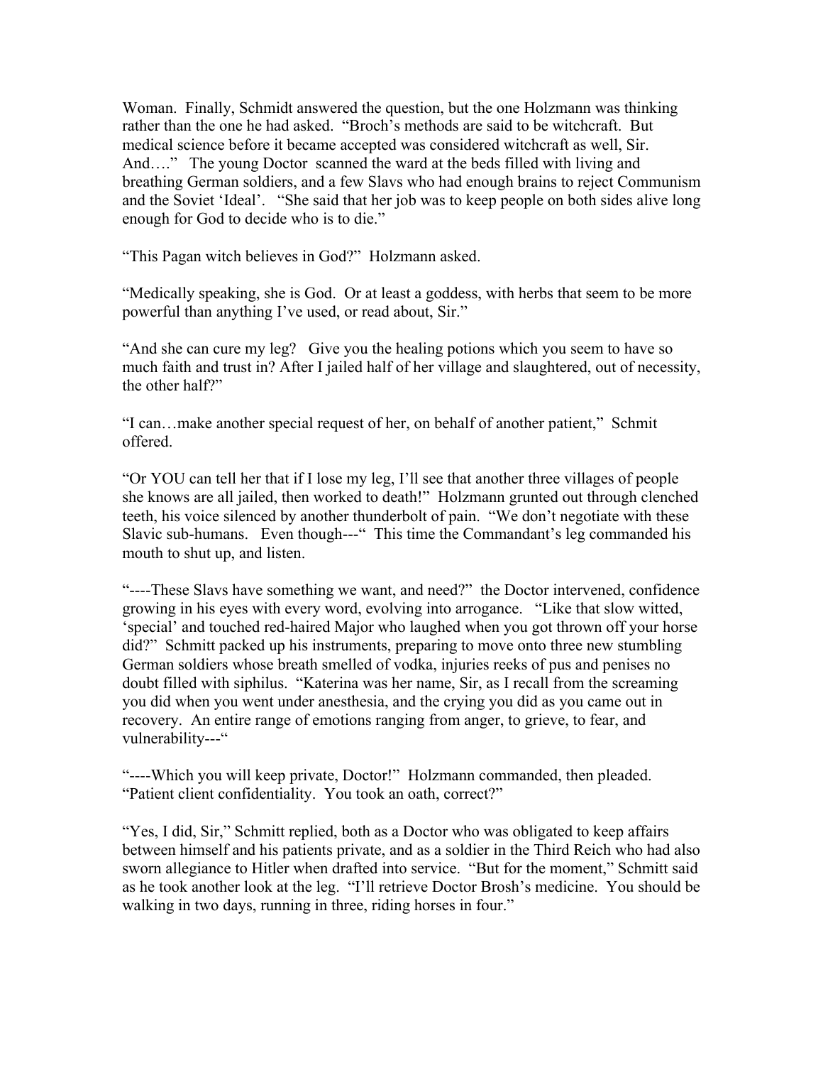Woman. Finally, Schmidt answered the question, but the one Holzmann was thinking rather than the one he had asked. "Broch's methods are said to be witchcraft. But medical science before it became accepted was considered witchcraft as well, Sir. And…." The young Doctor scanned the ward at the beds filled with living and breathing German soldiers, and a few Slavs who had enough brains to reject Communism and the Soviet 'Ideal'. "She said that her job was to keep people on both sides alive long enough for God to decide who is to die."

"This Pagan witch believes in God?" Holzmann asked.

"Medically speaking, she is God. Or at least a goddess, with herbs that seem to be more powerful than anything I've used, or read about, Sir."

"And she can cure my leg? Give you the healing potions which you seem to have so much faith and trust in? After I jailed half of her village and slaughtered, out of necessity, the other half?"

"I can…make another special request of her, on behalf of another patient," Schmit offered.

"Or YOU can tell her that if I lose my leg, I'll see that another three villages of people she knows are all jailed, then worked to death!" Holzmann grunted out through clenched teeth, his voice silenced by another thunderbolt of pain. "We don't negotiate with these Slavic sub-humans. Even though---" This time the Commandant's leg commanded his mouth to shut up, and listen.

"----These Slavs have something we want, and need?" the Doctor intervened, confidence growing in his eyes with every word, evolving into arrogance. "Like that slow witted, 'special' and touched red-haired Major who laughed when you got thrown off your horse did?" Schmitt packed up his instruments, preparing to move onto three new stumbling German soldiers whose breath smelled of vodka, injuries reeks of pus and penises no doubt filled with siphilus. "Katerina was her name, Sir, as I recall from the screaming you did when you went under anesthesia, and the crying you did as you came out in recovery. An entire range of emotions ranging from anger, to grieve, to fear, and vulnerability---"

"----Which you will keep private, Doctor!" Holzmann commanded, then pleaded. "Patient client confidentiality. You took an oath, correct?"

"Yes, I did, Sir," Schmitt replied, both as a Doctor who was obligated to keep affairs between himself and his patients private, and as a soldier in the Third Reich who had also sworn allegiance to Hitler when drafted into service. "But for the moment," Schmitt said as he took another look at the leg. "I'll retrieve Doctor Brosh's medicine. You should be walking in two days, running in three, riding horses in four."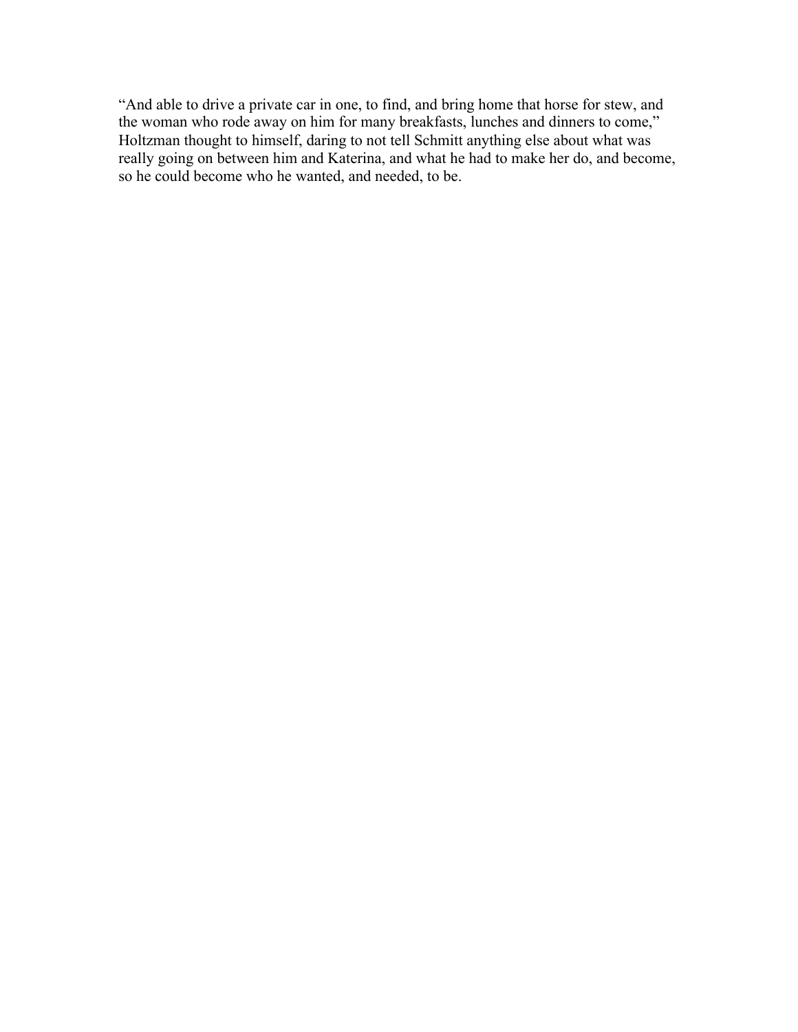“And able to drive a private car in one, to find, and bring home that horse for stew, and the woman who rode away on him for many breakfasts, lunches and dinners to come,” Holtzman thought to himself, daring to not tell Schmitt anything else about what was really going on between him and Katerina, and what he had to make her do, and become, so he could become who he wanted, and needed, to be.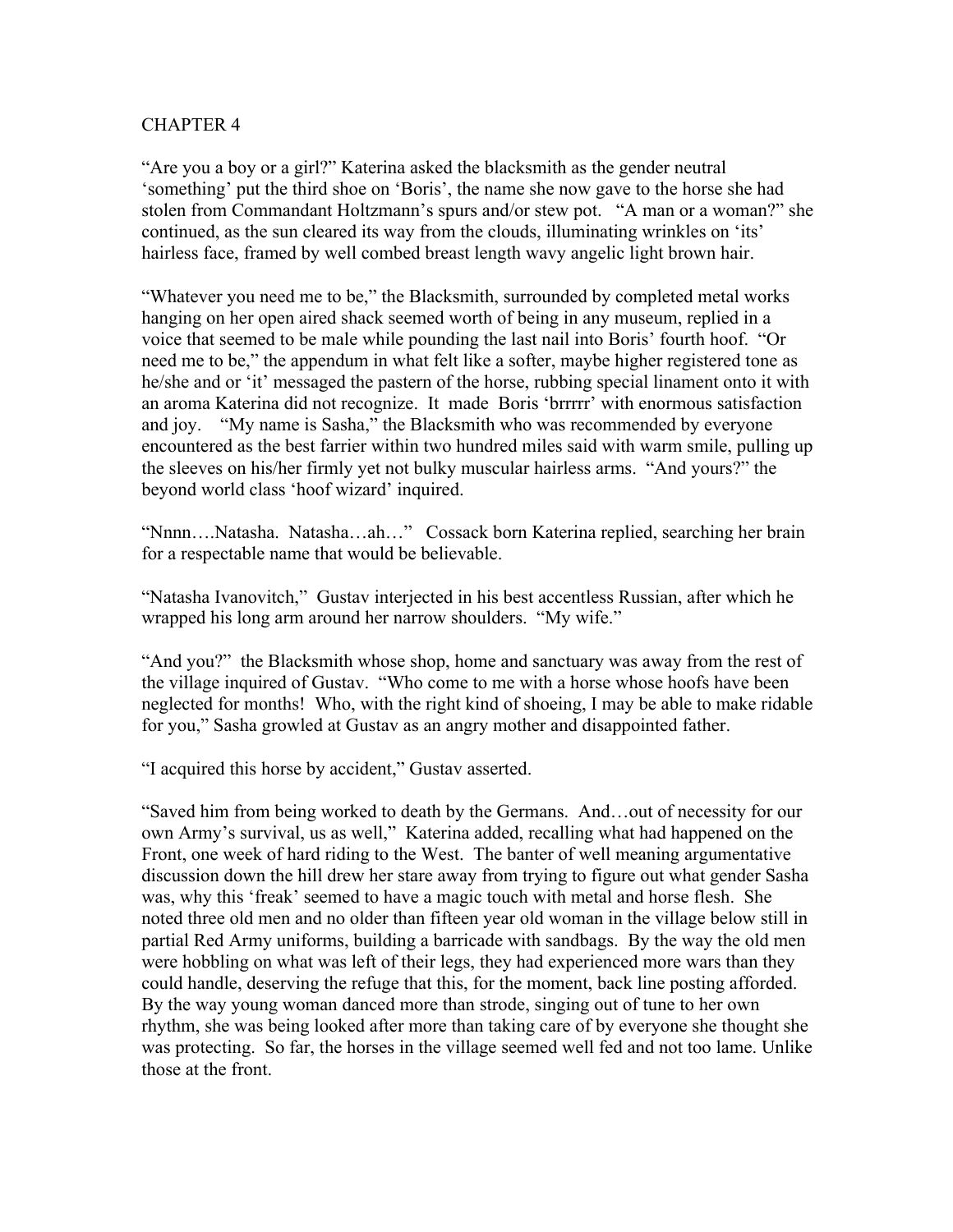# CHAPTER 4

"Are you a boy or a girl?" Katerina asked the blacksmith as the gender neutral 'something' put the third shoe on 'Boris', the name she now gave to the horse she had stolen from Commandant Holtzmann's spurs and/or stew pot. "A man or a woman?" she continued, as the sun cleared its way from the clouds, illuminating wrinkles on 'its' hairless face, framed by well combed breast length wavy angelic light brown hair.

"Whatever you need me to be," the Blacksmith, surrounded by completed metal works hanging on her open aired shack seemed worth of being in any museum, replied in a voice that seemed to be male while pounding the last nail into Boris' fourth hoof. "Or need me to be," the appendum in what felt like a softer, maybe higher registered tone as he/she and or 'it' messaged the pastern of the horse, rubbing special linament onto it with an aroma Katerina did not recognize. It made Boris 'brrrrr' with enormous satisfaction and joy. "My name is Sasha," the Blacksmith who was recommended by everyone encountered as the best farrier within two hundred miles said with warm smile, pulling up the sleeves on his/her firmly yet not bulky muscular hairless arms. "And yours?" the beyond world class 'hoof wizard' inquired.

"Nnnn….Natasha. Natasha…ah…" Cossack born Katerina replied, searching her brain for a respectable name that would be believable.

"Natasha Ivanovitch," Gustav interjected in his best accentless Russian, after which he wrapped his long arm around her narrow shoulders. "My wife."

"And you?" the Blacksmith whose shop, home and sanctuary was away from the rest of the village inquired of Gustav. "Who come to me with a horse whose hoofs have been neglected for months! Who, with the right kind of shoeing, I may be able to make ridable for you," Sasha growled at Gustav as an angry mother and disappointed father.

"I acquired this horse by accident," Gustav asserted.

"Saved him from being worked to death by the Germans. And…out of necessity for our own Army's survival, us as well," Katerina added, recalling what had happened on the Front, one week of hard riding to the West. The banter of well meaning argumentative discussion down the hill drew her stare away from trying to figure out what gender Sasha was, why this 'freak' seemed to have a magic touch with metal and horse flesh. She noted three old men and no older than fifteen year old woman in the village below still in partial Red Army uniforms, building a barricade with sandbags. By the way the old men were hobbling on what was left of their legs, they had experienced more wars than they could handle, deserving the refuge that this, for the moment, back line posting afforded. By the way young woman danced more than strode, singing out of tune to her own rhythm, she was being looked after more than taking care of by everyone she thought she was protecting. So far, the horses in the village seemed well fed and not too lame. Unlike those at the front.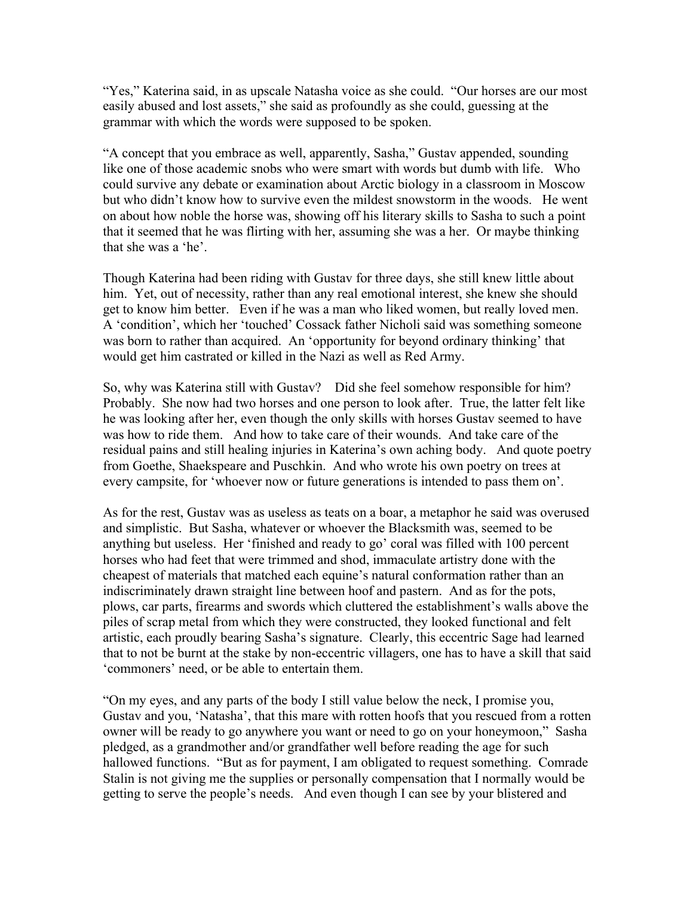"Yes," Katerina said, in as upscale Natasha voice as she could. "Our horses are our most easily abused and lost assets," she said as profoundly as she could, guessing at the grammar with which the words were supposed to be spoken.

"A concept that you embrace as well, apparently, Sasha," Gustav appended, sounding like one of those academic snobs who were smart with words but dumb with life. Who could survive any debate or examination about Arctic biology in a classroom in Moscow but who didn't know how to survive even the mildest snowstorm in the woods. He went on about how noble the horse was, showing off his literary skills to Sasha to such a point that it seemed that he was flirting with her, assuming she was a her. Or maybe thinking that she was a 'he'.

Though Katerina had been riding with Gustav for three days, she still knew little about him. Yet, out of necessity, rather than any real emotional interest, she knew she should get to know him better. Even if he was a man who liked women, but really loved men. A 'condition', which her 'touched' Cossack father Nicholi said was something someone was born to rather than acquired. An 'opportunity for beyond ordinary thinking' that would get him castrated or killed in the Nazi as well as Red Army.

So, why was Katerina still with Gustav? Did she feel somehow responsible for him? Probably. She now had two horses and one person to look after. True, the latter felt like he was looking after her, even though the only skills with horses Gustav seemed to have was how to ride them. And how to take care of their wounds. And take care of the residual pains and still healing injuries in Katerina's own aching body. And quote poetry from Goethe, Shaekspeare and Puschkin. And who wrote his own poetry on trees at every campsite, for 'whoever now or future generations is intended to pass them on'.

As for the rest, Gustav was as useless as teats on a boar, a metaphor he said was overused and simplistic. But Sasha, whatever or whoever the Blacksmith was, seemed to be anything but useless. Her 'finished and ready to go' coral was filled with 100 percent horses who had feet that were trimmed and shod, immaculate artistry done with the cheapest of materials that matched each equine's natural conformation rather than an indiscriminately drawn straight line between hoof and pastern. And as for the pots, plows, car parts, firearms and swords which cluttered the establishment's walls above the piles of scrap metal from which they were constructed, they looked functional and felt artistic, each proudly bearing Sasha's signature. Clearly, this eccentric Sage had learned that to not be burnt at the stake by non-eccentric villagers, one has to have a skill that said 'commoners' need, or be able to entertain them.

"On my eyes, and any parts of the body I still value below the neck, I promise you, Gustav and you, 'Natasha', that this mare with rotten hoofs that you rescued from a rotten owner will be ready to go anywhere you want or need to go on your honeymoon," Sasha pledged, as a grandmother and/or grandfather well before reading the age for such hallowed functions. "But as for payment, I am obligated to request something. Comrade Stalin is not giving me the supplies or personally compensation that I normally would be getting to serve the people's needs. And even though I can see by your blistered and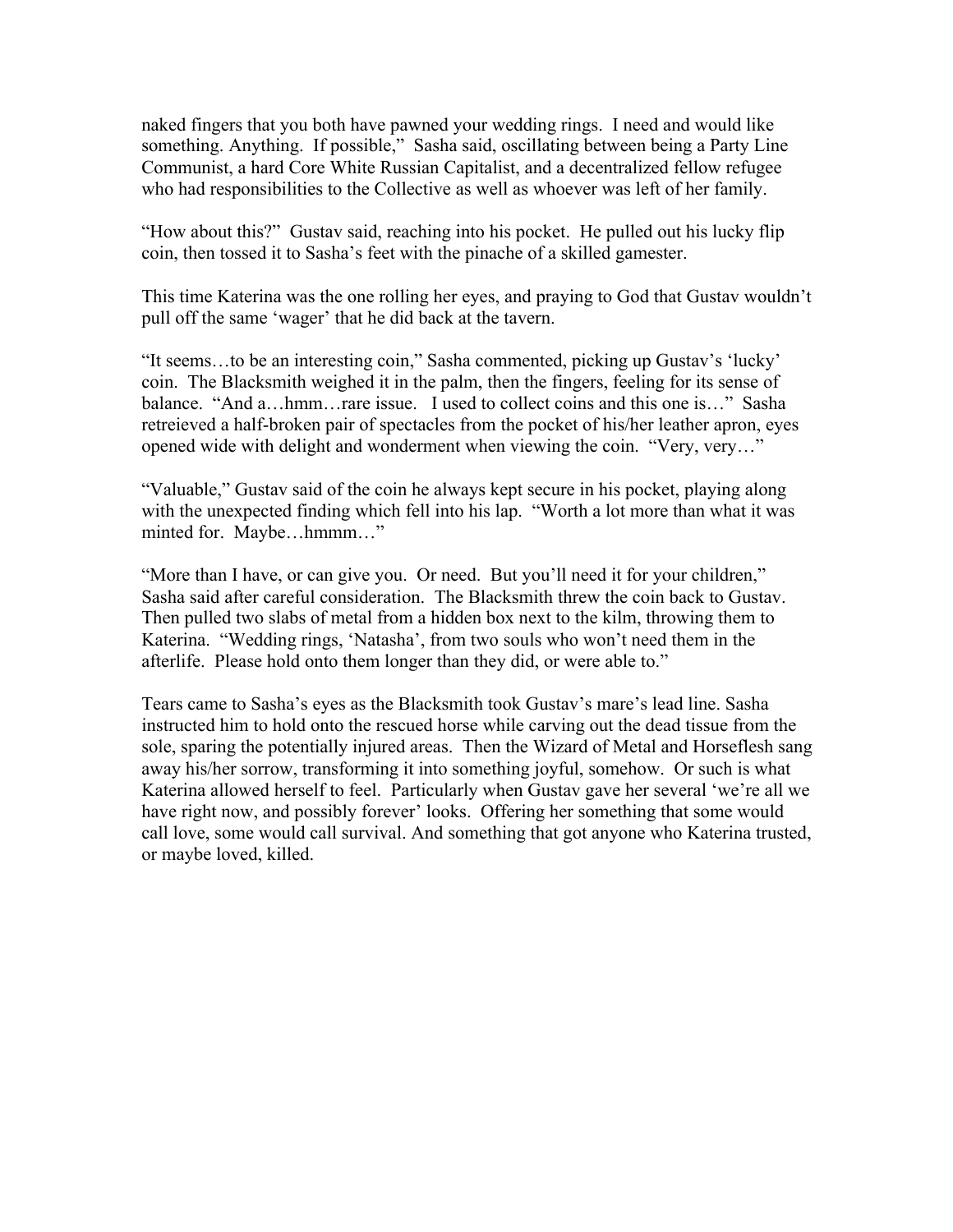naked fingers that you both have pawned your wedding rings. I need and would like something. Anything. If possible," Sasha said, oscillating between being a Party Line Communist, a hard Core White Russian Capitalist, and a decentralized fellow refugee who had responsibilities to the Collective as well as whoever was left of her family.

"How about this?" Gustav said, reaching into his pocket. He pulled out his lucky flip coin, then tossed it to Sasha's feet with the pinache of a skilled gamester.

This time Katerina was the one rolling her eyes, and praying to God that Gustav wouldn't pull off the same 'wager' that he did back at the tavern.

"It seems…to be an interesting coin," Sasha commented, picking up Gustav's 'lucky' coin. The Blacksmith weighed it in the palm, then the fingers, feeling for its sense of balance. "And a…hmm…rare issue. I used to collect coins and this one is…" Sasha retreieved a half-broken pair of spectacles from the pocket of his/her leather apron, eyes opened wide with delight and wonderment when viewing the coin. "Very, very…"

"Valuable," Gustav said of the coin he always kept secure in his pocket, playing along with the unexpected finding which fell into his lap. "Worth a lot more than what it was minted for. Maybe…hmmm…"

"More than I have, or can give you. Or need. But you'll need it for your children," Sasha said after careful consideration. The Blacksmith threw the coin back to Gustav. Then pulled two slabs of metal from a hidden box next to the kilm, throwing them to Katerina. "Wedding rings, 'Natasha', from two souls who won't need them in the afterlife. Please hold onto them longer than they did, or were able to."

Tears came to Sasha's eyes as the Blacksmith took Gustav's mare's lead line. Sasha instructed him to hold onto the rescued horse while carving out the dead tissue from the sole, sparing the potentially injured areas. Then the Wizard of Metal and Horseflesh sang away his/her sorrow, transforming it into something joyful, somehow. Or such is what Katerina allowed herself to feel. Particularly when Gustav gave her several 'we're all we have right now, and possibly forever' looks. Offering her something that some would call love, some would call survival. And something that got anyone who Katerina trusted, or maybe loved, killed.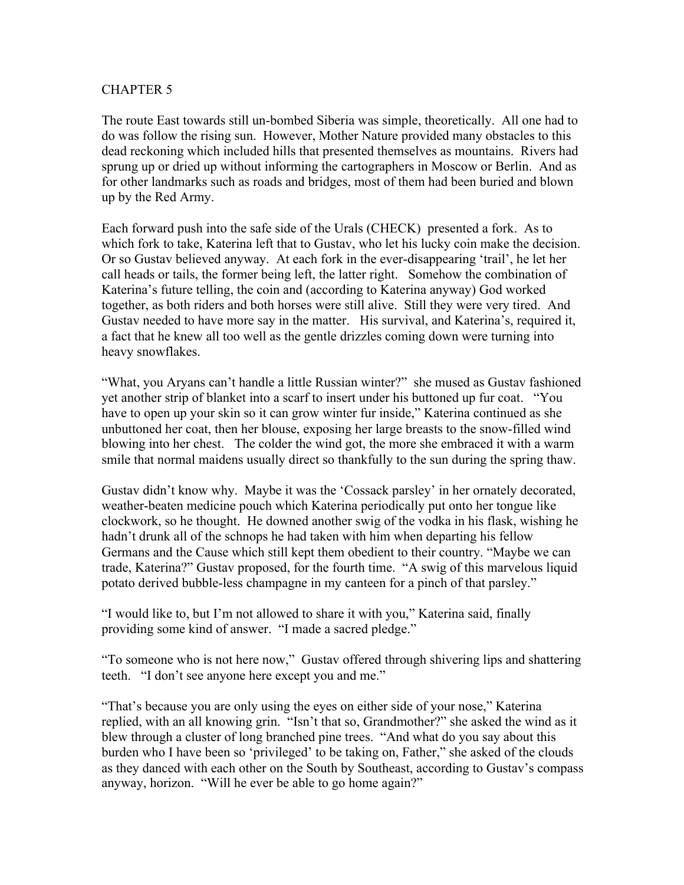# CHAPTER 5

The route East towards still un-bombed Siberia was simple, theoretically. All one had to do was follow the rising sun. However, Mother Nature provided many obstacles to this dead reckoning which included hills that presented themselves as mountains. Rivers had sprung up or dried up without informing the cartographers in Moscow or Berlin. And as for other landmarks such as roads and bridges, most of them had been buried and blown up by the Red Army.

Each forward push into the safe side of the Urals (CHECK) presented a fork. As to which fork to take, Katerina left that to Gustav, who let his lucky coin make the decision. Or so Gustav believed anyway. At each fork in the ever-disappearing 'trail', he let her call heads or tails, the former being left, the latter right. Somehow the combination of Katerina's future telling, the coin and (according to Katerina anyway) God worked together, as both riders and both horses were still alive. Still they were very tired. And Gustav needed to have more say in the matter. His survival, and Katerina's, required it, a fact that he knew all too well as the gentle drizzles coming down were turning into heavy snowflakes.

"What, you Aryans can't handle a little Russian winter?" she mused as Gustav fashioned yet another strip of blanket into a scarf to insert under his buttoned up fur coat. "You have to open up your skin so it can grow winter fur inside," Katerina continued as she unbuttoned her coat, then her blouse, exposing her large breasts to the snow-filled wind blowing into her chest. The colder the wind got, the more she embraced it with a warm smile that normal maidens usually direct so thankfully to the sun during the spring thaw.

Gustav didn't know why. Maybe it was the 'Cossack parsley' in her ornately decorated, weather-beaten medicine pouch which Katerina periodically put onto her tongue like clockwork, so he thought. He downed another swig of the vodka in his flask, wishing he hadn't drunk all of the schnops he had taken with him when departing his fellow Germans and the Cause which still kept them obedient to their country. "Maybe we can trade, Katerina?" Gustav proposed, for the fourth time. "A swig of this marvelous liquid potato derived bubble-less champagne in my canteen for a pinch of that parsley."

"I would like to, but I'm not allowed to share it with you," Katerina said, finally providing some kind of answer. "I made a sacred pledge."

"To someone who is not here now," Gustav offered through shivering lips and shattering teeth. "I don't see anyone here except you and me."

"That's because you are only using the eyes on either side of your nose," Katerina replied, with an all knowing grin. "Isn't that so, Grandmother?" she asked the wind as it blew through a cluster of long branched pine trees. "And what do you say about this burden who I have been so 'privileged' to be taking on, Father," she asked of the clouds as they danced with each other on the South by Southeast, according to Gustav's compass anyway, horizon. "Will he ever be able to go home again?"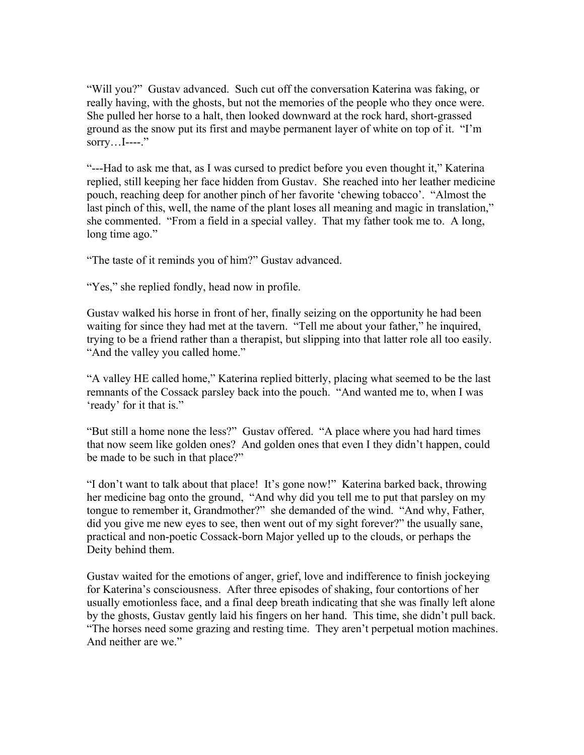"Will you?" Gustav advanced. Such cut off the conversation Katerina was faking, or really having, with the ghosts, but not the memories of the people who they once were. She pulled her horse to a halt, then looked downward at the rock hard, short-grassed ground as the snow put its first and maybe permanent layer of white on top of it. "I'm sorry…I----."

"---Had to ask me that, as I was cursed to predict before you even thought it," Katerina replied, still keeping her face hidden from Gustav. She reached into her leather medicine pouch, reaching deep for another pinch of her favorite 'chewing tobacco'. "Almost the last pinch of this, well, the name of the plant loses all meaning and magic in translation," she commented. "From a field in a special valley. That my father took me to. A long, long time ago."

"The taste of it reminds you of him?" Gustav advanced.

"Yes," she replied fondly, head now in profile.

Gustav walked his horse in front of her, finally seizing on the opportunity he had been waiting for since they had met at the tavern. "Tell me about your father," he inquired, trying to be a friend rather than a therapist, but slipping into that latter role all too easily. "And the valley you called home."

"A valley HE called home," Katerina replied bitterly, placing what seemed to be the last remnants of the Cossack parsley back into the pouch. "And wanted me to, when I was 'ready' for it that is."

"But still a home none the less?" Gustav offered. "A place where you had hard times that now seem like golden ones? And golden ones that even I they didn't happen, could be made to be such in that place?"

"I don't want to talk about that place! It's gone now!" Katerina barked back, throwing her medicine bag onto the ground, "And why did you tell me to put that parsley on my tongue to remember it, Grandmother?" she demanded of the wind. "And why, Father, did you give me new eyes to see, then went out of my sight forever?" the usually sane, practical and non-poetic Cossack-born Major yelled up to the clouds, or perhaps the Deity behind them.

Gustav waited for the emotions of anger, grief, love and indifference to finish jockeying for Katerina's consciousness. After three episodes of shaking, four contortions of her usually emotionless face, and a final deep breath indicating that she was finally left alone by the ghosts, Gustav gently laid his fingers on her hand. This time, she didn't pull back. "The horses need some grazing and resting time. They aren't perpetual motion machines. And neither are we."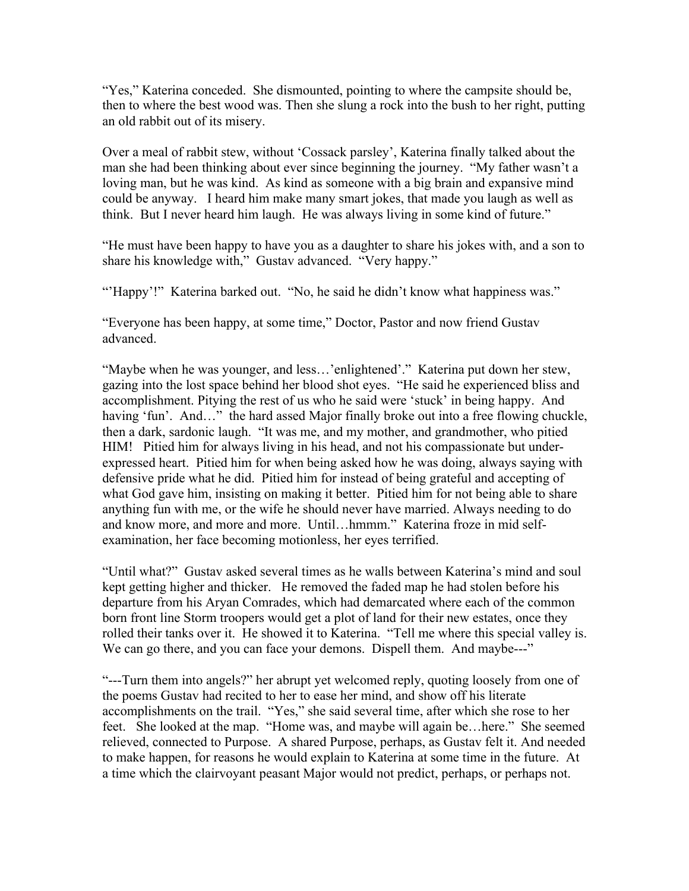"Yes," Katerina conceded. She dismounted, pointing to where the campsite should be, then to where the best wood was. Then she slung a rock into the bush to her right, putting an old rabbit out of its misery.

Over a meal of rabbit stew, without 'Cossack parsley', Katerina finally talked about the man she had been thinking about ever since beginning the journey. "My father wasn't a loving man, but he was kind. As kind as someone with a big brain and expansive mind could be anyway. I heard him make many smart jokes, that made you laugh as well as think. But I never heard him laugh. He was always living in some kind of future."

"He must have been happy to have you as a daughter to share his jokes with, and a son to share his knowledge with," Gustav advanced. "Very happy."

"'Happy'!" Katerina barked out. "No, he said he didn't know what happiness was."

"Everyone has been happy, at some time," Doctor, Pastor and now friend Gustav advanced.

"Maybe when he was younger, and less…'enlightened'." Katerina put down her stew, gazing into the lost space behind her blood shot eyes. "He said he experienced bliss and accomplishment. Pitying the rest of us who he said were 'stuck' in being happy. And having 'fun'. And…" the hard assed Major finally broke out into a free flowing chuckle, then a dark, sardonic laugh. "It was me, and my mother, and grandmother, who pitied HIM! Pitied him for always living in his head, and not his compassionate but under-expressed heart. Pitied him for when being asked how he was doing, always saying with defensive pride what he did. Pitied him for instead of being grateful and accepting of what God gave him, insisting on making it better. Pitied him for not being able to share anything fun with me, or the wife he should never have married. Always needing to do and know more, and more and more. Until…hmmm." Katerina froze in mid self-examination, her face becoming motionless, her eyes terrified.

"Until what?" Gustav asked several times as he walls between Katerina's mind and soul kept getting higher and thicker. He removed the faded map he had stolen before his departure from his Aryan Comrades, which had demarcated where each of the common born front line Storm troopers would get a plot of land for their new estates, once they rolled their tanks over it. He showed it to Katerina. "Tell me where this special valley is. We can go there, and you can face your demons. Dispell them. And maybe---"

"---Turn them into angels?" her abrupt yet welcomed reply, quoting loosely from one of the poems Gustav had recited to her to ease her mind, and show off his literate accomplishments on the trail. "Yes," she said several time, after which she rose to her feet. She looked at the map. "Home was, and maybe will again be…here." She seemed relieved, connected to Purpose. A shared Purpose, perhaps, as Gustav felt it. And needed to make happen, for reasons he would explain to Katerina at some time in the future. At a time which the clairvoyant peasant Major would not predict, perhaps, or perhaps not.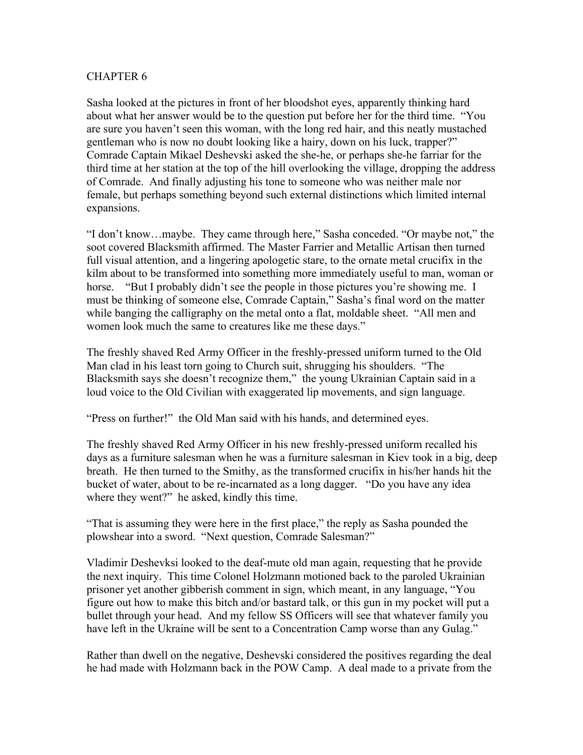CHAPTER 6

Sasha looked at the pictures in front of her bloodshot eyes, apparently thinking hard about what her answer would be to the question put before her for the third time. "You are sure you haven't seen this woman, with the long red hair, and this neatly mustached gentleman who is now no doubt looking like a hairy, down on his luck, trapper?" Comrade Captain Mikael Deshevski asked the she-he, or perhaps she-he farriar for the third time at her station at the top of the hill overlooking the village, dropping the address of Comrade. And finally adjusting his tone to someone who was neither male nor female, but perhaps something beyond such external distinctions which limited internal expansions.

"I don't know…maybe. They came through here," Sasha conceded. "Or maybe not," the soot covered Blacksmith affirmed. The Master Farrier and Metallic Artisan then turned full visual attention, and a lingering apologetic stare, to the ornate metal crucifix in the kilm about to be transformed into something more immediately useful to man, woman or horse. "But I probably didn't see the people in those pictures you're showing me. I must be thinking of someone else, Comrade Captain," Sasha's final word on the matter while banging the calligraphy on the metal onto a flat, moldable sheet. "All men and women look much the same to creatures like me these days."

The freshly shaved Red Army Officer in the freshly-pressed uniform turned to the Old Man clad in his least torn going to Church suit, shrugging his shoulders. "The Blacksmith says she doesn't recognize them," the young Ukrainian Captain said in a loud voice to the Old Civilian with exaggerated lip movements, and sign language.

"Press on further!" the Old Man said with his hands, and determined eyes.

The freshly shaved Red Army Officer in his new freshly-pressed uniform recalled his days as a furniture salesman when he was a furniture salesman in Kiev took in a big, deep breath. He then turned to the Smithy, as the transformed crucifix in his/her hands hit the bucket of water, about to be re-incarnated as a long dagger. "Do you have any idea where they went?" he asked, kindly this time.

"That is assuming they were here in the first place," the reply as Sasha pounded the plowshear into a sword. "Next question, Comrade Salesman?"

Vladimir Deshevksi looked to the deaf-mute old man again, requesting that he provide the next inquiry. This time Colonel Holzmann motioned back to the paroled Ukrainian prisoner yet another gibberish comment in sign, which meant, in any language, "You figure out how to make this bitch and/or bastard talk, or this gun in my pocket will put a bullet through your head. And my fellow SS Officers will see that whatever family you have left in the Ukraine will be sent to a Concentration Camp worse than any Gulag."

Rather than dwell on the negative, Deshevski considered the positives regarding the deal he had made with Holzmann back in the POW Camp. A deal made to a private from the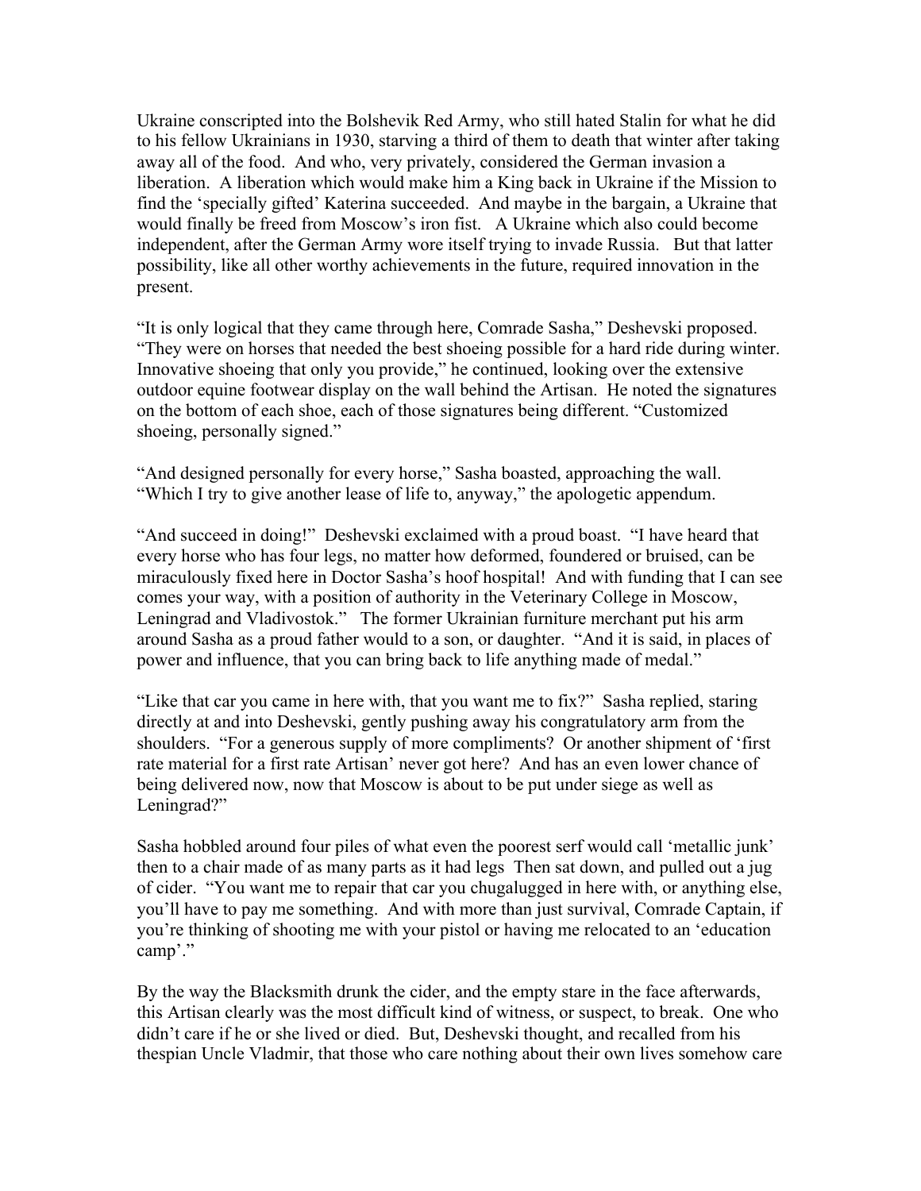Ukraine conscripted into the Bolshevik Red Army, who still hated Stalin for what he did to his fellow Ukrainians in 1930, starving a third of them to death that winter after taking away all of the food. And who, very privately, considered the German invasion a liberation. A liberation which would make him a King back in Ukraine if the Mission to find the 'specially gifted' Katerina succeeded. And maybe in the bargain, a Ukraine that would finally be freed from Moscow's iron fist. A Ukraine which also could become independent, after the German Army wore itself trying to invade Russia. But that latter possibility, like all other worthy achievements in the future, required innovation in the present.

"It is only logical that they came through here, Comrade Sasha," Deshevski proposed. "They were on horses that needed the best shoeing possible for a hard ride during winter. Innovative shoeing that only you provide," he continued, looking over the extensive outdoor equine footwear display on the wall behind the Artisan. He noted the signatures on the bottom of each shoe, each of those signatures being different. "Customized shoeing, personally signed."

"And designed personally for every horse," Sasha boasted, approaching the wall. "Which I try to give another lease of life to, anyway," the apologetic appendum.

"And succeed in doing!" Deshevski exclaimed with a proud boast. "I have heard that every horse who has four legs, no matter how deformed, foundered or bruised, can be miraculously fixed here in Doctor Sasha's hoof hospital! And with funding that I can see comes your way, with a position of authority in the Veterinary College in Moscow, Leningrad and Vladivostok." The former Ukrainian furniture merchant put his arm around Sasha as a proud father would to a son, or daughter. "And it is said, in places of power and influence, that you can bring back to life anything made of medal."

"Like that car you came in here with, that you want me to fix?" Sasha replied, staring directly at and into Deshevski, gently pushing away his congratulatory arm from the shoulders. "For a generous supply of more compliments? Or another shipment of 'first rate material for a first rate Artisan' never got here? And has an even lower chance of being delivered now, now that Moscow is about to be put under siege as well as Leningrad?"

Sasha hobbled around four piles of what even the poorest serf would call 'metallic junk' then to a chair made of as many parts as it had legs Then sat down, and pulled out a jug of cider. "You want me to repair that car you chugalugged in here with, or anything else, you'll have to pay me something. And with more than just survival, Comrade Captain, if you're thinking of shooting me with your pistol or having me relocated to an 'education camp'."

By the way the Blacksmith drunk the cider, and the empty stare in the face afterwards, this Artisan clearly was the most difficult kind of witness, or suspect, to break. One who didn't care if he or she lived or died. But, Deshevski thought, and recalled from his thespian Uncle Vladmir, that those who care nothing about their own lives somehow care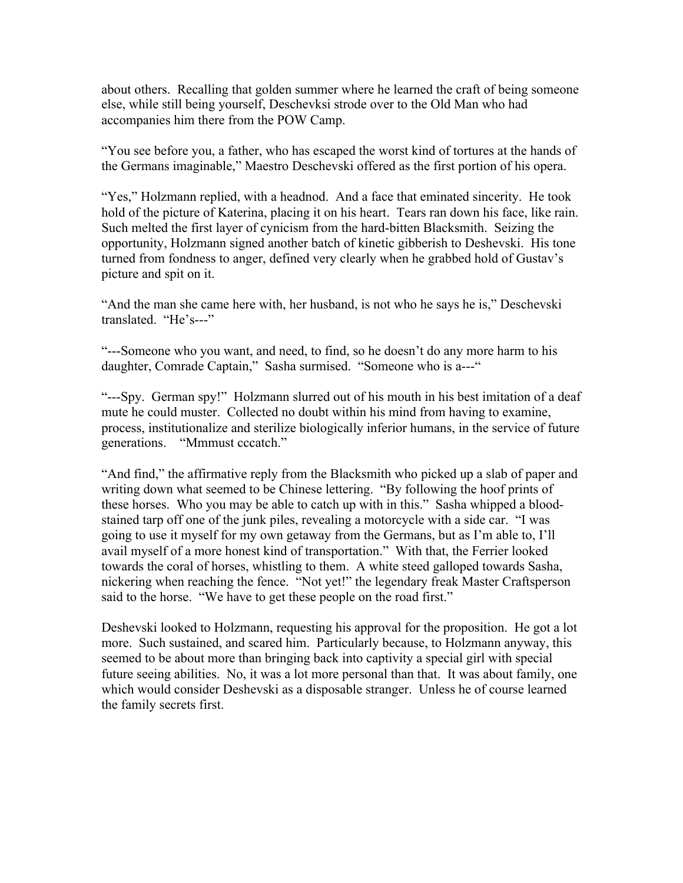about others. Recalling that golden summer where he learned the craft of being someone else, while still being yourself, Deschevksi strode over to the Old Man who had accompanies him there from the POW Camp.

"You see before you, a father, who has escaped the worst kind of tortures at the hands of the Germans imaginable," Maestro Deschevski offered as the first portion of his opera.

"Yes," Holzmann replied, with a headnod. And a face that eminated sincerity. He took hold of the picture of Katerina, placing it on his heart. Tears ran down his face, like rain. Such melted the first layer of cynicism from the hard-bitten Blacksmith. Seizing the opportunity, Holzmann signed another batch of kinetic gibberish to Deshevski. His tone turned from fondness to anger, defined very clearly when he grabbed hold of Gustav's picture and spit on it.

"And the man she came here with, her husband, is not who he says he is," Deschevski translated. "He's---"

"---Someone who you want, and need, to find, so he doesn't do any more harm to his daughter, Comrade Captain," Sasha surmised. "Someone who is a---"

"---Spy. German spy!" Holzmann slurred out of his mouth in his best imitation of a deaf mute he could muster. Collected no doubt within his mind from having to examine, process, institutionalize and sterilize biologically inferior humans, in the service of future generations. "Mmmust cccatch."

"And find," the affirmative reply from the Blacksmith who picked up a slab of paper and writing down what seemed to be Chinese lettering. "By following the hoof prints of these horses. Who you may be able to catch up with in this." Sasha whipped a blood-stained tarp off one of the junk piles, revealing a motorcycle with a side car. "I was going to use it myself for my own getaway from the Germans, but as I'm able to, I'll avail myself of a more honest kind of transportation." With that, the Ferrier looked towards the coral of horses, whistling to them. A white steed galloped towards Sasha, nickering when reaching the fence. "Not yet!" the legendary freak Master Craftsperson said to the horse. "We have to get these people on the road first."

Deshevski looked to Holzmann, requesting his approval for the proposition. He got a lot more. Such sustained, and scared him. Particularly because, to Holzmann anyway, this seemed to be about more than bringing back into captivity a special girl with special future seeing abilities. No, it was a lot more personal than that. It was about family, one which would consider Deshevski as a disposable stranger. Unless he of course learned the family secrets first.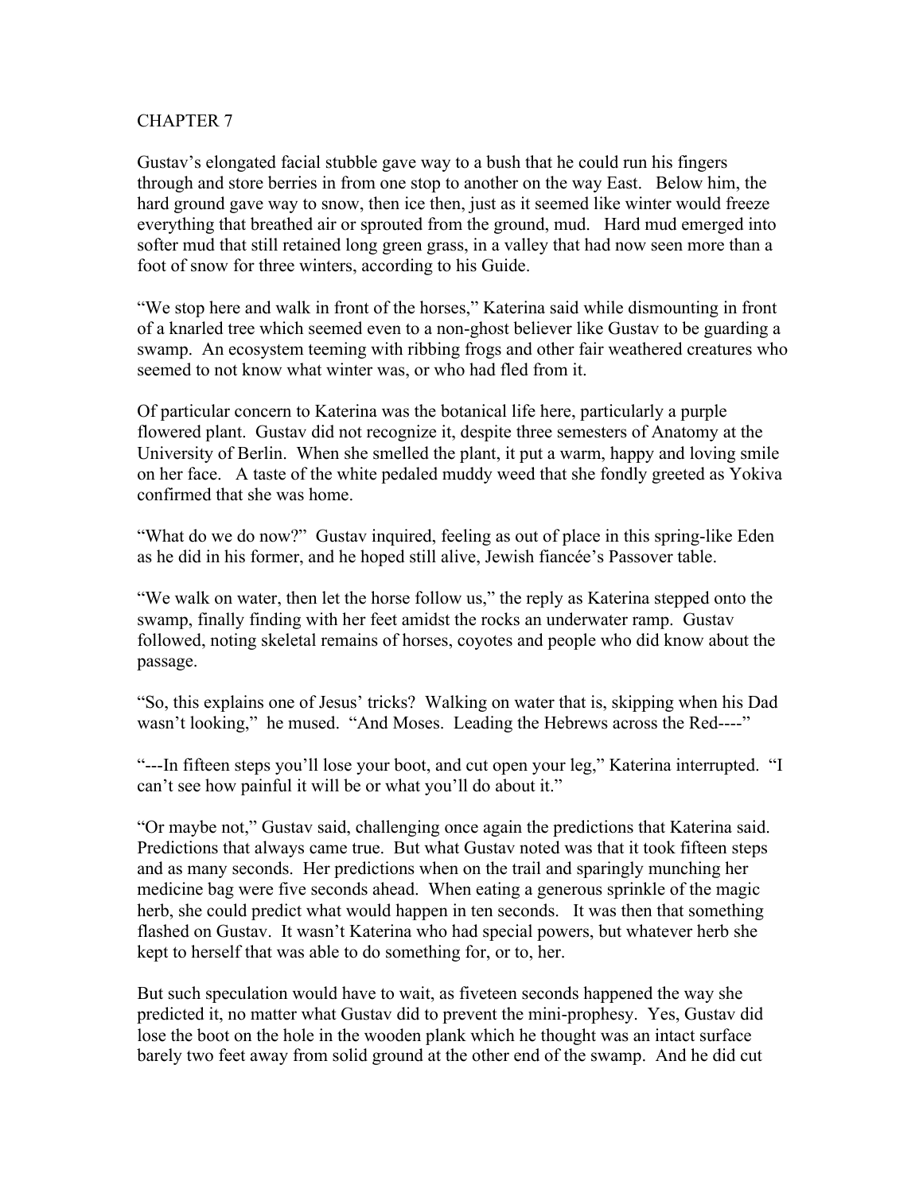# CHAPTER 7

Gustav's elongated facial stubble gave way to a bush that he could run his fingers through and store berries in from one stop to another on the way East. Below him, the hard ground gave way to snow, then ice then, just as it seemed like winter would freeze everything that breathed air or sprouted from the ground, mud. Hard mud emerged into softer mud that still retained long green grass, in a valley that had now seen more than a foot of snow for three winters, according to his Guide.

"We stop here and walk in front of the horses," Katerina said while dismounting in front of a knarled tree which seemed even to a non-ghost believer like Gustav to be guarding a swamp. An ecosystem teeming with ribbing frogs and other fair weathered creatures who seemed to not know what winter was, or who had fled from it.

Of particular concern to Katerina was the botanical life here, particularly a purple flowered plant. Gustav did not recognize it, despite three semesters of Anatomy at the University of Berlin. When she smelled the plant, it put a warm, happy and loving smile on her face. A taste of the white pedaled muddy weed that she fondly greeted as Yokiva confirmed that she was home.

"What do we do now?" Gustav inquired, feeling as out of place in this spring-like Eden as he did in his former, and he hoped still alive, Jewish fiancée's Passover table.

"We walk on water, then let the horse follow us," the reply as Katerina stepped onto the swamp, finally finding with her feet amidst the rocks an underwater ramp. Gustav followed, noting skeletal remains of horses, coyotes and people who did know about the passage.

"So, this explains one of Jesus' tricks? Walking on water that is, skipping when his Dad wasn't looking," he mused. "And Moses. Leading the Hebrews across the Red----"

"---In fifteen steps you'll lose your boot, and cut open your leg," Katerina interrupted. "I can't see how painful it will be or what you'll do about it."

"Or maybe not," Gustav said, challenging once again the predictions that Katerina said. Predictions that always came true. But what Gustav noted was that it took fifteen steps and as many seconds. Her predictions when on the trail and sparingly munching her medicine bag were five seconds ahead. When eating a generous sprinkle of the magic herb, she could predict what would happen in ten seconds. It was then that something flashed on Gustav. It wasn't Katerina who had special powers, but whatever herb she kept to herself that was able to do something for, or to, her.

But such speculation would have to wait, as fiveteen seconds happened the way she predicted it, no matter what Gustav did to prevent the mini-prophesy. Yes, Gustav did lose the boot on the hole in the wooden plank which he thought was an intact surface barely two feet away from solid ground at the other end of the swamp. And he did cut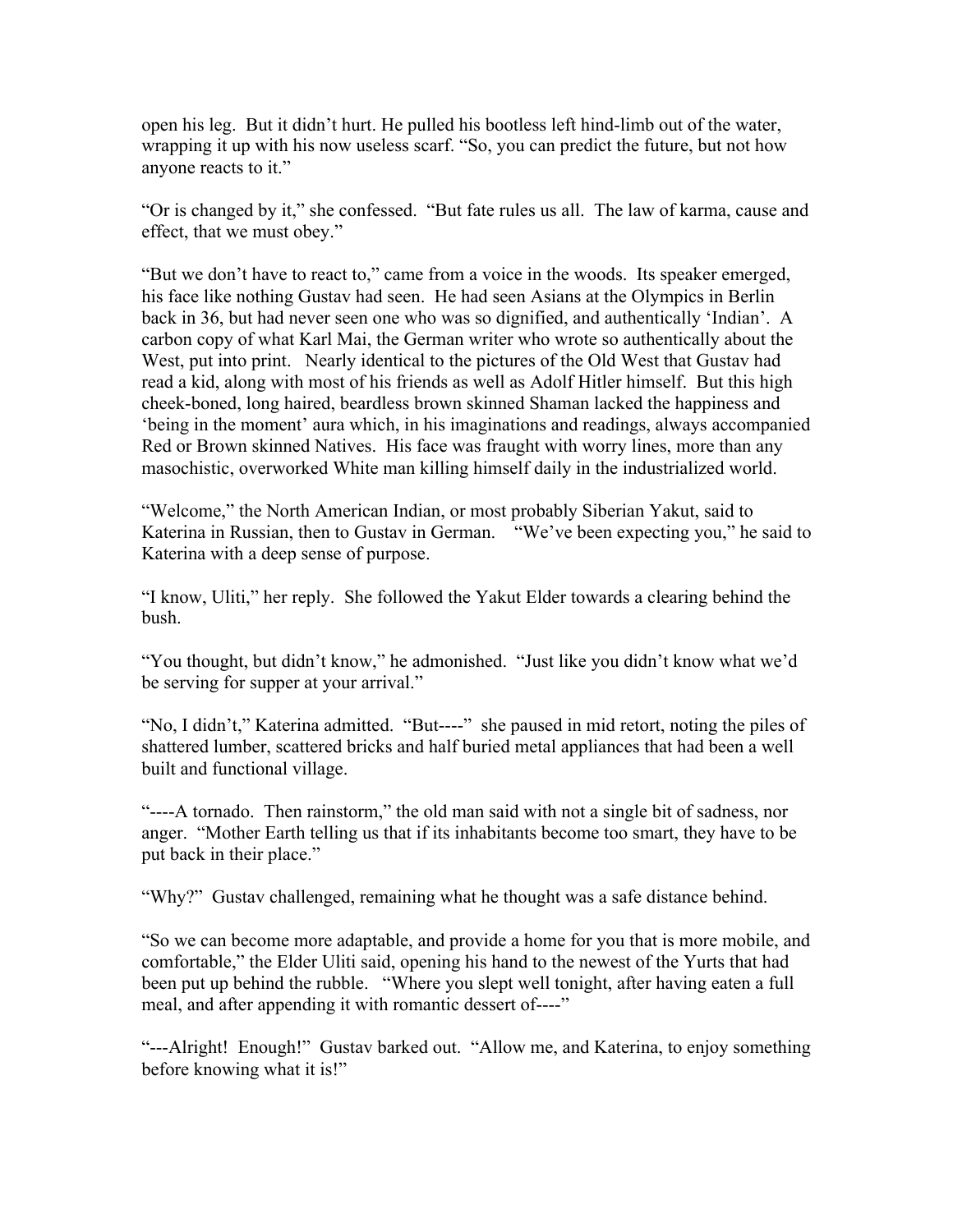open his leg. But it didn't hurt. He pulled his bootless left hind-limb out of the water, wrapping it up with his now useless scarf. "So, you can predict the future, but not how anyone reacts to it."

"Or is changed by it," she confessed. "But fate rules us all. The law of karma, cause and effect, that we must obey."

"But we don't have to react to," came from a voice in the woods. Its speaker emerged, his face like nothing Gustav had seen. He had seen Asians at the Olympics in Berlin back in 36, but had never seen one who was so dignified, and authentically 'Indian'. A carbon copy of what Karl Mai, the German writer who wrote so authentically about the West, put into print. Nearly identical to the pictures of the Old West that Gustav had read a kid, along with most of his friends as well as Adolf Hitler himself. But this high cheek-boned, long haired, beardless brown skinned Shaman lacked the happiness and 'being in the moment' aura which, in his imaginations and readings, always accompanied Red or Brown skinned Natives. His face was fraught with worry lines, more than any masochistic, overworked White man killing himself daily in the industrialized world.

"Welcome," the North American Indian, or most probably Siberian Yakut, said to Katerina in Russian, then to Gustav in German. "We've been expecting you," he said to Katerina with a deep sense of purpose.

"I know, Uliti," her reply. She followed the Yakut Elder towards a clearing behind the bush.

"You thought, but didn't know," he admonished. "Just like you didn't know what we'd be serving for supper at your arrival."

"No, I didn't," Katerina admitted. "But----" she paused in mid retort, noting the piles of shattered lumber, scattered bricks and half buried metal appliances that had been a well built and functional village.

"----A tornado. Then rainstorm," the old man said with not a single bit of sadness, nor anger. "Mother Earth telling us that if its inhabitants become too smart, they have to be put back in their place."

"Why?" Gustav challenged, remaining what he thought was a safe distance behind.

"So we can become more adaptable, and provide a home for you that is more mobile, and comfortable," the Elder Uliti said, opening his hand to the newest of the Yurts that had been put up behind the rubble. "Where you slept well tonight, after having eaten a full meal, and after appending it with romantic dessert of----"

"---Alright! Enough!" Gustav barked out. "Allow me, and Katerina, to enjoy something before knowing what it is!"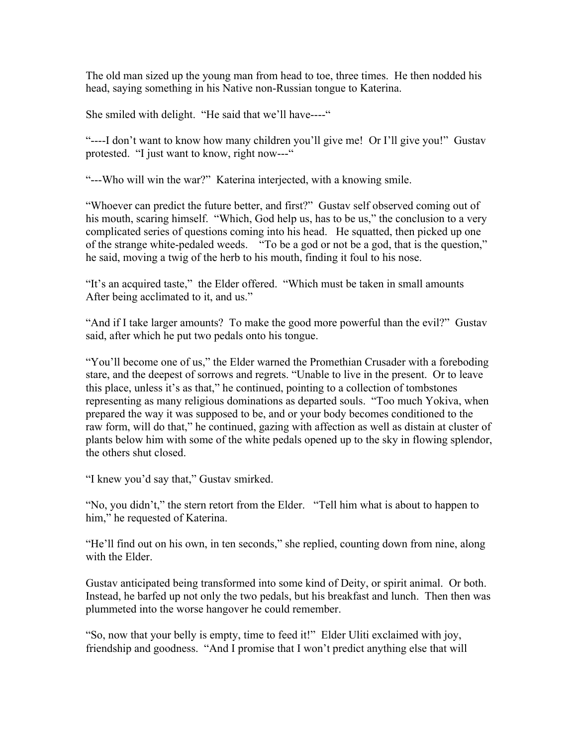The old man sized up the young man from head to toe, three times. He then nodded his head, saying something in his Native non-Russian tongue to Katerina.

She smiled with delight. "He said that we'll have----"

"----I don't want to know how many children you'll give me! Or I'll give you!" Gustav protested. "I just want to know, right now---"

"---Who will win the war?" Katerina interjected, with a knowing smile.

"Whoever can predict the future better, and first?" Gustav self observed coming out of his mouth, scaring himself. "Which, God help us, has to be us," the conclusion to a very complicated series of questions coming into his head. He squatted, then picked up one of the strange white-pedaled weeds. "To be a god or not be a god, that is the question," he said, moving a twig of the herb to his mouth, finding it foul to his nose.

"It's an acquired taste," the Elder offered. "Which must be taken in small amounts After being acclimated to it, and us."

"And if I take larger amounts? To make the good more powerful than the evil?" Gustav said, after which he put two pedals onto his tongue.

"You'll become one of us," the Elder warned the Promethian Crusader with a foreboding stare, and the deepest of sorrows and regrets. "Unable to live in the present. Or to leave this place, unless it's as that," he continued, pointing to a collection of tombstones representing as many religious dominations as departed souls. "Too much Yokiva, when prepared the way it was supposed to be, and or your body becomes conditioned to the raw form, will do that," he continued, gazing with affection as well as distain at cluster of plants below him with some of the white pedals opened up to the sky in flowing splendor, the others shut closed.

"I knew you'd say that," Gustav smirked.

"No, you didn't," the stern retort from the Elder. "Tell him what is about to happen to him," he requested of Katerina.

"He'll find out on his own, in ten seconds," she replied, counting down from nine, along with the Elder.

Gustav anticipated being transformed into some kind of Deity, or spirit animal. Or both. Instead, he barfed up not only the two pedals, but his breakfast and lunch. Then then was plummeted into the worse hangover he could remember.

"So, now that your belly is empty, time to feed it!" Elder Uliti exclaimed with joy, friendship and goodness. "And I promise that I won't predict anything else that will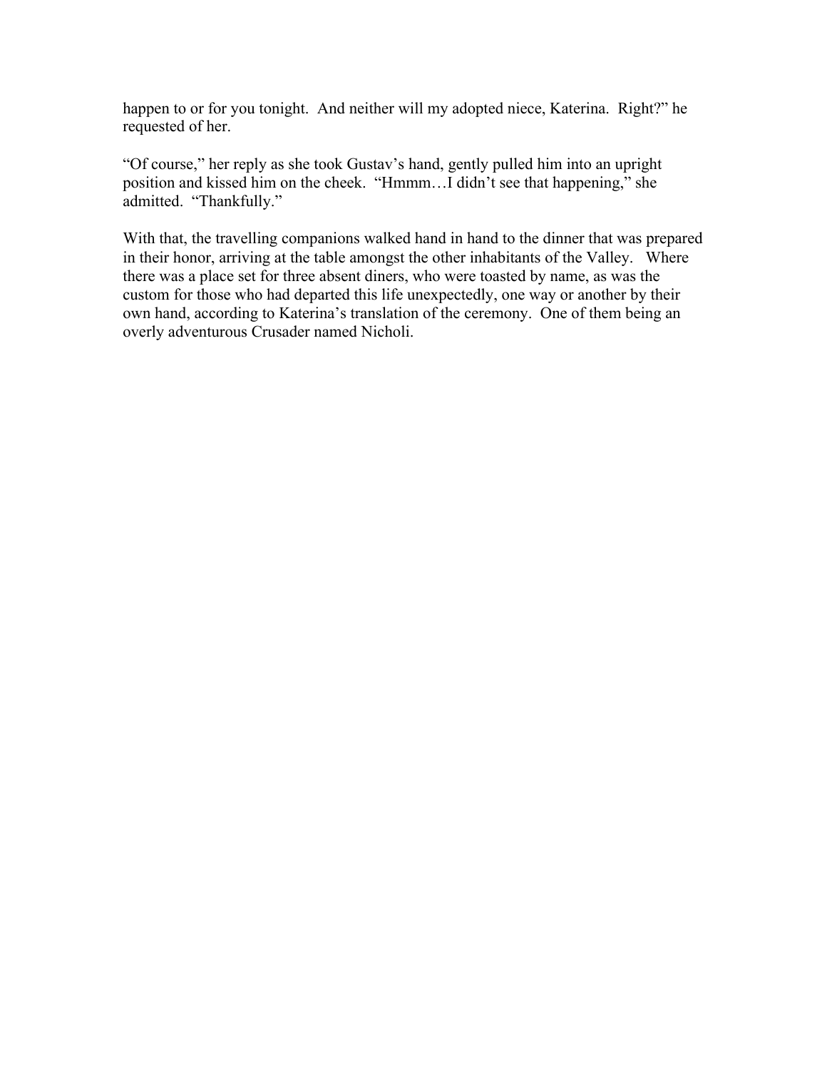happen to or for you tonight.  And neither will my adopted niece, Katerina.  Right?" he requested of her.

"Of course," her reply as she took Gustav's hand, gently pulled him into an upright position and kissed him on the cheek.  "Hmmm…I didn't see that happening," she admitted.  "Thankfully."

With that, the travelling companions walked hand in hand to the dinner that was prepared in their honor, arriving at the table amongst the other inhabitants of the Valley.   Where there was a place set for three absent diners, who were toasted by name, as was the custom for those who had departed this life unexpectedly, one way or another by their own hand, according to Katerina's translation of the ceremony.  One of them being an overly adventurous Crusader named Nicholi.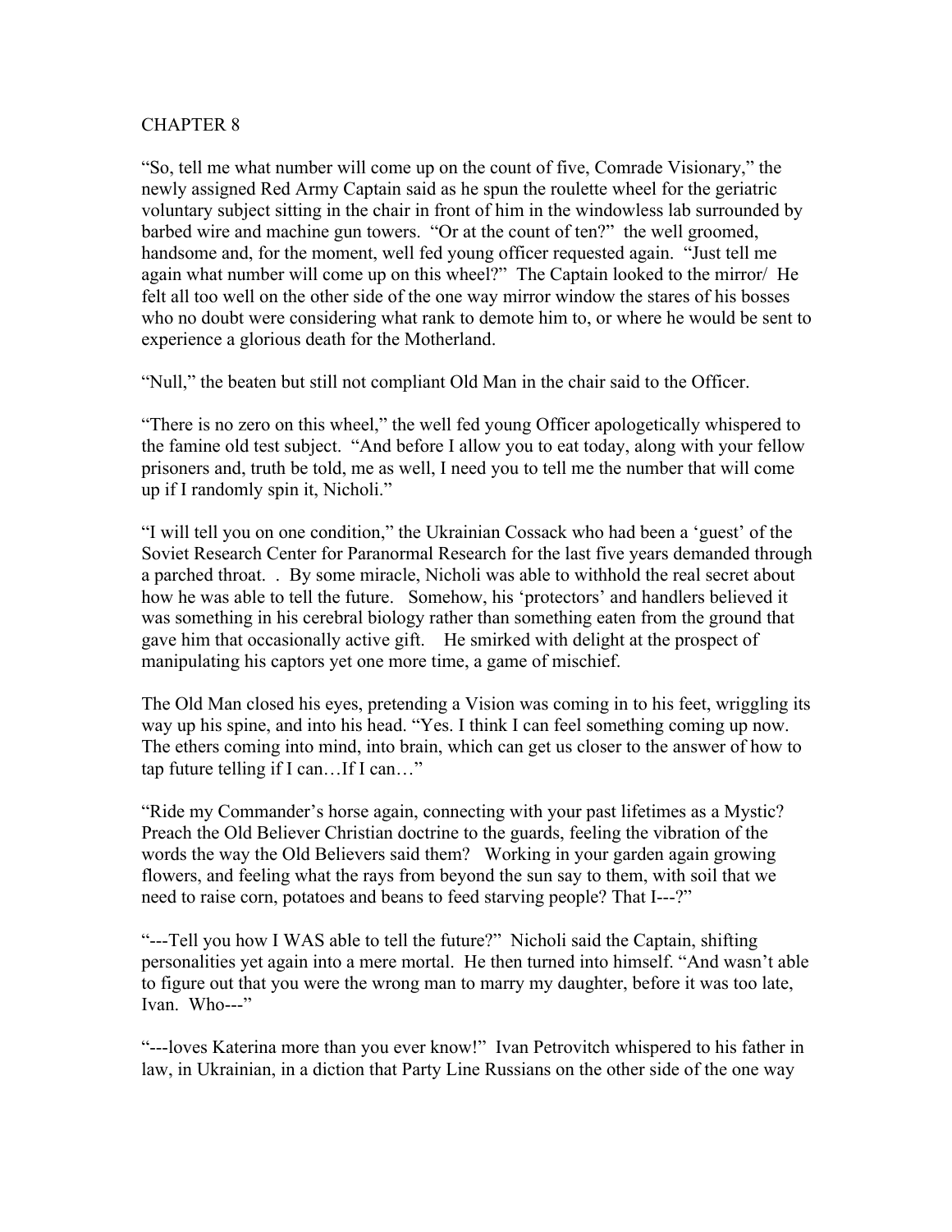CHAPTER 8

"So, tell me what number will come up on the count of five, Comrade Visionary," the newly assigned Red Army Captain said as he spun the roulette wheel for the geriatric voluntary subject sitting in the chair in front of him in the windowless lab surrounded by barbed wire and machine gun towers. "Or at the count of ten?" the well groomed, handsome and, for the moment, well fed young officer requested again. "Just tell me again what number will come up on this wheel?" The Captain looked to the mirror/ He felt all too well on the other side of the one way mirror window the stares of his bosses who no doubt were considering what rank to demote him to, or where he would be sent to experience a glorious death for the Motherland.

"Null," the beaten but still not compliant Old Man in the chair said to the Officer.

"There is no zero on this wheel," the well fed young Officer apologetically whispered to the famine old test subject. "And before I allow you to eat today, along with your fellow prisoners and, truth be told, me as well, I need you to tell me the number that will come up if I randomly spin it, Nicholi."

"I will tell you on one condition," the Ukrainian Cossack who had been a 'guest' of the Soviet Research Center for Paranormal Research for the last five years demanded through a parched throat. . By some miracle, Nicholi was able to withhold the real secret about how he was able to tell the future. Somehow, his 'protectors' and handlers believed it was something in his cerebral biology rather than something eaten from the ground that gave him that occasionally active gift. He smirked with delight at the prospect of manipulating his captors yet one more time, a game of mischief.

The Old Man closed his eyes, pretending a Vision was coming in to his feet, wriggling its way up his spine, and into his head. "Yes. I think I can feel something coming up now. The ethers coming into mind, into brain, which can get us closer to the answer of how to tap future telling if I can…If I can…"

"Ride my Commander's horse again, connecting with your past lifetimes as a Mystic? Preach the Old Believer Christian doctrine to the guards, feeling the vibration of the words the way the Old Believers said them? Working in your garden again growing flowers, and feeling what the rays from beyond the sun say to them, with soil that we need to raise corn, potatoes and beans to feed starving people? That I---?"

"---Tell you how I WAS able to tell the future?" Nicholi said the Captain, shifting personalities yet again into a mere mortal. He then turned into himself. "And wasn't able to figure out that you were the wrong man to marry my daughter, before it was too late, Ivan. Who---"

"---loves Katerina more than you ever know!" Ivan Petrovitch whispered to his father in law, in Ukrainian, in a diction that Party Line Russians on the other side of the one way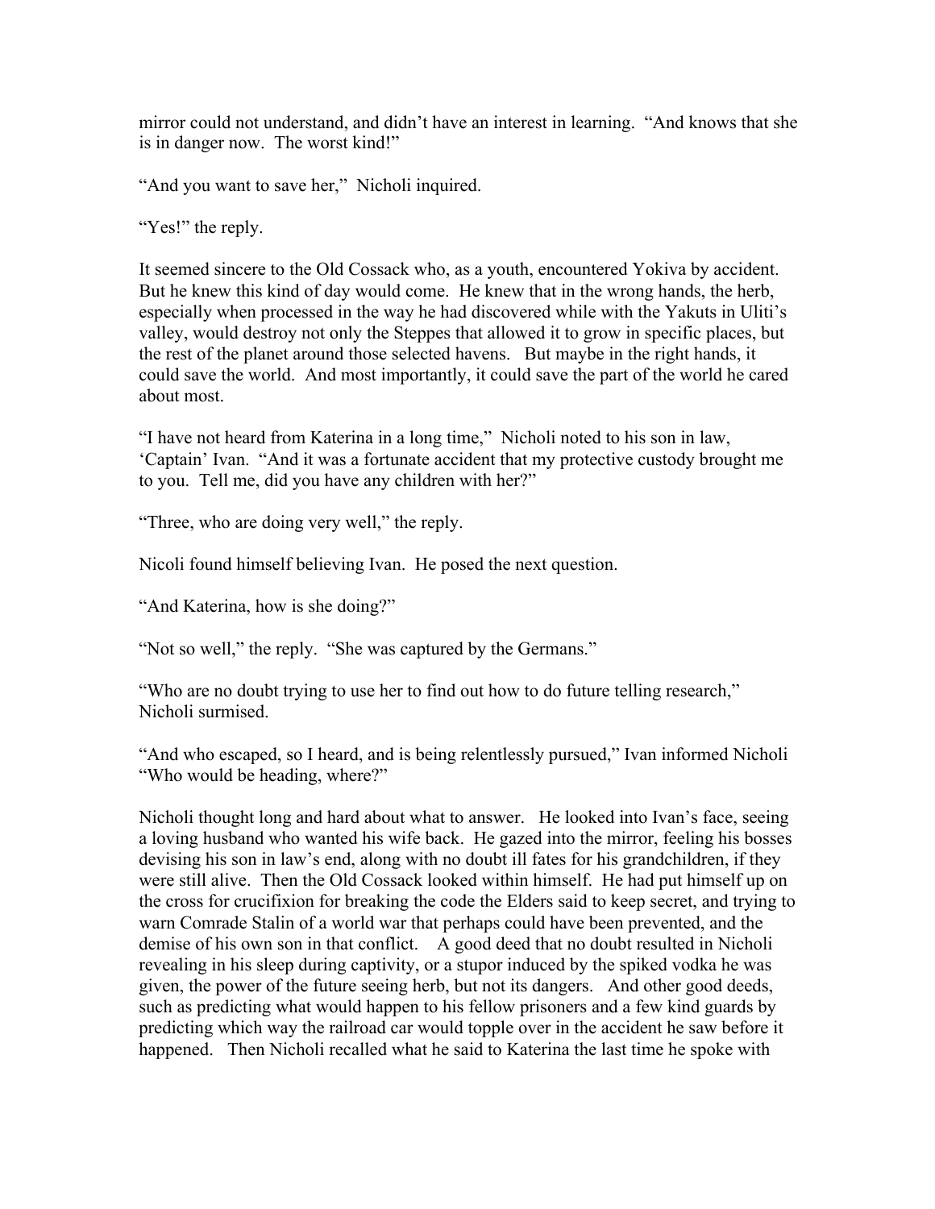mirror could not understand, and didn't have an interest in learning. "And knows that she is in danger now. The worst kind!"

"And you want to save her," Nicholi inquired.

"Yes!" the reply.

It seemed sincere to the Old Cossack who, as a youth, encountered Yokiva by accident. But he knew this kind of day would come. He knew that in the wrong hands, the herb, especially when processed in the way he had discovered while with the Yakuts in Uliti's valley, would destroy not only the Steppes that allowed it to grow in specific places, but the rest of the planet around those selected havens. But maybe in the right hands, it could save the world. And most importantly, it could save the part of the world he cared about most.

"I have not heard from Katerina in a long time," Nicholi noted to his son in law, 'Captain' Ivan. "And it was a fortunate accident that my protective custody brought me to you. Tell me, did you have any children with her?"

"Three, who are doing very well," the reply.

Nicoli found himself believing Ivan. He posed the next question.

"And Katerina, how is she doing?"

"Not so well," the reply. "She was captured by the Germans."

"Who are no doubt trying to use her to find out how to do future telling research," Nicholi surmised.

"And who escaped, so I heard, and is being relentlessly pursued," Ivan informed Nicholi "Who would be heading, where?"

Nicholi thought long and hard about what to answer. He looked into Ivan's face, seeing a loving husband who wanted his wife back. He gazed into the mirror, feeling his bosses devising his son in law's end, along with no doubt ill fates for his grandchildren, if they were still alive. Then the Old Cossack looked within himself. He had put himself up on the cross for crucifixion for breaking the code the Elders said to keep secret, and trying to warn Comrade Stalin of a world war that perhaps could have been prevented, and the demise of his own son in that conflict. A good deed that no doubt resulted in Nicholi revealing in his sleep during captivity, or a stupor induced by the spiked vodka he was given, the power of the future seeing herb, but not its dangers. And other good deeds, such as predicting what would happen to his fellow prisoners and a few kind guards by predicting which way the railroad car would topple over in the accident he saw before it happened. Then Nicholi recalled what he said to Katerina the last time he spoke with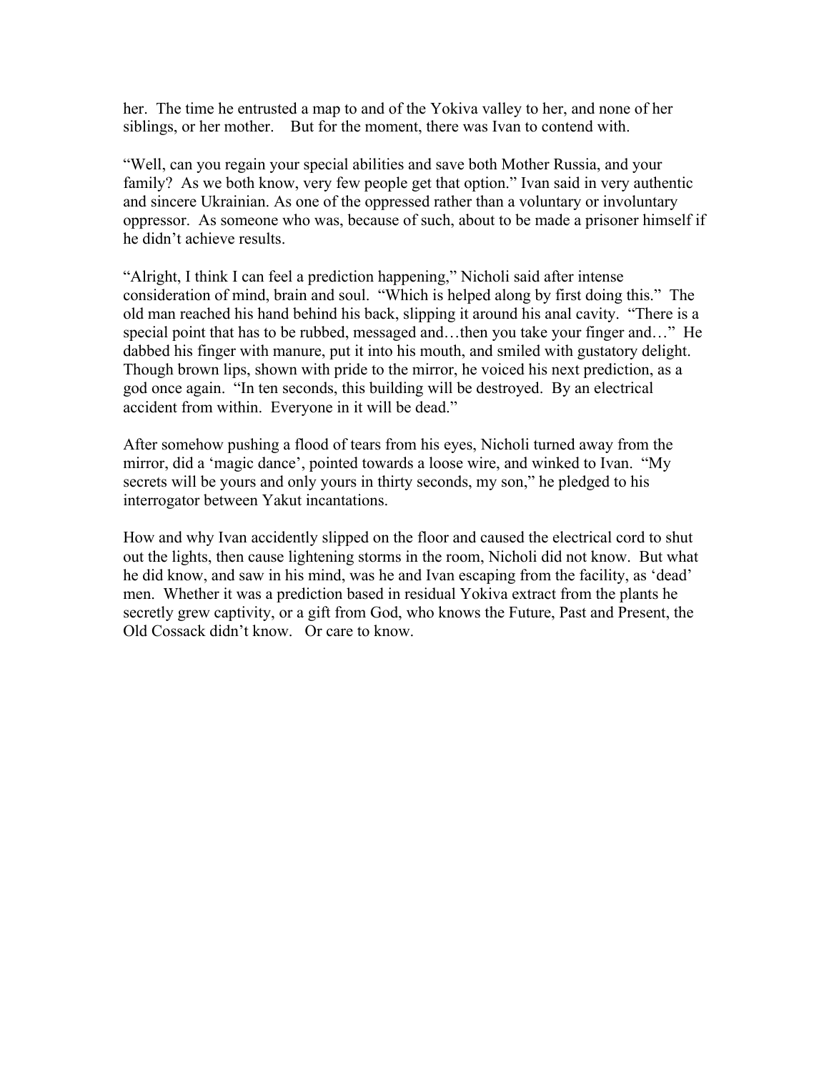her.  The time he entrusted a map to and of the Yokiva valley to her, and none of her siblings, or her mother.    But for the moment, there was Ivan to contend with.

"Well, can you regain your special abilities and save both Mother Russia, and your family?  As we both know, very few people get that option." Ivan said in very authentic and sincere Ukrainian. As one of the oppressed rather than a voluntary or involuntary oppressor.  As someone who was, because of such, about to be made a prisoner himself if he didn't achieve results.

"Alright, I think I can feel a prediction happening," Nicholi said after intense consideration of mind, brain and soul.  "Which is helped along by first doing this."  The old man reached his hand behind his back, slipping it around his anal cavity.  "There is a special point that has to be rubbed, messaged and…then you take your finger and…"  He dabbed his finger with manure, put it into his mouth, and smiled with gustatory delight. Though brown lips, shown with pride to the mirror, he voiced his next prediction, as a god once again.  "In ten seconds, this building will be destroyed.  By an electrical accident from within.  Everyone in it will be dead."

After somehow pushing a flood of tears from his eyes, Nicholi turned away from the mirror, did a 'magic dance', pointed towards a loose wire, and winked to Ivan.  "My secrets will be yours and only yours in thirty seconds, my son," he pledged to his interrogator between Yakut incantations.

How and why Ivan accidently slipped on the floor and caused the electrical cord to shut out the lights, then cause lightening storms in the room, Nicholi did not know.  But what he did know, and saw in his mind, was he and Ivan escaping from the facility, as 'dead' men.  Whether it was a prediction based in residual Yokiva extract from the plants he secretly grew captivity, or a gift from God, who knows the Future, Past and Present, the Old Cossack didn't know.   Or care to know.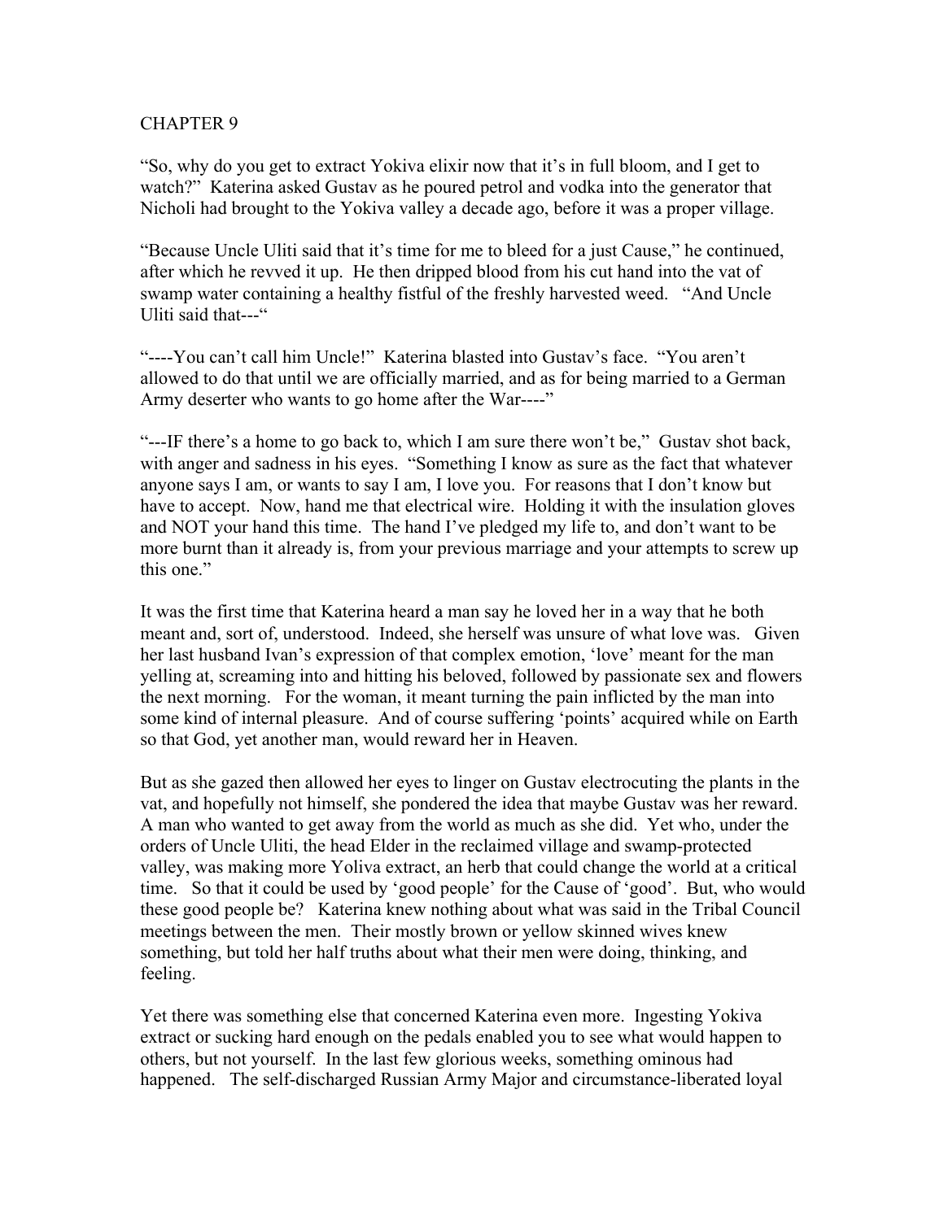# CHAPTER 9

"So, why do you get to extract Yokiva elixir now that it's in full bloom, and I get to watch?" Katerina asked Gustav as he poured petrol and vodka into the generator that Nicholi had brought to the Yokiva valley a decade ago, before it was a proper village.

"Because Uncle Uliti said that it's time for me to bleed for a just Cause," he continued, after which he revved it up. He then dripped blood from his cut hand into the vat of swamp water containing a healthy fistful of the freshly harvested weed. "And Uncle Uliti said that---"

"----You can't call him Uncle!" Katerina blasted into Gustav's face. "You aren't allowed to do that until we are officially married, and as for being married to a German Army deserter who wants to go home after the War----"

"---IF there's a home to go back to, which I am sure there won't be," Gustav shot back, with anger and sadness in his eyes. "Something I know as sure as the fact that whatever anyone says I am, or wants to say I am, I love you. For reasons that I don't know but have to accept. Now, hand me that electrical wire. Holding it with the insulation gloves and NOT your hand this time. The hand I've pledged my life to, and don't want to be more burnt than it already is, from your previous marriage and your attempts to screw up this one."

It was the first time that Katerina heard a man say he loved her in a way that he both meant and, sort of, understood. Indeed, she herself was unsure of what love was. Given her last husband Ivan's expression of that complex emotion, 'love' meant for the man yelling at, screaming into and hitting his beloved, followed by passionate sex and flowers the next morning. For the woman, it meant turning the pain inflicted by the man into some kind of internal pleasure. And of course suffering 'points' acquired while on Earth so that God, yet another man, would reward her in Heaven.

But as she gazed then allowed her eyes to linger on Gustav electrocuting the plants in the vat, and hopefully not himself, she pondered the idea that maybe Gustav was her reward. A man who wanted to get away from the world as much as she did. Yet who, under the orders of Uncle Uliti, the head Elder in the reclaimed village and swamp-protected valley, was making more Yoliva extract, an herb that could change the world at a critical time. So that it could be used by 'good people' for the Cause of 'good'. But, who would these good people be? Katerina knew nothing about what was said in the Tribal Council meetings between the men. Their mostly brown or yellow skinned wives knew something, but told her half truths about what their men were doing, thinking, and feeling.

Yet there was something else that concerned Katerina even more. Ingesting Yokiva extract or sucking hard enough on the pedals enabled you to see what would happen to others, but not yourself. In the last few glorious weeks, something ominous had happened. The self-discharged Russian Army Major and circumstance-liberated loyal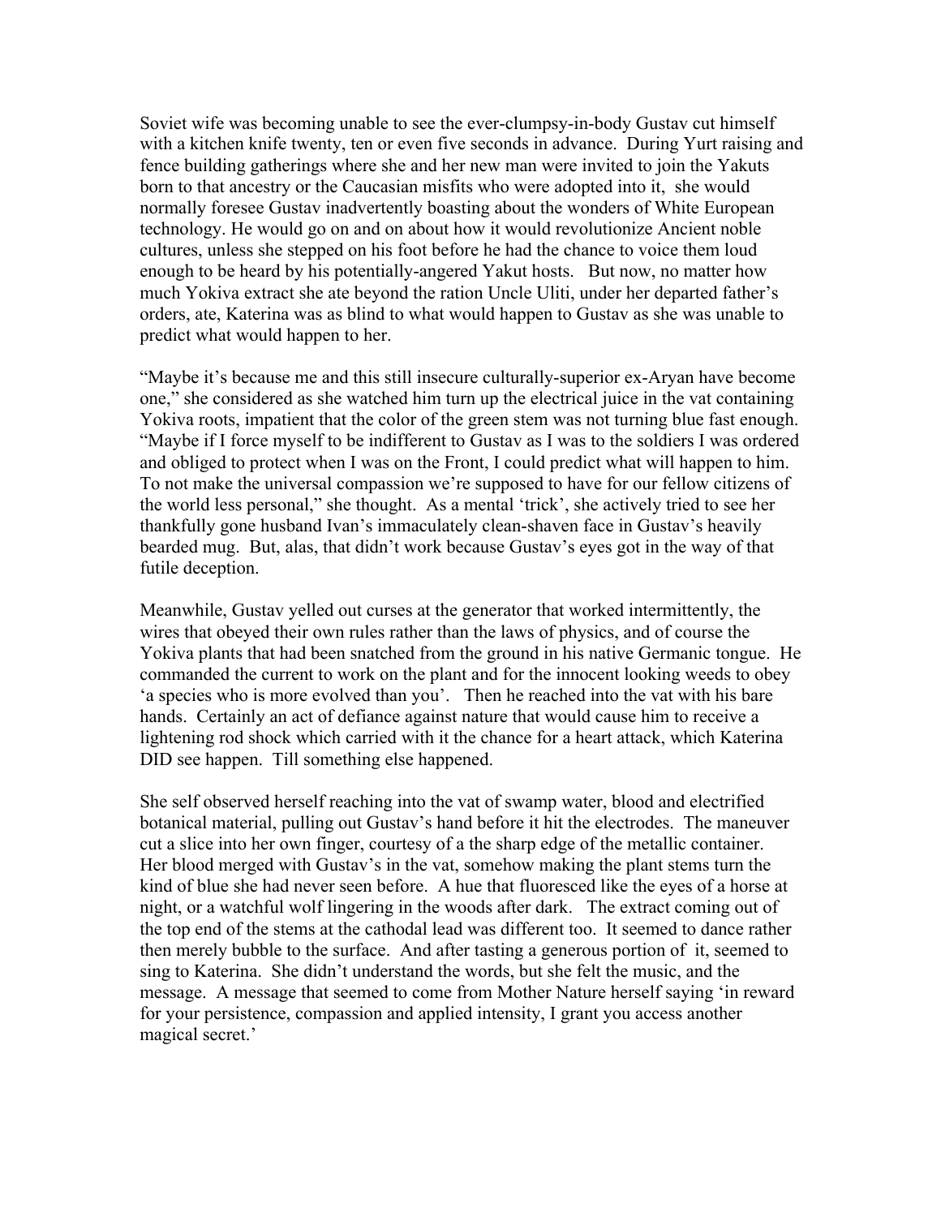Soviet wife was becoming unable to see the ever-clumpsy-in-body Gustav cut himself with a kitchen knife twenty, ten or even five seconds in advance. During Yurt raising and fence building gatherings where she and her new man were invited to join the Yakuts born to that ancestry or the Caucasian misfits who were adopted into it, she would normally foresee Gustav inadvertently boasting about the wonders of White European technology. He would go on and on about how it would revolutionize Ancient noble cultures, unless she stepped on his foot before he had the chance to voice them loud enough to be heard by his potentially-angered Yakut hosts. But now, no matter how much Yokiva extract she ate beyond the ration Uncle Uliti, under her departed father's orders, ate, Katerina was as blind to what would happen to Gustav as she was unable to predict what would happen to her.

"Maybe it's because me and this still insecure culturally-superior ex-Aryan have become one," she considered as she watched him turn up the electrical juice in the vat containing Yokiva roots, impatient that the color of the green stem was not turning blue fast enough. "Maybe if I force myself to be indifferent to Gustav as I was to the soldiers I was ordered and obliged to protect when I was on the Front, I could predict what will happen to him. To not make the universal compassion we're supposed to have for our fellow citizens of the world less personal," she thought. As a mental 'trick', she actively tried to see her thankfully gone husband Ivan's immaculately clean-shaven face in Gustav's heavily bearded mug. But, alas, that didn't work because Gustav's eyes got in the way of that futile deception.

Meanwhile, Gustav yelled out curses at the generator that worked intermittently, the wires that obeyed their own rules rather than the laws of physics, and of course the Yokiva plants that had been snatched from the ground in his native Germanic tongue. He commanded the current to work on the plant and for the innocent looking weeds to obey 'a species who is more evolved than you'. Then he reached into the vat with his bare hands. Certainly an act of defiance against nature that would cause him to receive a lightening rod shock which carried with it the chance for a heart attack, which Katerina DID see happen. Till something else happened.

She self observed herself reaching into the vat of swamp water, blood and electrified botanical material, pulling out Gustav's hand before it hit the electrodes. The maneuver cut a slice into her own finger, courtesy of a the sharp edge of the metallic container. Her blood merged with Gustav's in the vat, somehow making the plant stems turn the kind of blue she had never seen before. A hue that fluoresced like the eyes of a horse at night, or a watchful wolf lingering in the woods after dark. The extract coming out of the top end of the stems at the cathodal lead was different too. It seemed to dance rather then merely bubble to the surface. And after tasting a generous portion of it, seemed to sing to Katerina. She didn't understand the words, but she felt the music, and the message. A message that seemed to come from Mother Nature herself saying 'in reward for your persistence, compassion and applied intensity, I grant you access another magical secret.'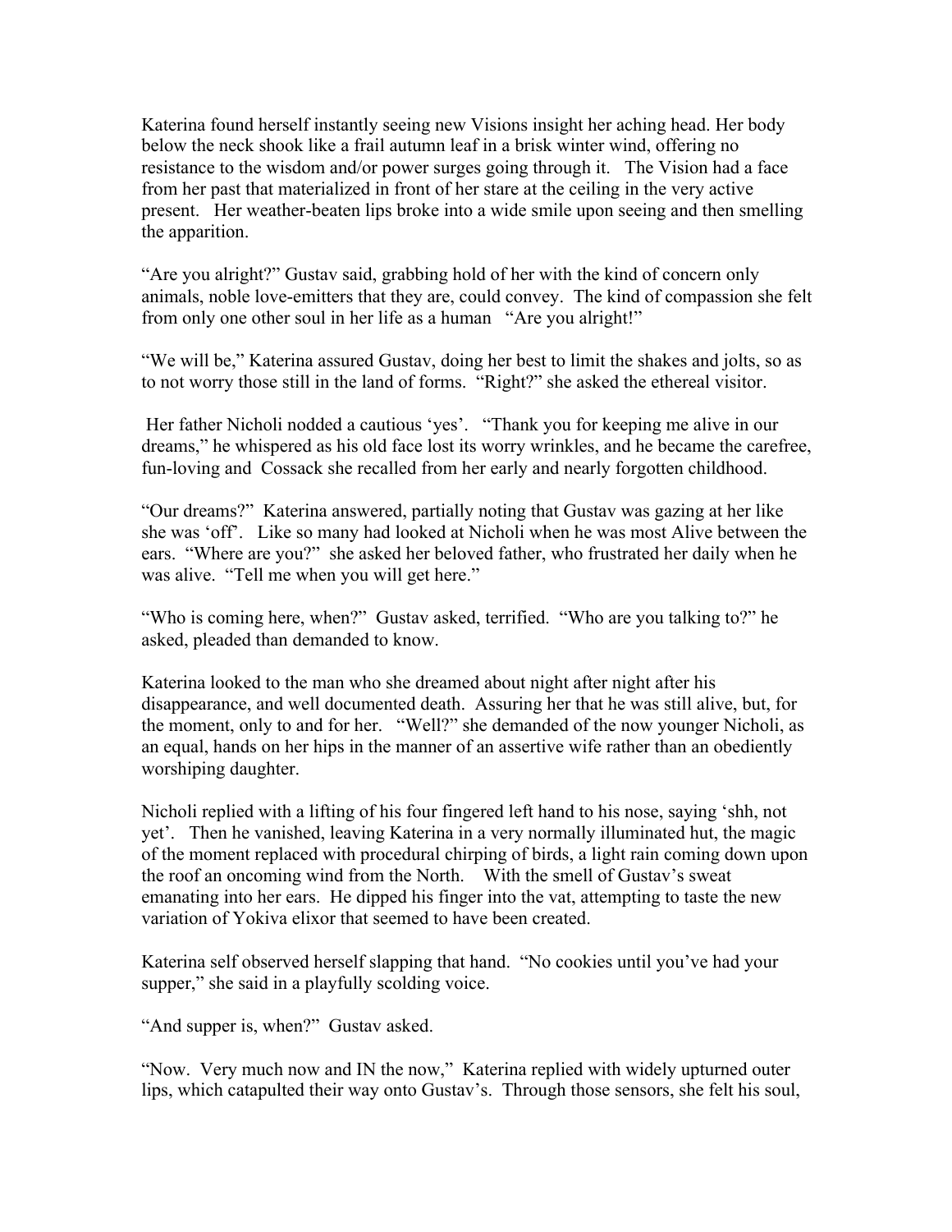Katerina found herself instantly seeing new Visions insight her aching head. Her body below the neck shook like a frail autumn leaf in a brisk winter wind, offering no resistance to the wisdom and/or power surges going through it. The Vision had a face from her past that materialized in front of her stare at the ceiling in the very active present. Her weather-beaten lips broke into a wide smile upon seeing and then smelling the apparition.

"Are you alright?" Gustav said, grabbing hold of her with the kind of concern only animals, noble love-emitters that they are, could convey. The kind of compassion she felt from only one other soul in her life as a human "Are you alright!"

"We will be," Katerina assured Gustav, doing her best to limit the shakes and jolts, so as to not worry those still in the land of forms. "Right?" she asked the ethereal visitor.

Her father Nicholi nodded a cautious 'yes'. "Thank you for keeping me alive in our dreams," he whispered as his old face lost its worry wrinkles, and he became the carefree, fun-loving and Cossack she recalled from her early and nearly forgotten childhood.

"Our dreams?" Katerina answered, partially noting that Gustav was gazing at her like she was 'off'. Like so many had looked at Nicholi when he was most Alive between the ears. "Where are you?" she asked her beloved father, who frustrated her daily when he was alive. "Tell me when you will get here."

"Who is coming here, when?" Gustav asked, terrified. "Who are you talking to?" he asked, pleaded than demanded to know.

Katerina looked to the man who she dreamed about night after night after his disappearance, and well documented death. Assuring her that he was still alive, but, for the moment, only to and for her. "Well?" she demanded of the now younger Nicholi, as an equal, hands on her hips in the manner of an assertive wife rather than an obediently worshiping daughter.

Nicholi replied with a lifting of his four fingered left hand to his nose, saying 'shh, not yet'. Then he vanished, leaving Katerina in a very normally illuminated hut, the magic of the moment replaced with procedural chirping of birds, a light rain coming down upon the roof an oncoming wind from the North. With the smell of Gustav's sweat emanating into her ears. He dipped his finger into the vat, attempting to taste the new variation of Yokiva elixor that seemed to have been created.

Katerina self observed herself slapping that hand. "No cookies until you've had your supper," she said in a playfully scolding voice.

"And supper is, when?" Gustav asked.

"Now. Very much now and IN the now," Katerina replied with widely upturned outer lips, which catapulted their way onto Gustav's. Through those sensors, she felt his soul,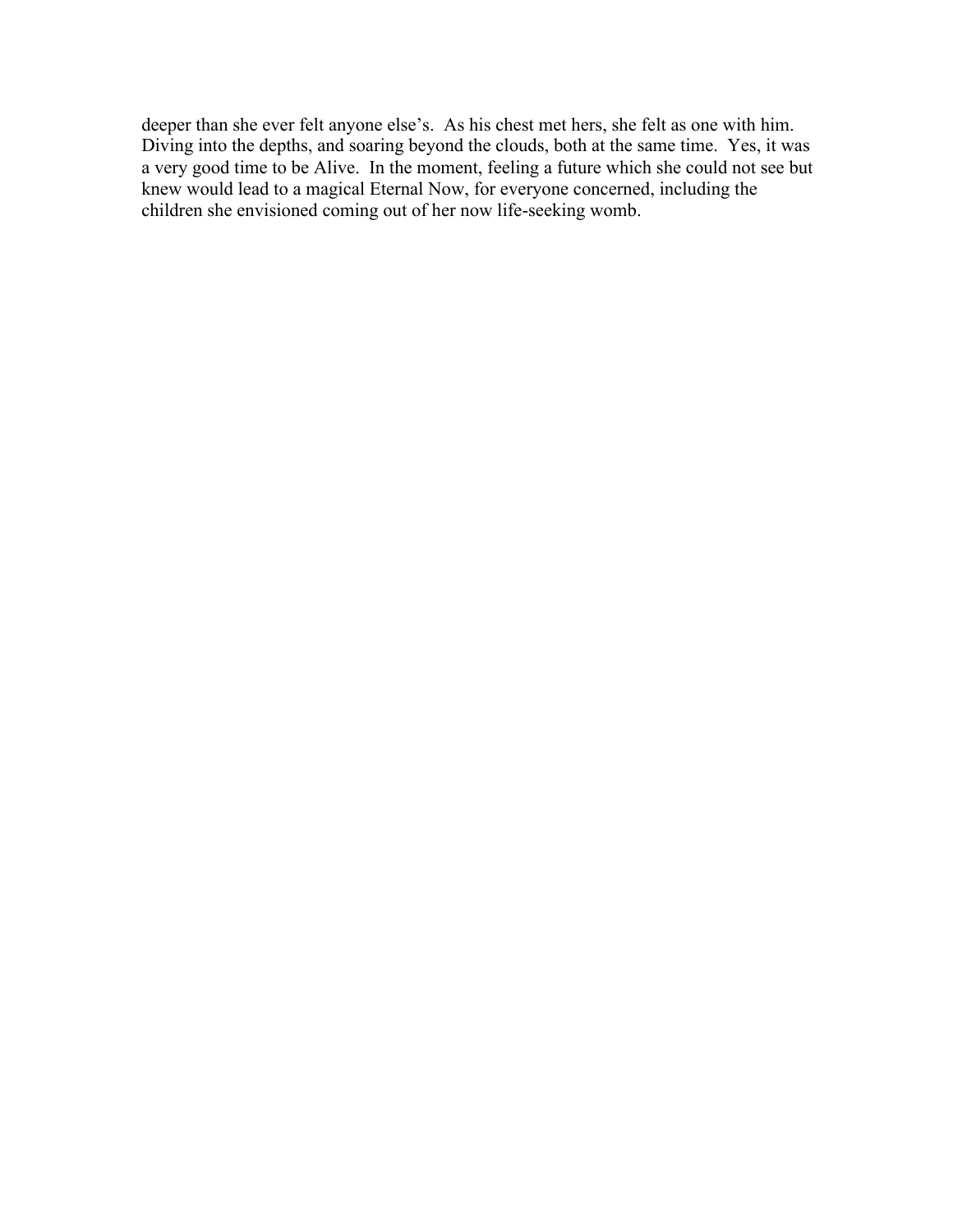deeper than she ever felt anyone else's. As his chest met hers, she felt as one with him. Diving into the depths, and soaring beyond the clouds, both at the same time. Yes, it was a very good time to be Alive. In the moment, feeling a future which she could not see but knew would lead to a magical Eternal Now, for everyone concerned, including the children she envisioned coming out of her now life-seeking womb.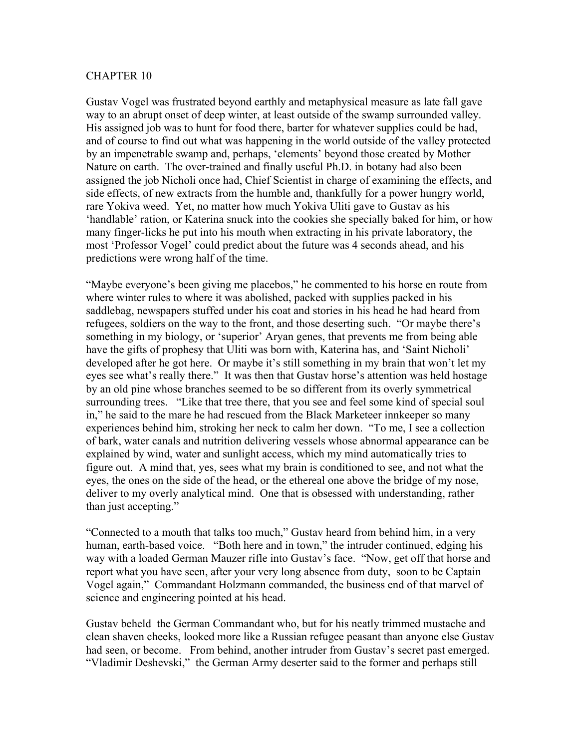# CHAPTER 10

Gustav Vogel was frustrated beyond earthly and metaphysical measure as late fall gave way to an abrupt onset of deep winter, at least outside of the swamp surrounded valley. His assigned job was to hunt for food there, barter for whatever supplies could be had, and of course to find out what was happening in the world outside of the valley protected by an impenetrable swamp and, perhaps, 'elements' beyond those created by Mother Nature on earth. The over-trained and finally useful Ph.D. in botany had also been assigned the job Nicholi once had, Chief Scientist in charge of examining the effects, and side effects, of new extracts from the humble and, thankfully for a power hungry world, rare Yokiva weed. Yet, no matter how much Yokiva Uliti gave to Gustav as his 'handlable' ration, or Katerina snuck into the cookies she specially baked for him, or how many finger-licks he put into his mouth when extracting in his private laboratory, the most 'Professor Vogel' could predict about the future was 4 seconds ahead, and his predictions were wrong half of the time.

"Maybe everyone's been giving me placebos," he commented to his horse en route from where winter rules to where it was abolished, packed with supplies packed in his saddlebag, newspapers stuffed under his coat and stories in his head he had heard from refugees, soldiers on the way to the front, and those deserting such. "Or maybe there's something in my biology, or 'superior' Aryan genes, that prevents me from being able have the gifts of prophesy that Uliti was born with, Katerina has, and 'Saint Nicholi' developed after he got here. Or maybe it's still something in my brain that won't let my eyes see what's really there." It was then that Gustav horse's attention was held hostage by an old pine whose branches seemed to be so different from its overly symmetrical surrounding trees. "Like that tree there, that you see and feel some kind of special soul in," he said to the mare he had rescued from the Black Marketeer innkeeper so many experiences behind him, stroking her neck to calm her down. "To me, I see a collection of bark, water canals and nutrition delivering vessels whose abnormal appearance can be explained by wind, water and sunlight access, which my mind automatically tries to figure out. A mind that, yes, sees what my brain is conditioned to see, and not what the eyes, the ones on the side of the head, or the ethereal one above the bridge of my nose, deliver to my overly analytical mind. One that is obsessed with understanding, rather than just accepting."

"Connected to a mouth that talks too much," Gustav heard from behind him, in a very human, earth-based voice. "Both here and in town," the intruder continued, edging his way with a loaded German Mauzer rifle into Gustav's face. "Now, get off that horse and report what you have seen, after your very long absence from duty, soon to be Captain Vogel again," Commandant Holzmann commanded, the business end of that marvel of science and engineering pointed at his head.

Gustav beheld the German Commandant who, but for his neatly trimmed mustache and clean shaven cheeks, looked more like a Russian refugee peasant than anyone else Gustav had seen, or become. From behind, another intruder from Gustav's secret past emerged. "Vladimir Deshevski," the German Army deserter said to the former and perhaps still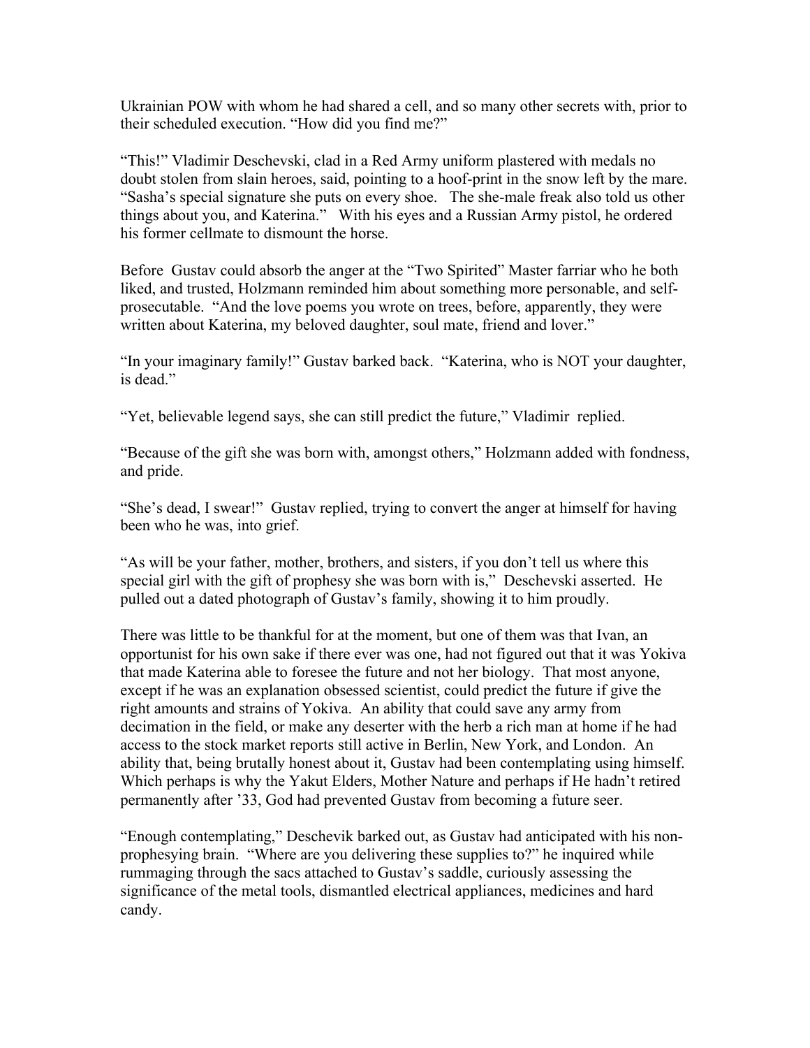Ukrainian POW with whom he had shared a cell, and so many other secrets with, prior to their scheduled execution. “How did you find me?”

“This!” Vladimir Deschevski, clad in a Red Army uniform plastered with medals no doubt stolen from slain heroes, said, pointing to a hoof-print in the snow left by the mare. “Sasha’s special signature she puts on every shoe. The she-male freak also told us other things about you, and Katerina.” With his eyes and a Russian Army pistol, he ordered his former cellmate to dismount the horse.

Before Gustav could absorb the anger at the “Two Spirited” Master farriar who he both liked, and trusted, Holzmann reminded him about something more personable, and self-prosecutable. “And the love poems you wrote on trees, before, apparently, they were written about Katerina, my beloved daughter, soul mate, friend and lover.”

“In your imaginary family!” Gustav barked back. “Katerina, who is NOT your daughter, is dead.”

“Yet, believable legend says, she can still predict the future,” Vladimir replied.

“Because of the gift she was born with, amongst others,” Holzmann added with fondness, and pride.

“She’s dead, I swear!” Gustav replied, trying to convert the anger at himself for having been who he was, into grief.

“As will be your father, mother, brothers, and sisters, if you don’t tell us where this special girl with the gift of prophesy she was born with is,” Deschevski asserted. He pulled out a dated photograph of Gustav’s family, showing it to him proudly.

There was little to be thankful for at the moment, but one of them was that Ivan, an opportunist for his own sake if there ever was one, had not figured out that it was Yokiva that made Katerina able to foresee the future and not her biology. That most anyone, except if he was an explanation obsessed scientist, could predict the future if give the right amounts and strains of Yokiva. An ability that could save any army from decimation in the field, or make any deserter with the herb a rich man at home if he had access to the stock market reports still active in Berlin, New York, and London. An ability that, being brutally honest about it, Gustav had been contemplating using himself. Which perhaps is why the Yakut Elders, Mother Nature and perhaps if He hadn’t retired permanently after ’33, God had prevented Gustav from becoming a future seer.

“Enough contemplating,” Deschevik barked out, as Gustav had anticipated with his non-prophesying brain. “Where are you delivering these supplies to?” he inquired while rummaging through the sacs attached to Gustav’s saddle, curiously assessing the significance of the metal tools, dismantled electrical appliances, medicines and hard candy.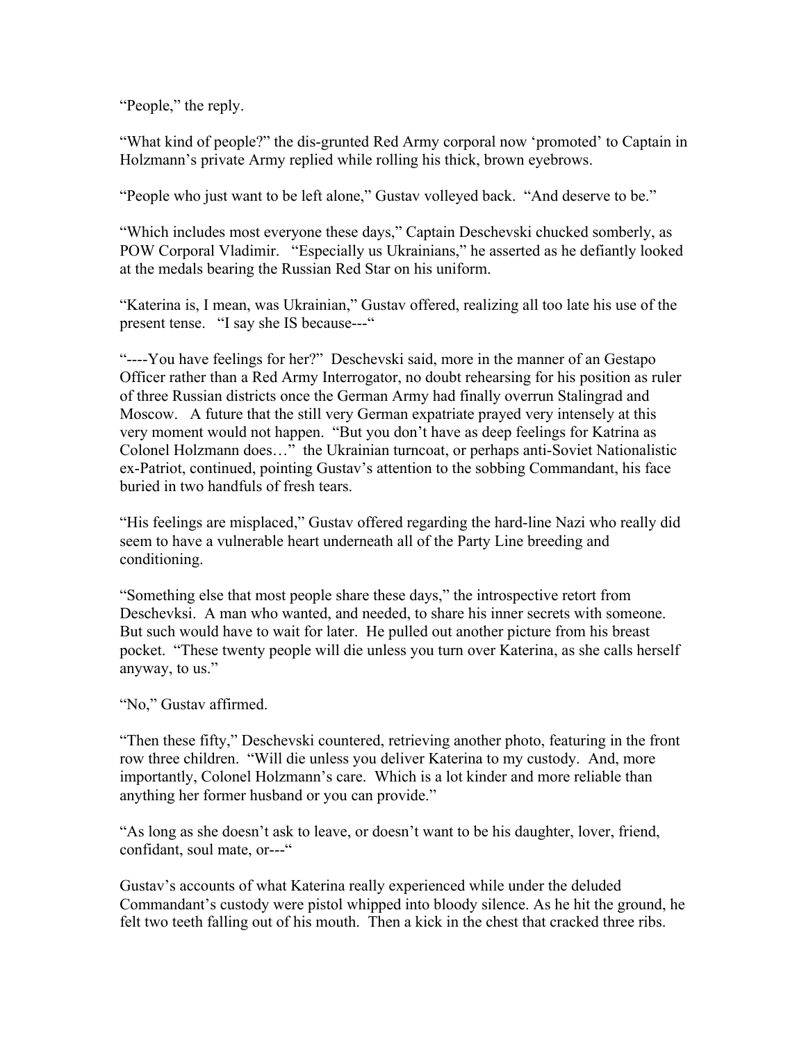"People," the reply.

"What kind of people?" the dis-grunted Red Army corporal now 'promoted' to Captain in Holzmann's private Army replied while rolling his thick, brown eyebrows.

"People who just want to be left alone," Gustav volleyed back. "And deserve to be."

"Which includes most everyone these days," Captain Deschevski chucked somberly, as POW Corporal Vladimir. "Especially us Ukrainians," he asserted as he defiantly looked at the medals bearing the Russian Red Star on his uniform.

"Katerina is, I mean, was Ukrainian," Gustav offered, realizing all too late his use of the present tense. "I say she IS because---"

"----You have feelings for her?" Deschevski said, more in the manner of an Gestapo Officer rather than a Red Army Interrogator, no doubt rehearsing for his position as ruler of three Russian districts once the German Army had finally overrun Stalingrad and Moscow. A future that the still very German expatriate prayed very intensely at this very moment would not happen. "But you don't have as deep feelings for Katrina as Colonel Holzmann does…" the Ukrainian turncoat, or perhaps anti-Soviet Nationalistic ex-Patriot, continued, pointing Gustav's attention to the sobbing Commandant, his face buried in two handfuls of fresh tears.

"His feelings are misplaced," Gustav offered regarding the hard-line Nazi who really did seem to have a vulnerable heart underneath all of the Party Line breeding and conditioning.

"Something else that most people share these days," the introspective retort from Deschevksi. A man who wanted, and needed, to share his inner secrets with someone. But such would have to wait for later. He pulled out another picture from his breast pocket. "These twenty people will die unless you turn over Katerina, as she calls herself anyway, to us."

"No," Gustav affirmed.

"Then these fifty," Deschevski countered, retrieving another photo, featuring in the front row three children. "Will die unless you deliver Katerina to my custody. And, more importantly, Colonel Holzmann's care. Which is a lot kinder and more reliable than anything her former husband or you can provide."

"As long as she doesn't ask to leave, or doesn't want to be his daughter, lover, friend, confidant, soul mate, or---"

Gustav's accounts of what Katerina really experienced while under the deluded Commandant's custody were pistol whipped into bloody silence. As he hit the ground, he felt two teeth falling out of his mouth. Then a kick in the chest that cracked three ribs.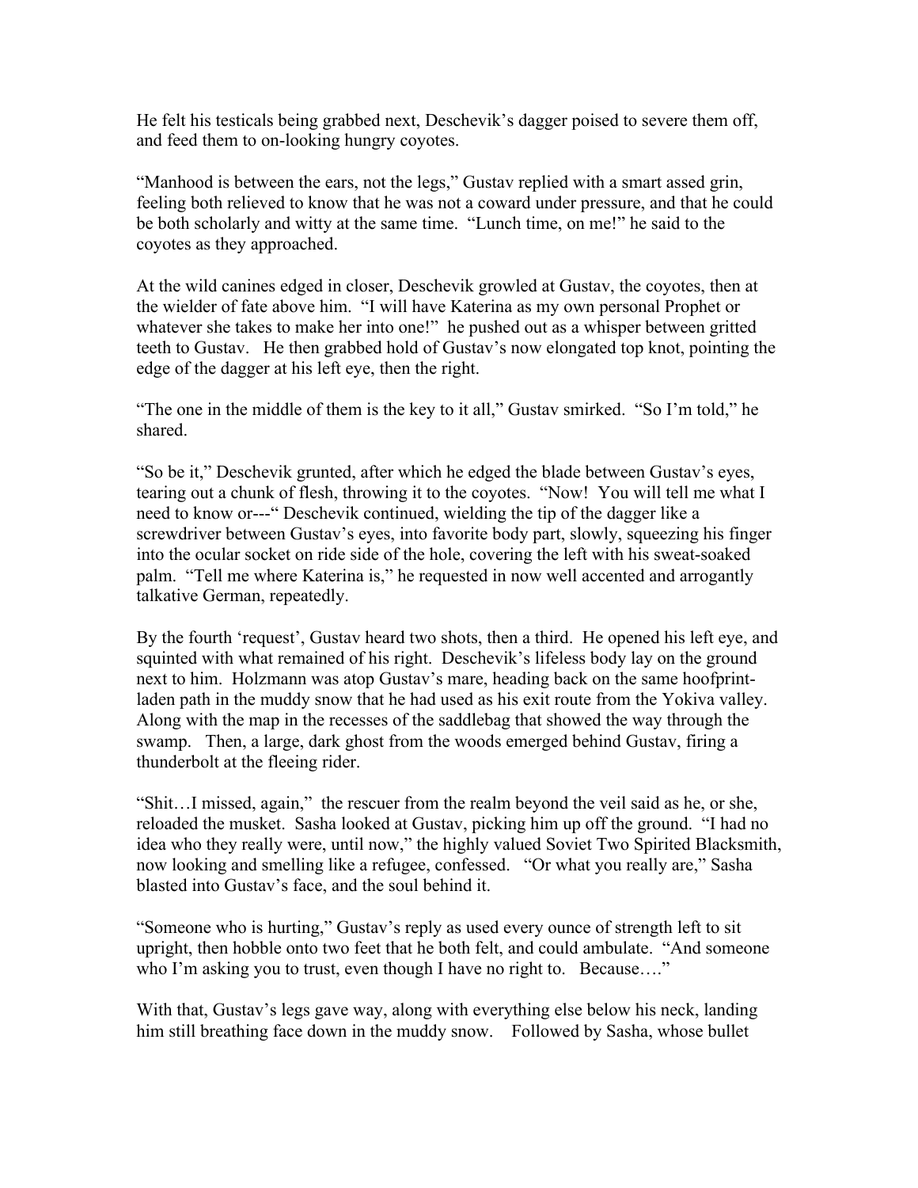He felt his testicals being grabbed next, Deschevik's dagger poised to severe them off, and feed them to on-looking hungry coyotes.

"Manhood is between the ears, not the legs," Gustav replied with a smart assed grin, feeling both relieved to know that he was not a coward under pressure, and that he could be both scholarly and witty at the same time. "Lunch time, on me!" he said to the coyotes as they approached.

At the wild canines edged in closer, Deschevik growled at Gustav, the coyotes, then at the wielder of fate above him. "I will have Katerina as my own personal Prophet or whatever she takes to make her into one!" he pushed out as a whisper between gritted teeth to Gustav. He then grabbed hold of Gustav's now elongated top knot, pointing the edge of the dagger at his left eye, then the right.

"The one in the middle of them is the key to it all," Gustav smirked. "So I'm told," he shared.

"So be it," Deschevik grunted, after which he edged the blade between Gustav's eyes, tearing out a chunk of flesh, throwing it to the coyotes. "Now! You will tell me what I need to know or---" Deschevik continued, wielding the tip of the dagger like a screwdriver between Gustav's eyes, into favorite body part, slowly, squeezing his finger into the ocular socket on ride side of the hole, covering the left with his sweat-soaked palm. "Tell me where Katerina is," he requested in now well accented and arrogantly talkative German, repeatedly.

By the fourth 'request', Gustav heard two shots, then a third. He opened his left eye, and squinted with what remained of his right. Deschevik's lifeless body lay on the ground next to him. Holzmann was atop Gustav's mare, heading back on the same hoofprint-laden path in the muddy snow that he had used as his exit route from the Yokiva valley. Along with the map in the recesses of the saddlebag that showed the way through the swamp. Then, a large, dark ghost from the woods emerged behind Gustav, firing a thunderbolt at the fleeing rider.

"Shit…I missed, again," the rescuer from the realm beyond the veil said as he, or she, reloaded the musket. Sasha looked at Gustav, picking him up off the ground. "I had no idea who they really were, until now," the highly valued Soviet Two Spirited Blacksmith, now looking and smelling like a refugee, confessed. "Or what you really are," Sasha blasted into Gustav's face, and the soul behind it.

"Someone who is hurting," Gustav's reply as used every ounce of strength left to sit upright, then hobble onto two feet that he both felt, and could ambulate. "And someone who I'm asking you to trust, even though I have no right to. Because…."

With that, Gustav's legs gave way, along with everything else below his neck, landing him still breathing face down in the muddy snow. Followed by Sasha, whose bullet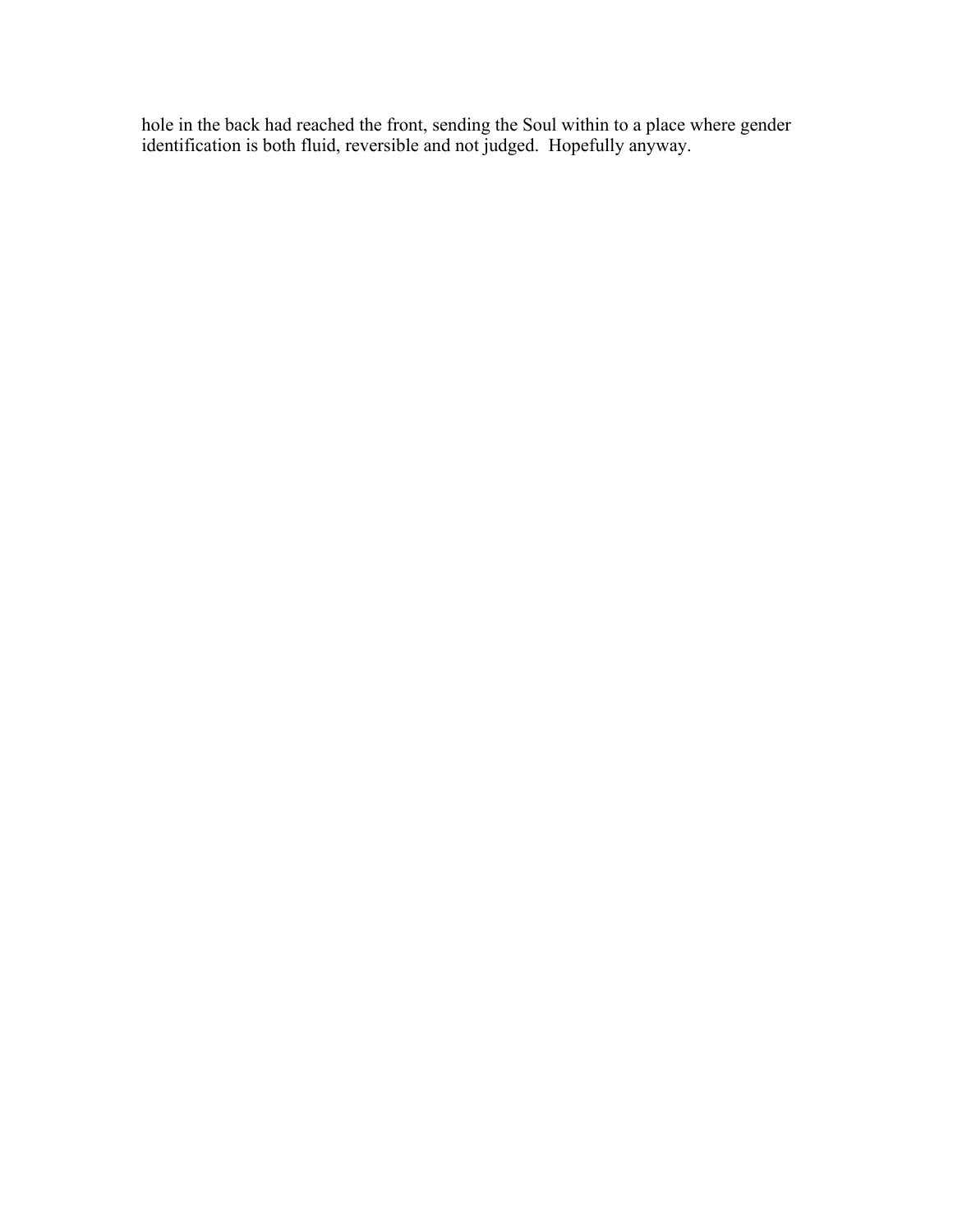hole in the back had reached the front, sending the Soul within to a place where gender identification is both fluid, reversible and not judged.  Hopefully anyway.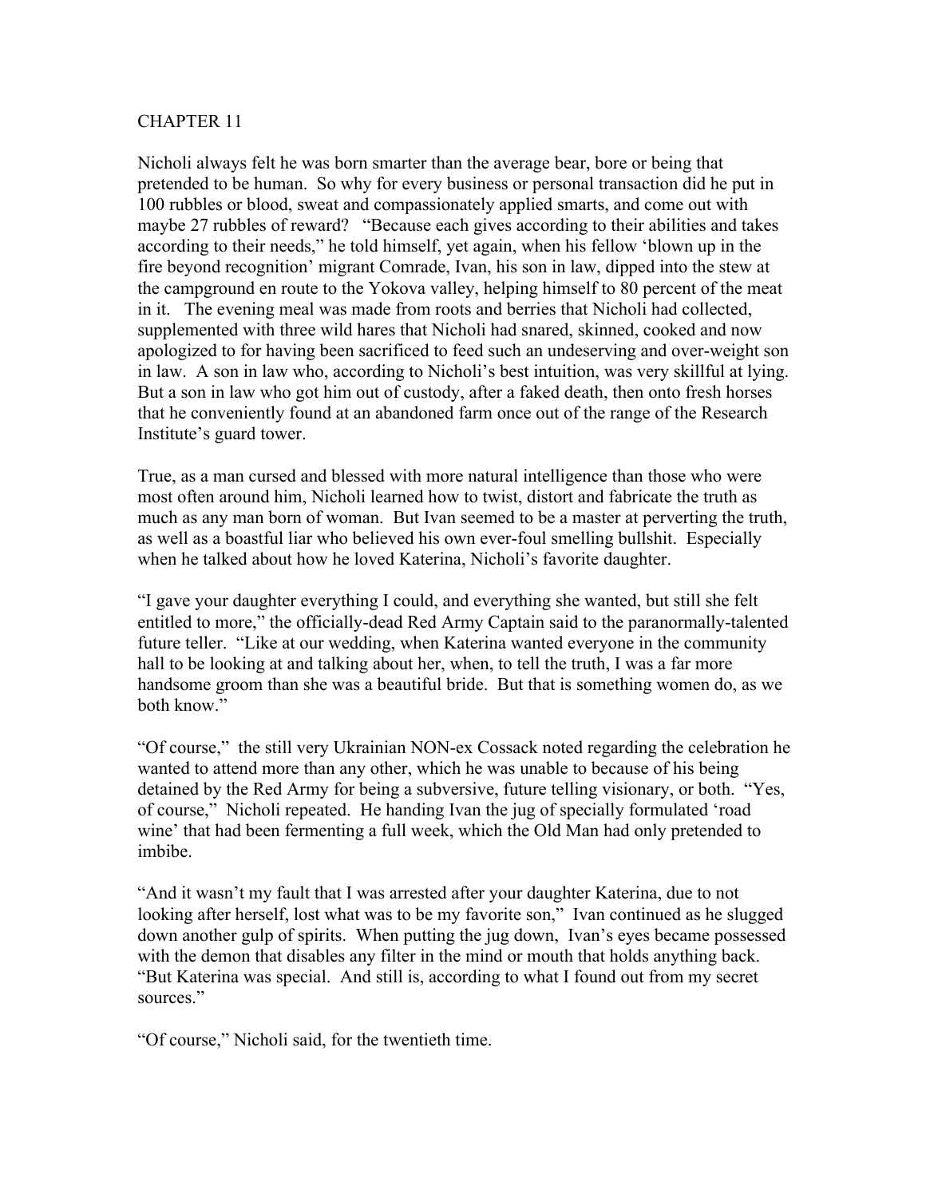# CHAPTER 11

Nicholi always felt he was born smarter than the average bear, bore or being that pretended to be human. So why for every business or personal transaction did he put in 100 rubbles or blood, sweat and compassionately applied smarts, and come out with maybe 27 rubbles of reward? "Because each gives according to their abilities and takes according to their needs," he told himself, yet again, when his fellow 'blown up in the fire beyond recognition' migrant Comrade, Ivan, his son in law, dipped into the stew at the campground en route to the Yokova valley, helping himself to 80 percent of the meat in it. The evening meal was made from roots and berries that Nicholi had collected, supplemented with three wild hares that Nicholi had snared, skinned, cooked and now apologized to for having been sacrificed to feed such an undeserving and over-weight son in law. A son in law who, according to Nicholi's best intuition, was very skillful at lying. But a son in law who got him out of custody, after a faked death, then onto fresh horses that he conveniently found at an abandoned farm once out of the range of the Research Institute's guard tower.

True, as a man cursed and blessed with more natural intelligence than those who were most often around him, Nicholi learned how to twist, distort and fabricate the truth as much as any man born of woman. But Ivan seemed to be a master at perverting the truth, as well as a boastful liar who believed his own ever-foul smelling bullshit. Especially when he talked about how he loved Katerina, Nicholi's favorite daughter.

"I gave your daughter everything I could, and everything she wanted, but still she felt entitled to more," the officially-dead Red Army Captain said to the paranormally-talented future teller. "Like at our wedding, when Katerina wanted everyone in the community hall to be looking at and talking about her, when, to tell the truth, I was a far more handsome groom than she was a beautiful bride. But that is something women do, as we both know."

"Of course," the still very Ukrainian NON-ex Cossack noted regarding the celebration he wanted to attend more than any other, which he was unable to because of his being detained by the Red Army for being a subversive, future telling visionary, or both. "Yes, of course," Nicholi repeated. He handing Ivan the jug of specially formulated 'road wine' that had been fermenting a full week, which the Old Man had only pretended to imbibe.

"And it wasn't my fault that I was arrested after your daughter Katerina, due to not looking after herself, lost what was to be my favorite son," Ivan continued as he slugged down another gulp of spirits. When putting the jug down, Ivan's eyes became possessed with the demon that disables any filter in the mind or mouth that holds anything back. "But Katerina was special. And still is, according to what I found out from my secret sources."

"Of course," Nicholi said, for the twentieth time.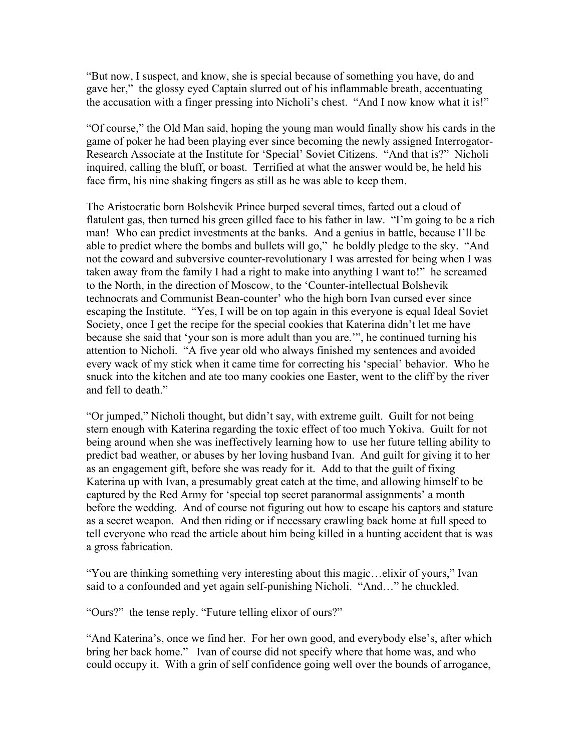"But now, I suspect, and know, she is special because of something you have, do and gave her," the glossy eyed Captain slurred out of his inflammable breath, accentuating the accusation with a finger pressing into Nicholi's chest. "And I now know what it is!"

"Of course," the Old Man said, hoping the young man would finally show his cards in the game of poker he had been playing ever since becoming the newly assigned Interrogator-Research Associate at the Institute for 'Special' Soviet Citizens. "And that is?" Nicholi inquired, calling the bluff, or boast. Terrified at what the answer would be, he held his face firm, his nine shaking fingers as still as he was able to keep them.

The Aristocratic born Bolshevik Prince burped several times, farted out a cloud of flatulent gas, then turned his green gilled face to his father in law. "I'm going to be a rich man! Who can predict investments at the banks. And a genius in battle, because I'll be able to predict where the bombs and bullets will go," he boldly pledge to the sky. "And not the coward and subversive counter-revolutionary I was arrested for being when I was taken away from the family I had a right to make into anything I want to!" he screamed to the North, in the direction of Moscow, to the 'Counter-intellectual Bolshevik technocrats and Communist Bean-counter' who the high born Ivan cursed ever since escaping the Institute. "Yes, I will be on top again in this everyone is equal Ideal Soviet Society, once I get the recipe for the special cookies that Katerina didn't let me have because she said that 'your son is more adult than you are.'", he continued turning his attention to Nicholi. "A five year old who always finished my sentences and avoided every wack of my stick when it came time for correcting his 'special' behavior. Who he snuck into the kitchen and ate too many cookies one Easter, went to the cliff by the river and fell to death."

"Or jumped," Nicholi thought, but didn't say, with extreme guilt. Guilt for not being stern enough with Katerina regarding the toxic effect of too much Yokiva. Guilt for not being around when she was ineffectively learning how to use her future telling ability to predict bad weather, or abuses by her loving husband Ivan. And guilt for giving it to her as an engagement gift, before she was ready for it. Add to that the guilt of fixing Katerina up with Ivan, a presumably great catch at the time, and allowing himself to be captured by the Red Army for 'special top secret paranormal assignments' a month before the wedding. And of course not figuring out how to escape his captors and stature as a secret weapon. And then riding or if necessary crawling back home at full speed to tell everyone who read the article about him being killed in a hunting accident that is was a gross fabrication.

"You are thinking something very interesting about this magic…elixir of yours," Ivan said to a confounded and yet again self-punishing Nicholi. "And…" he chuckled.

"Ours?" the tense reply. "Future telling elixor of ours?"

"And Katerina's, once we find her. For her own good, and everybody else's, after which bring her back home." Ivan of course did not specify where that home was, and who could occupy it. With a grin of self confidence going well over the bounds of arrogance,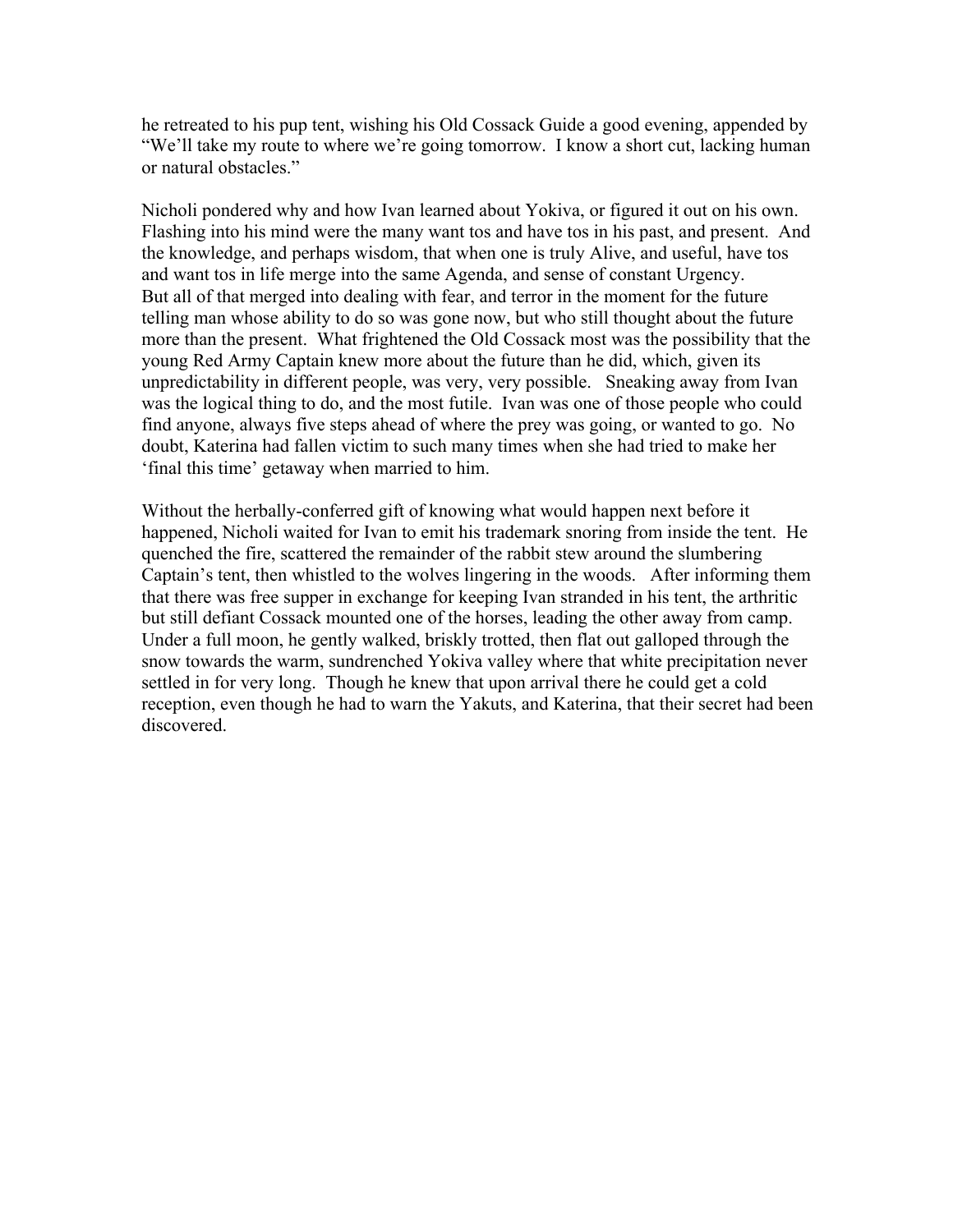he retreated to his pup tent, wishing his Old Cossack Guide a good evening, appended by "We'll take my route to where we're going tomorrow. I know a short cut, lacking human or natural obstacles."

Nicholi pondered why and how Ivan learned about Yokiva, or figured it out on his own. Flashing into his mind were the many want tos and have tos in his past, and present. And the knowledge, and perhaps wisdom, that when one is truly Alive, and useful, have tos and want tos in life merge into the same Agenda, and sense of constant Urgency.
But all of that merged into dealing with fear, and terror in the moment for the future telling man whose ability to do so was gone now, but who still thought about the future more than the present. What frightened the Old Cossack most was the possibility that the young Red Army Captain knew more about the future than he did, which, given its unpredictability in different people, was very, very possible. Sneaking away from Ivan was the logical thing to do, and the most futile. Ivan was one of those people who could find anyone, always five steps ahead of where the prey was going, or wanted to go. No doubt, Katerina had fallen victim to such many times when she had tried to make her 'final this time' getaway when married to him.

Without the herbally-conferred gift of knowing what would happen next before it happened, Nicholi waited for Ivan to emit his trademark snoring from inside the tent. He quenched the fire, scattered the remainder of the rabbit stew around the slumbering Captain's tent, then whistled to the wolves lingering in the woods. After informing them that there was free supper in exchange for keeping Ivan stranded in his tent, the arthritic but still defiant Cossack mounted one of the horses, leading the other away from camp. Under a full moon, he gently walked, briskly trotted, then flat out galloped through the snow towards the warm, sundrenched Yokiva valley where that white precipitation never settled in for very long. Though he knew that upon arrival there he could get a cold reception, even though he had to warn the Yakuts, and Katerina, that their secret had been discovered.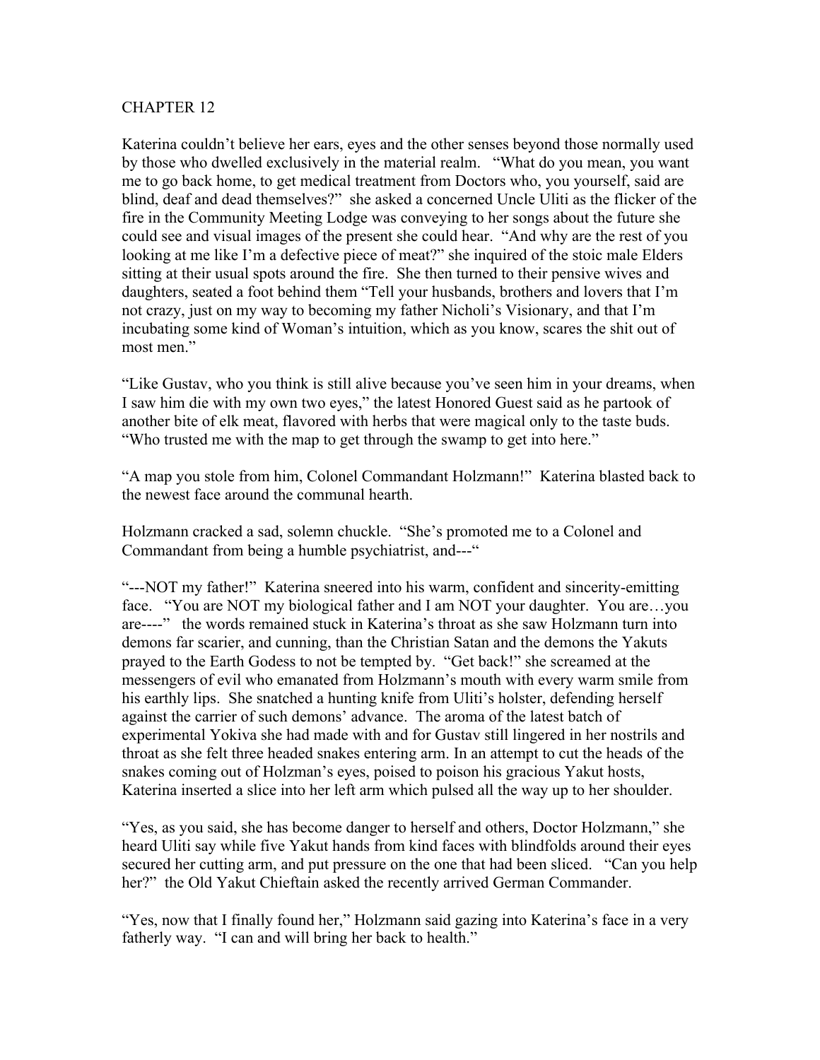# CHAPTER 12

Katerina couldn't believe her ears, eyes and the other senses beyond those normally used by those who dwelled exclusively in the material realm. "What do you mean, you want me to go back home, to get medical treatment from Doctors who, you yourself, said are blind, deaf and dead themselves?" she asked a concerned Uncle Uliti as the flicker of the fire in the Community Meeting Lodge was conveying to her songs about the future she could see and visual images of the present she could hear. "And why are the rest of you looking at me like I'm a defective piece of meat?" she inquired of the stoic male Elders sitting at their usual spots around the fire. She then turned to their pensive wives and daughters, seated a foot behind them "Tell your husbands, brothers and lovers that I'm not crazy, just on my way to becoming my father Nicholi's Visionary, and that I'm incubating some kind of Woman's intuition, which as you know, scares the shit out of most men."

"Like Gustav, who you think is still alive because you've seen him in your dreams, when I saw him die with my own two eyes," the latest Honored Guest said as he partook of another bite of elk meat, flavored with herbs that were magical only to the taste buds. "Who trusted me with the map to get through the swamp to get into here."

"A map you stole from him, Colonel Commandant Holzmann!" Katerina blasted back to the newest face around the communal hearth.

Holzmann cracked a sad, solemn chuckle. "She's promoted me to a Colonel and Commandant from being a humble psychiatrist, and---"

"---NOT my father!" Katerina sneered into his warm, confident and sincerity-emitting face. "You are NOT my biological father and I am NOT your daughter. You are…you are----" the words remained stuck in Katerina's throat as she saw Holzmann turn into demons far scarier, and cunning, than the Christian Satan and the demons the Yakuts prayed to the Earth Godess to not be tempted by. "Get back!" she screamed at the messengers of evil who emanated from Holzmann's mouth with every warm smile from his earthly lips. She snatched a hunting knife from Uliti's holster, defending herself against the carrier of such demons' advance. The aroma of the latest batch of experimental Yokiva she had made with and for Gustav still lingered in her nostrils and throat as she felt three headed snakes entering arm. In an attempt to cut the heads of the snakes coming out of Holzman's eyes, poised to poison his gracious Yakut hosts, Katerina inserted a slice into her left arm which pulsed all the way up to her shoulder.

"Yes, as you said, she has become danger to herself and others, Doctor Holzmann," she heard Uliti say while five Yakut hands from kind faces with blindfolds around their eyes secured her cutting arm, and put pressure on the one that had been sliced. "Can you help her?" the Old Yakut Chieftain asked the recently arrived German Commander.

"Yes, now that I finally found her," Holzmann said gazing into Katerina's face in a very fatherly way. "I can and will bring her back to health."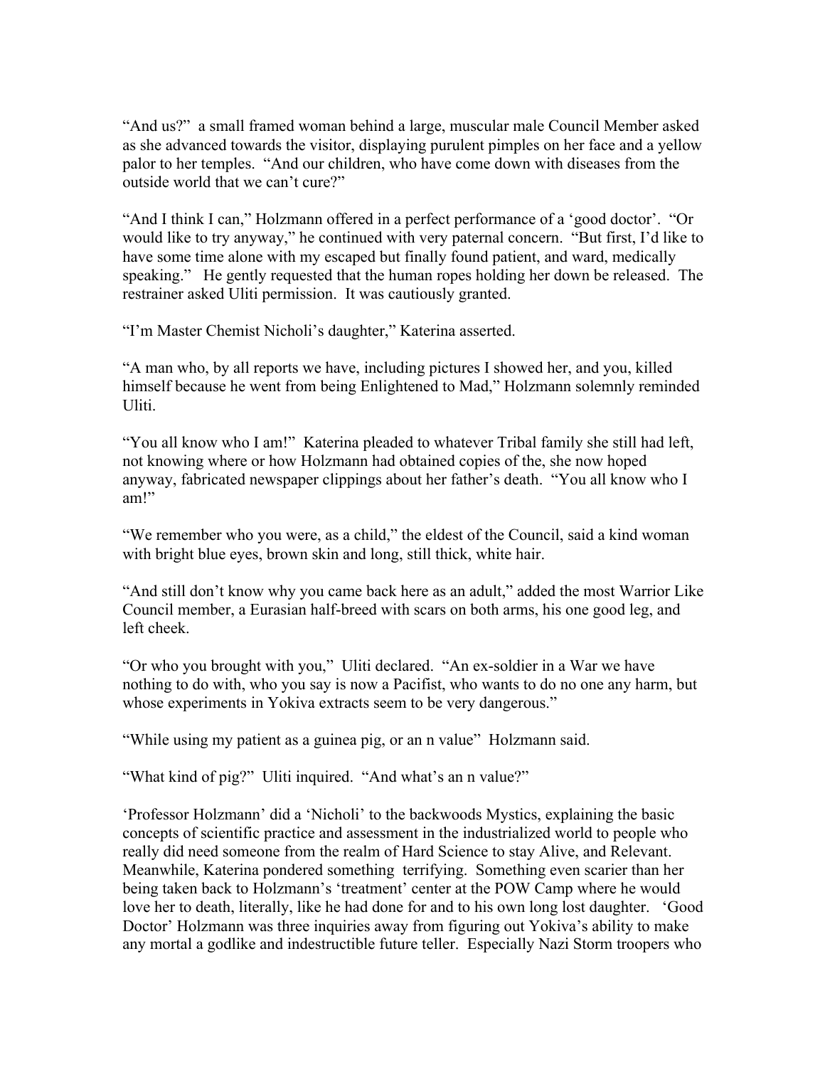"And us?" a small framed woman behind a large, muscular male Council Member asked as she advanced towards the visitor, displaying purulent pimples on her face and a yellow palor to her temples. "And our children, who have come down with diseases from the outside world that we can't cure?"

"And I think I can," Holzmann offered in a perfect performance of a 'good doctor'. "Or would like to try anyway," he continued with very paternal concern. "But first, I'd like to have some time alone with my escaped but finally found patient, and ward, medically speaking." He gently requested that the human ropes holding her down be released. The restrainer asked Uliti permission. It was cautiously granted.

"I'm Master Chemist Nicholi's daughter," Katerina asserted.

"A man who, by all reports we have, including pictures I showed her, and you, killed himself because he went from being Enlightened to Mad," Holzmann solemnly reminded Uliti.

"You all know who I am!" Katerina pleaded to whatever Tribal family she still had left, not knowing where or how Holzmann had obtained copies of the, she now hoped anyway, fabricated newspaper clippings about her father's death. "You all know who I am!"

"We remember who you were, as a child," the eldest of the Council, said a kind woman with bright blue eyes, brown skin and long, still thick, white hair.

"And still don't know why you came back here as an adult," added the most Warrior Like Council member, a Eurasian half-breed with scars on both arms, his one good leg, and left cheek.

"Or who you brought with you," Uliti declared. "An ex-soldier in a War we have nothing to do with, who you say is now a Pacifist, who wants to do no one any harm, but whose experiments in Yokiva extracts seem to be very dangerous."

"While using my patient as a guinea pig, or an n value" Holzmann said.

"What kind of pig?" Uliti inquired. "And what's an n value?"

'Professor Holzmann' did a 'Nicholi' to the backwoods Mystics, explaining the basic concepts of scientific practice and assessment in the industrialized world to people who really did need someone from the realm of Hard Science to stay Alive, and Relevant. Meanwhile, Katerina pondered something terrifying. Something even scarier than her being taken back to Holzmann's 'treatment' center at the POW Camp where he would love her to death, literally, like he had done for and to his own long lost daughter. 'Good Doctor' Holzmann was three inquiries away from figuring out Yokiva's ability to make any mortal a godlike and indestructible future teller. Especially Nazi Storm troopers who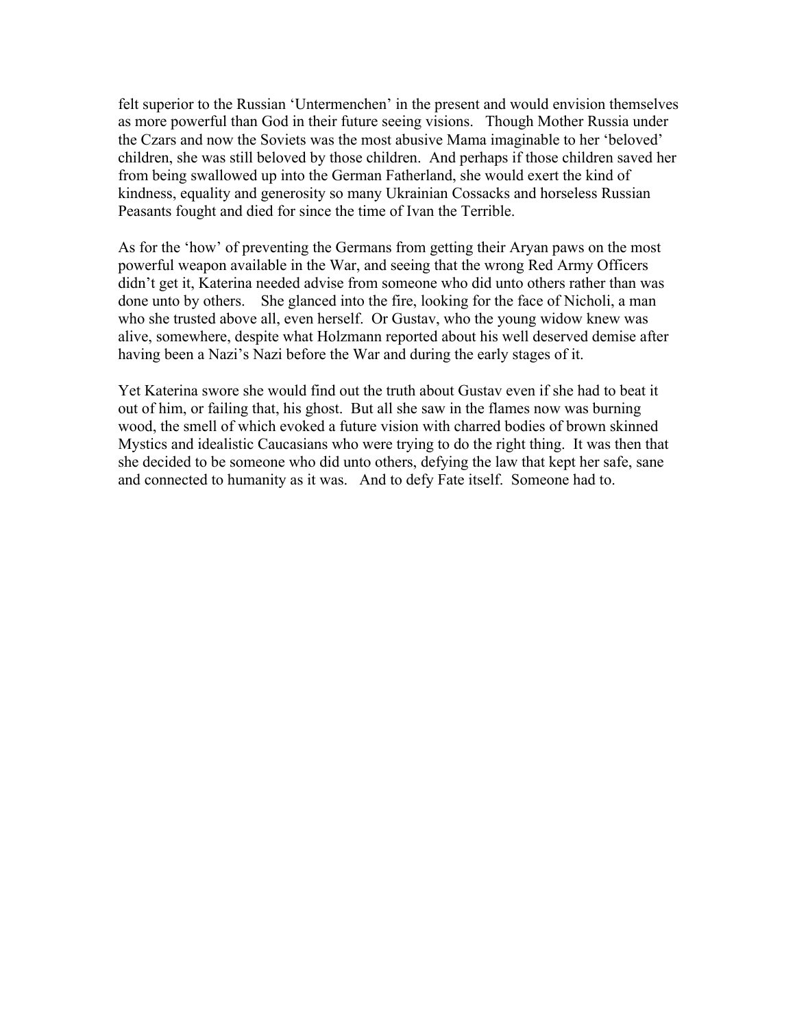felt superior to the Russian 'Untermenchen' in the present and would envision themselves as more powerful than God in their future seeing visions. Though Mother Russia under the Czars and now the Soviets was the most abusive Mama imaginable to her 'beloved' children, she was still beloved by those children. And perhaps if those children saved her from being swallowed up into the German Fatherland, she would exert the kind of kindness, equality and generosity so many Ukrainian Cossacks and horseless Russian Peasants fought and died for since the time of Ivan the Terrible.

As for the 'how' of preventing the Germans from getting their Aryan paws on the most powerful weapon available in the War, and seeing that the wrong Red Army Officers didn't get it, Katerina needed advise from someone who did unto others rather than was done unto by others. She glanced into the fire, looking for the face of Nicholi, a man who she trusted above all, even herself. Or Gustav, who the young widow knew was alive, somewhere, despite what Holzmann reported about his well deserved demise after having been a Nazi's Nazi before the War and during the early stages of it.

Yet Katerina swore she would find out the truth about Gustav even if she had to beat it out of him, or failing that, his ghost. But all she saw in the flames now was burning wood, the smell of which evoked a future vision with charred bodies of brown skinned Mystics and idealistic Caucasians who were trying to do the right thing. It was then that she decided to be someone who did unto others, defying the law that kept her safe, sane and connected to humanity as it was. And to defy Fate itself. Someone had to.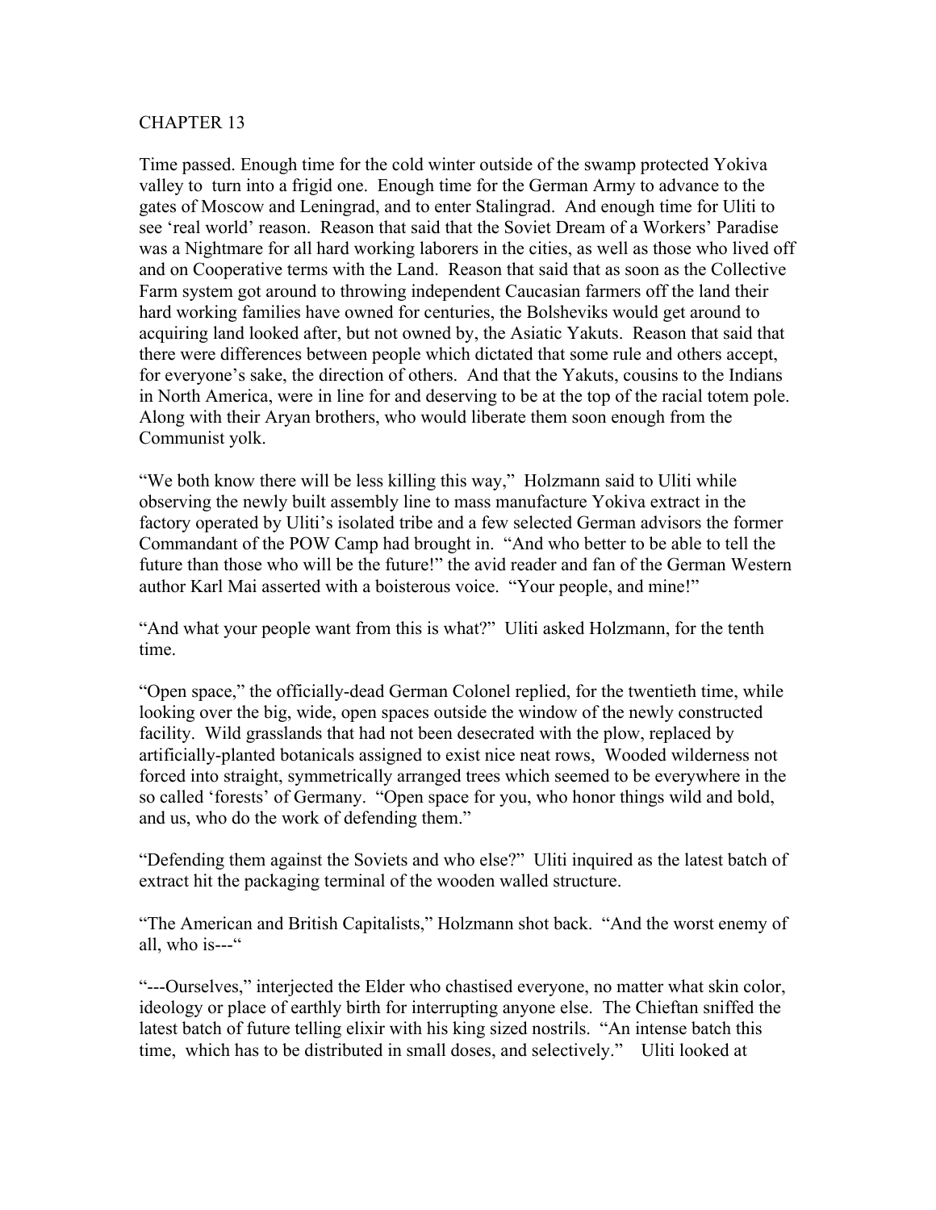# CHAPTER 13

Time passed. Enough time for the cold winter outside of the swamp protected Yokiva valley to turn into a frigid one. Enough time for the German Army to advance to the gates of Moscow and Leningrad, and to enter Stalingrad. And enough time for Uliti to see 'real world' reason. Reason that said that the Soviet Dream of a Workers' Paradise was a Nightmare for all hard working laborers in the cities, as well as those who lived off and on Cooperative terms with the Land. Reason that said that as soon as the Collective Farm system got around to throwing independent Caucasian farmers off the land their hard working families have owned for centuries, the Bolsheviks would get around to acquiring land looked after, but not owned by, the Asiatic Yakuts. Reason that said that there were differences between people which dictated that some rule and others accept, for everyone's sake, the direction of others. And that the Yakuts, cousins to the Indians in North America, were in line for and deserving to be at the top of the racial totem pole. Along with their Aryan brothers, who would liberate them soon enough from the Communist yolk.

"We both know there will be less killing this way," Holzmann said to Uliti while observing the newly built assembly line to mass manufacture Yokiva extract in the factory operated by Uliti's isolated tribe and a few selected German advisors the former Commandant of the POW Camp had brought in. "And who better to be able to tell the future than those who will be the future!" the avid reader and fan of the German Western author Karl Mai asserted with a boisterous voice. "Your people, and mine!"

"And what your people want from this is what?" Uliti asked Holzmann, for the tenth time.

"Open space," the officially-dead German Colonel replied, for the twentieth time, while looking over the big, wide, open spaces outside the window of the newly constructed facility. Wild grasslands that had not been desecrated with the plow, replaced by artificially-planted botanicals assigned to exist nice neat rows, Wooded wilderness not forced into straight, symmetrically arranged trees which seemed to be everywhere in the so called 'forests' of Germany. "Open space for you, who honor things wild and bold, and us, who do the work of defending them."

"Defending them against the Soviets and who else?" Uliti inquired as the latest batch of extract hit the packaging terminal of the wooden walled structure.

"The American and British Capitalists," Holzmann shot back. "And the worst enemy of all, who is---"

"---Ourselves," interjected the Elder who chastised everyone, no matter what skin color, ideology or place of earthly birth for interrupting anyone else. The Chieftan sniffed the latest batch of future telling elixir with his king sized nostrils. "An intense batch this time, which has to be distributed in small doses, and selectively." Uliti looked at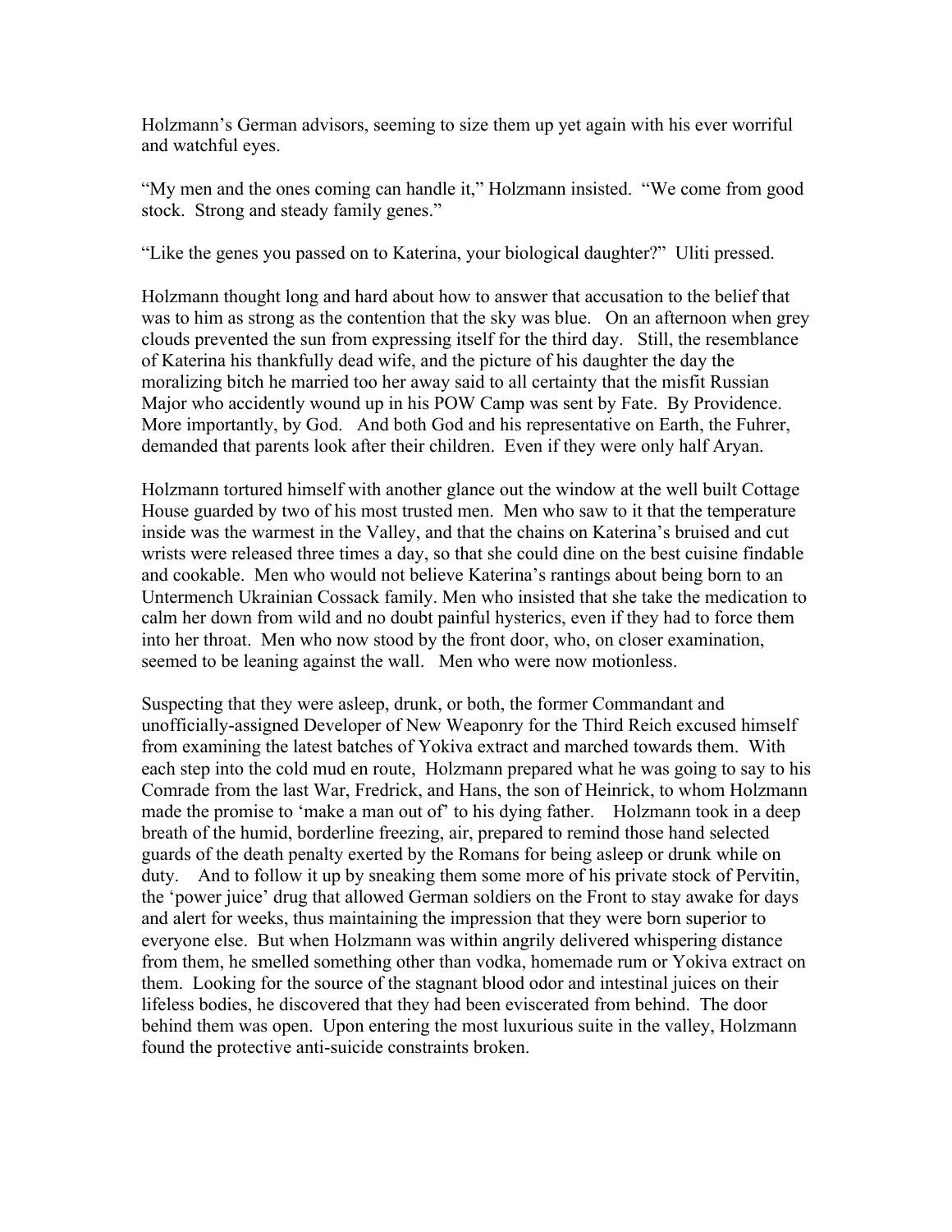Holzmann's German advisors, seeming to size them up yet again with his ever worriful and watchful eyes.

"My men and the ones coming can handle it," Holzmann insisted. "We come from good stock. Strong and steady family genes."

"Like the genes you passed on to Katerina, your biological daughter?" Uliti pressed.

Holzmann thought long and hard about how to answer that accusation to the belief that was to him as strong as the contention that the sky was blue. On an afternoon when grey clouds prevented the sun from expressing itself for the third day. Still, the resemblance of Katerina his thankfully dead wife, and the picture of his daughter the day the moralizing bitch he married too her away said to all certainty that the misfit Russian Major who accidently wound up in his POW Camp was sent by Fate. By Providence. More importantly, by God. And both God and his representative on Earth, the Fuhrer, demanded that parents look after their children. Even if they were only half Aryan.

Holzmann tortured himself with another glance out the window at the well built Cottage House guarded by two of his most trusted men. Men who saw to it that the temperature inside was the warmest in the Valley, and that the chains on Katerina's bruised and cut wrists were released three times a day, so that she could dine on the best cuisine findable and cookable. Men who would not believe Katerina's rantings about being born to an Untermench Ukrainian Cossack family. Men who insisted that she take the medication to calm her down from wild and no doubt painful hysterics, even if they had to force them into her throat. Men who now stood by the front door, who, on closer examination, seemed to be leaning against the wall. Men who were now motionless.

Suspecting that they were asleep, drunk, or both, the former Commandant and unofficially-assigned Developer of New Weaponry for the Third Reich excused himself from examining the latest batches of Yokiva extract and marched towards them. With each step into the cold mud en route, Holzmann prepared what he was going to say to his Comrade from the last War, Fredrick, and Hans, the son of Heinrick, to whom Holzmann made the promise to 'make a man out of' to his dying father. Holzmann took in a deep breath of the humid, borderline freezing, air, prepared to remind those hand selected guards of the death penalty exerted by the Romans for being asleep or drunk while on duty. And to follow it up by sneaking them some more of his private stock of Pervitin, the 'power juice' drug that allowed German soldiers on the Front to stay awake for days and alert for weeks, thus maintaining the impression that they were born superior to everyone else. But when Holzmann was within angrily delivered whispering distance from them, he smelled something other than vodka, homemade rum or Yokiva extract on them. Looking for the source of the stagnant blood odor and intestinal juices on their lifeless bodies, he discovered that they had been eviscerated from behind. The door behind them was open. Upon entering the most luxurious suite in the valley, Holzmann found the protective anti-suicide constraints broken.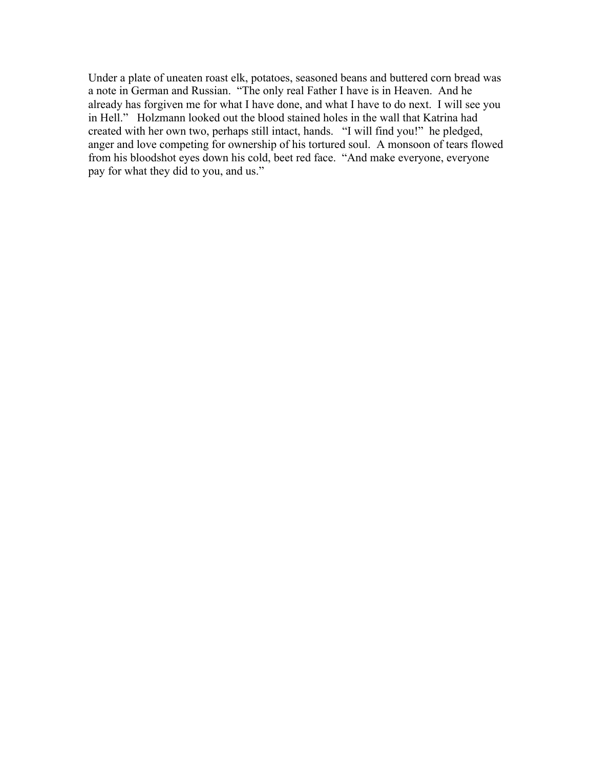Under a plate of uneaten roast elk, potatoes, seasoned beans and buttered corn bread was a note in German and Russian. "The only real Father I have is in Heaven. And he already has forgiven me for what I have done, and what I have to do next. I will see you in Hell." Holzmann looked out the blood stained holes in the wall that Katrina had created with her own two, perhaps still intact, hands. "I will find you!" he pledged, anger and love competing for ownership of his tortured soul. A monsoon of tears flowed from his bloodshot eyes down his cold, beet red face. "And make everyone, everyone pay for what they did to you, and us."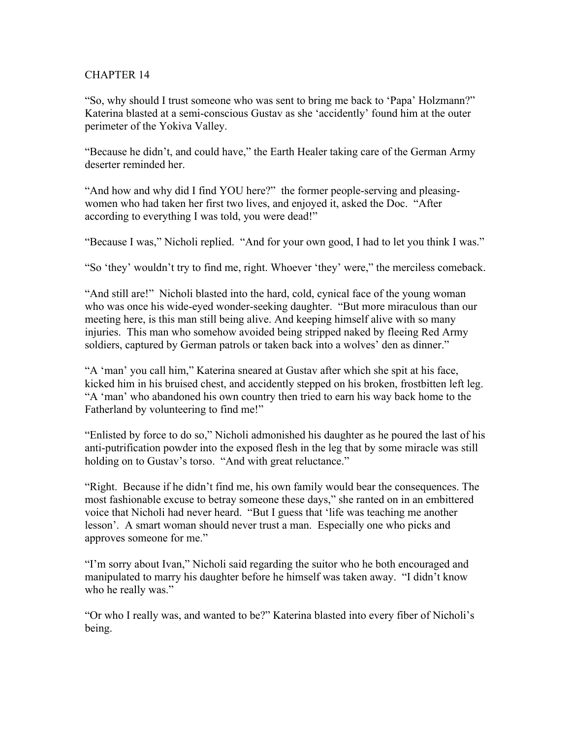# CHAPTER 14

"So, why should I trust someone who was sent to bring me back to 'Papa' Holzmann?" Katerina blasted at a semi-conscious Gustav as she 'accidently' found him at the outer perimeter of the Yokiva Valley.

"Because he didn't, and could have," the Earth Healer taking care of the German Army deserter reminded her.

"And how and why did I find YOU here?" the former people-serving and pleasing-women who had taken her first two lives, and enjoyed it, asked the Doc. "After according to everything I was told, you were dead!"

"Because I was," Nicholi replied. "And for your own good, I had to let you think I was."

"So 'they' wouldn't try to find me, right. Whoever 'they' were," the merciless comeback.

"And still are!" Nicholi blasted into the hard, cold, cynical face of the young woman who was once his wide-eyed wonder-seeking daughter. "But more miraculous than our meeting here, is this man still being alive. And keeping himself alive with so many injuries. This man who somehow avoided being stripped naked by fleeing Red Army soldiers, captured by German patrols or taken back into a wolves' den as dinner."

"A 'man' you call him," Katerina sneared at Gustav after which she spit at his face, kicked him in his bruised chest, and accidently stepped on his broken, frostbitten left leg. "A 'man' who abandoned his own country then tried to earn his way back home to the Fatherland by volunteering to find me!"

"Enlisted by force to do so," Nicholi admonished his daughter as he poured the last of his anti-putrification powder into the exposed flesh in the leg that by some miracle was still holding on to Gustav's torso. "And with great reluctance."

"Right. Because if he didn't find me, his own family would bear the consequences. The most fashionable excuse to betray someone these days," she ranted on in an embittered voice that Nicholi had never heard. "But I guess that 'life was teaching me another lesson'. A smart woman should never trust a man. Especially one who picks and approves someone for me."

"I'm sorry about Ivan," Nicholi said regarding the suitor who he both encouraged and manipulated to marry his daughter before he himself was taken away. "I didn't know who he really was."

"Or who I really was, and wanted to be?" Katerina blasted into every fiber of Nicholi's being.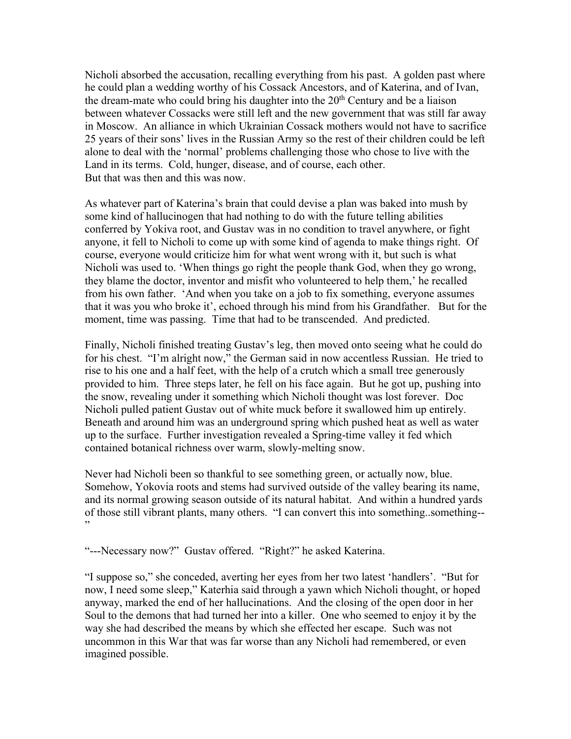Nicholi absorbed the accusation, recalling everything from his past. A golden past where he could plan a wedding worthy of his Cossack Ancestors, and of Katerina, and of Ivan, the dream-mate who could bring his daughter into the 20th Century and be a liaison between whatever Cossacks were still left and the new government that was still far away in Moscow. An alliance in which Ukrainian Cossack mothers would not have to sacrifice 25 years of their sons' lives in the Russian Army so the rest of their children could be left alone to deal with the 'normal' problems challenging those who chose to live with the Land in its terms. Cold, hunger, disease, and of course, each other.
But that was then and this was now.

As whatever part of Katerina's brain that could devise a plan was baked into mush by some kind of hallucinogen that had nothing to do with the future telling abilities conferred by Yokiva root, and Gustav was in no condition to travel anywhere, or fight anyone, it fell to Nicholi to come up with some kind of agenda to make things right. Of course, everyone would criticize him for what went wrong with it, but such is what Nicholi was used to. 'When things go right the people thank God, when they go wrong, they blame the doctor, inventor and misfit who volunteered to help them,' he recalled from his own father. 'And when you take on a job to fix something, everyone assumes that it was you who broke it', echoed through his mind from his Grandfather. But for the moment, time was passing. Time that had to be transcended. And predicted.

Finally, Nicholi finished treating Gustav's leg, then moved onto seeing what he could do for his chest. "I'm alright now," the German said in now accentless Russian. He tried to rise to his one and a half feet, with the help of a crutch which a small tree generously provided to him. Three steps later, he fell on his face again. But he got up, pushing into the snow, revealing under it something which Nicholi thought was lost forever. Doc Nicholi pulled patient Gustav out of white muck before it swallowed him up entirely. Beneath and around him was an underground spring which pushed heat as well as water up to the surface. Further investigation revealed a Spring-time valley it fed which contained botanical richness over warm, slowly-melting snow.

Never had Nicholi been so thankful to see something green, or actually now, blue. Somehow, Yokovia roots and stems had survived outside of the valley bearing its name, and its normal growing season outside of its natural habitat. And within a hundred yards of those still vibrant plants, many others. "I can convert this into something..something--"

"---Necessary now?" Gustav offered. "Right?" he asked Katerina.

"I suppose so," she conceded, averting her eyes from her two latest 'handlers'. "But for now, I need some sleep," Katerhia said through a yawn which Nicholi thought, or hoped anyway, marked the end of her hallucinations. And the closing of the open door in her Soul to the demons that had turned her into a killer. One who seemed to enjoy it by the way she had described the means by which she effected her escape. Such was not uncommon in this War that was far worse than any Nicholi had remembered, or even imagined possible.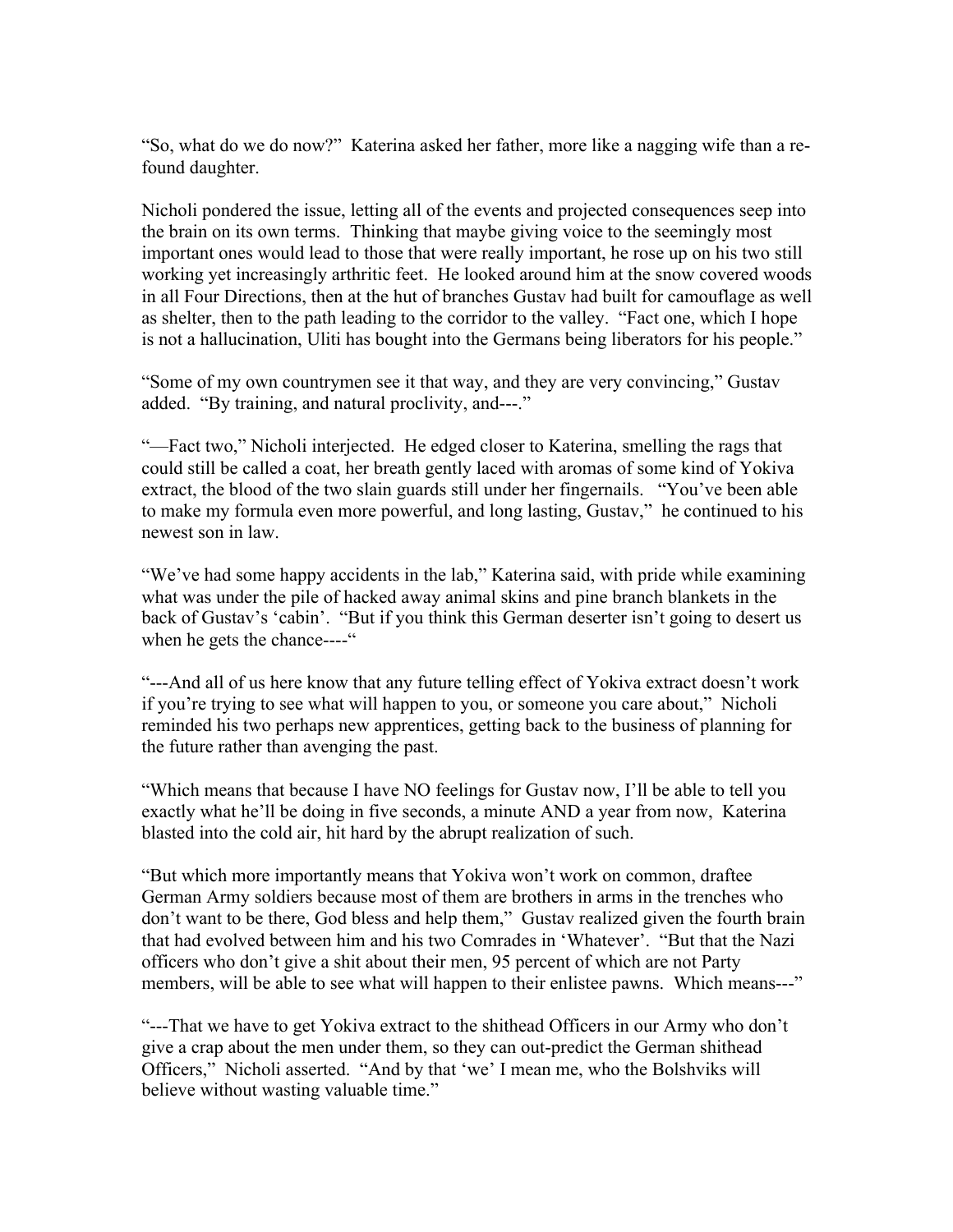"So, what do we do now?" Katerina asked her father, more like a nagging wife than a re-found daughter.

Nicholi pondered the issue, letting all of the events and projected consequences seep into the brain on its own terms. Thinking that maybe giving voice to the seemingly most important ones would lead to those that were really important, he rose up on his two still working yet increasingly arthritic feet. He looked around him at the snow covered woods in all Four Directions, then at the hut of branches Gustav had built for camouflage as well as shelter, then to the path leading to the corridor to the valley. "Fact one, which I hope is not a hallucination, Uliti has bought into the Germans being liberators for his people."

"Some of my own countrymen see it that way, and they are very convincing," Gustav added. "By training, and natural proclivity, and---."

"—Fact two," Nicholi interjected. He edged closer to Katerina, smelling the rags that could still be called a coat, her breath gently laced with aromas of some kind of Yokiva extract, the blood of the two slain guards still under her fingernails. "You've been able to make my formula even more powerful, and long lasting, Gustav," he continued to his newest son in law.

"We've had some happy accidents in the lab," Katerina said, with pride while examining what was under the pile of hacked away animal skins and pine branch blankets in the back of Gustav's 'cabin'. "But if you think this German deserter isn't going to desert us when he gets the chance----"

"---And all of us here know that any future telling effect of Yokiva extract doesn't work if you're trying to see what will happen to you, or someone you care about," Nicholi reminded his two perhaps new apprentices, getting back to the business of planning for the future rather than avenging the past.

"Which means that because I have NO feelings for Gustav now, I'll be able to tell you exactly what he'll be doing in five seconds, a minute AND a year from now, Katerina blasted into the cold air, hit hard by the abrupt realization of such.

"But which more importantly means that Yokiva won't work on common, draftee German Army soldiers because most of them are brothers in arms in the trenches who don't want to be there, God bless and help them," Gustav realized given the fourth brain that had evolved between him and his two Comrades in 'Whatever'. "But that the Nazi officers who don't give a shit about their men, 95 percent of which are not Party members, will be able to see what will happen to their enlistee pawns. Which means---"

"---That we have to get Yokiva extract to the shithead Officers in our Army who don't give a crap about the men under them, so they can out-predict the German shithead Officers," Nicholi asserted. "And by that 'we' I mean me, who the Bolshviks will believe without wasting valuable time."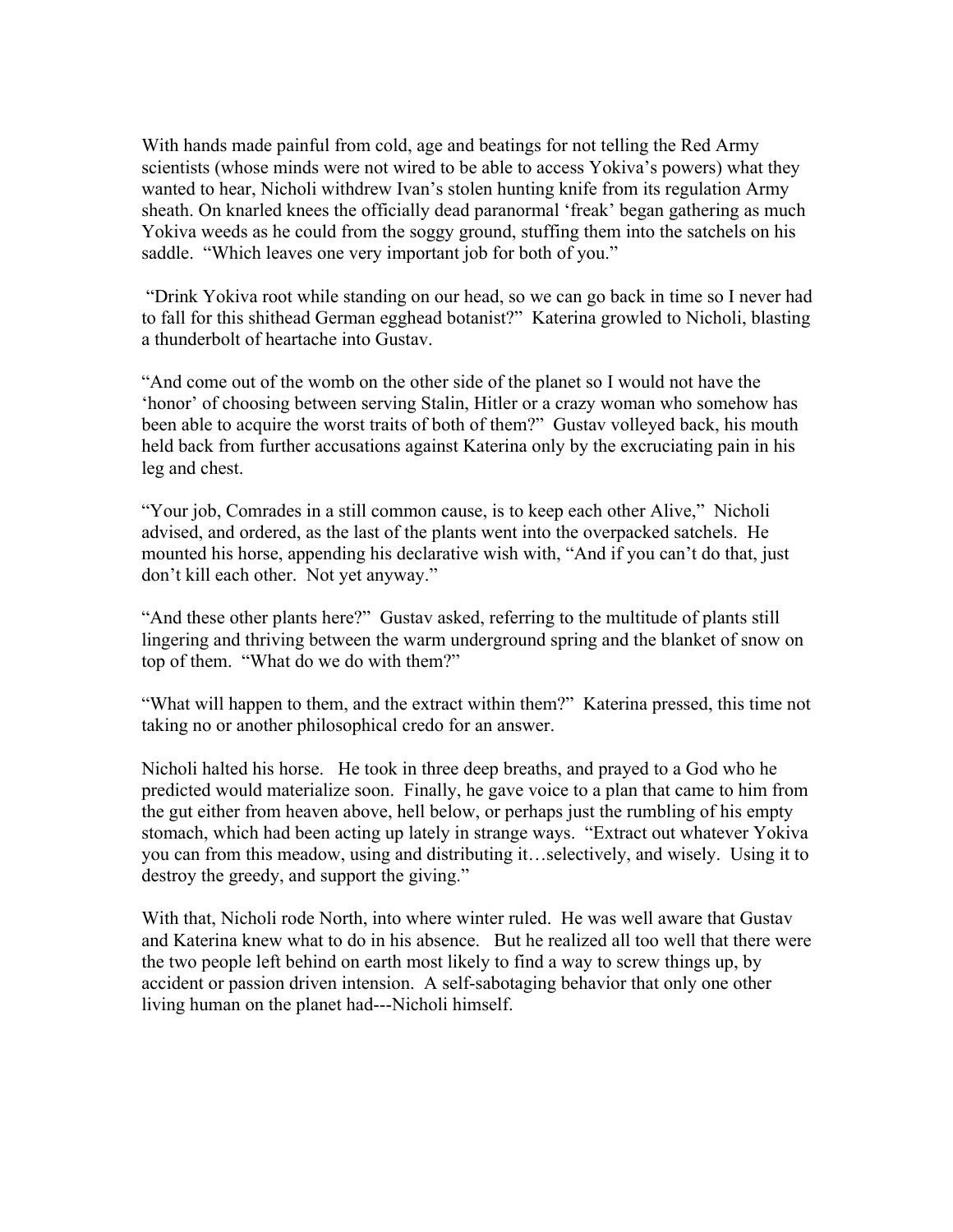With hands made painful from cold, age and beatings for not telling the Red Army scientists (whose minds were not wired to be able to access Yokiva's powers) what they wanted to hear, Nicholi withdrew Ivan's stolen hunting knife from its regulation Army sheath. On knarled knees the officially dead paranormal 'freak' began gathering as much Yokiva weeds as he could from the soggy ground, stuffing them into the satchels on his saddle. "Which leaves one very important job for both of you."

"Drink Yokiva root while standing on our head, so we can go back in time so I never had to fall for this shithead German egghead botanist?" Katerina growled to Nicholi, blasting a thunderbolt of heartache into Gustav.

"And come out of the womb on the other side of the planet so I would not have the 'honor' of choosing between serving Stalin, Hitler or a crazy woman who somehow has been able to acquire the worst traits of both of them?" Gustav volleyed back, his mouth held back from further accusations against Katerina only by the excruciating pain in his leg and chest.

"Your job, Comrades in a still common cause, is to keep each other Alive," Nicholi advised, and ordered, as the last of the plants went into the overpacked satchels. He mounted his horse, appending his declarative wish with, "And if you can't do that, just don't kill each other. Not yet anyway."

"And these other plants here?" Gustav asked, referring to the multitude of plants still lingering and thriving between the warm underground spring and the blanket of snow on top of them. "What do we do with them?"

"What will happen to them, and the extract within them?" Katerina pressed, this time not taking no or another philosophical credo for an answer.

Nicholi halted his horse. He took in three deep breaths, and prayed to a God who he predicted would materialize soon. Finally, he gave voice to a plan that came to him from the gut either from heaven above, hell below, or perhaps just the rumbling of his empty stomach, which had been acting up lately in strange ways. "Extract out whatever Yokiva you can from this meadow, using and distributing it…selectively, and wisely. Using it to destroy the greedy, and support the giving."

With that, Nicholi rode North, into where winter ruled. He was well aware that Gustav and Katerina knew what to do in his absence. But he realized all too well that there were the two people left behind on earth most likely to find a way to screw things up, by accident or passion driven intension. A self-sabotaging behavior that only one other living human on the planet had---Nicholi himself.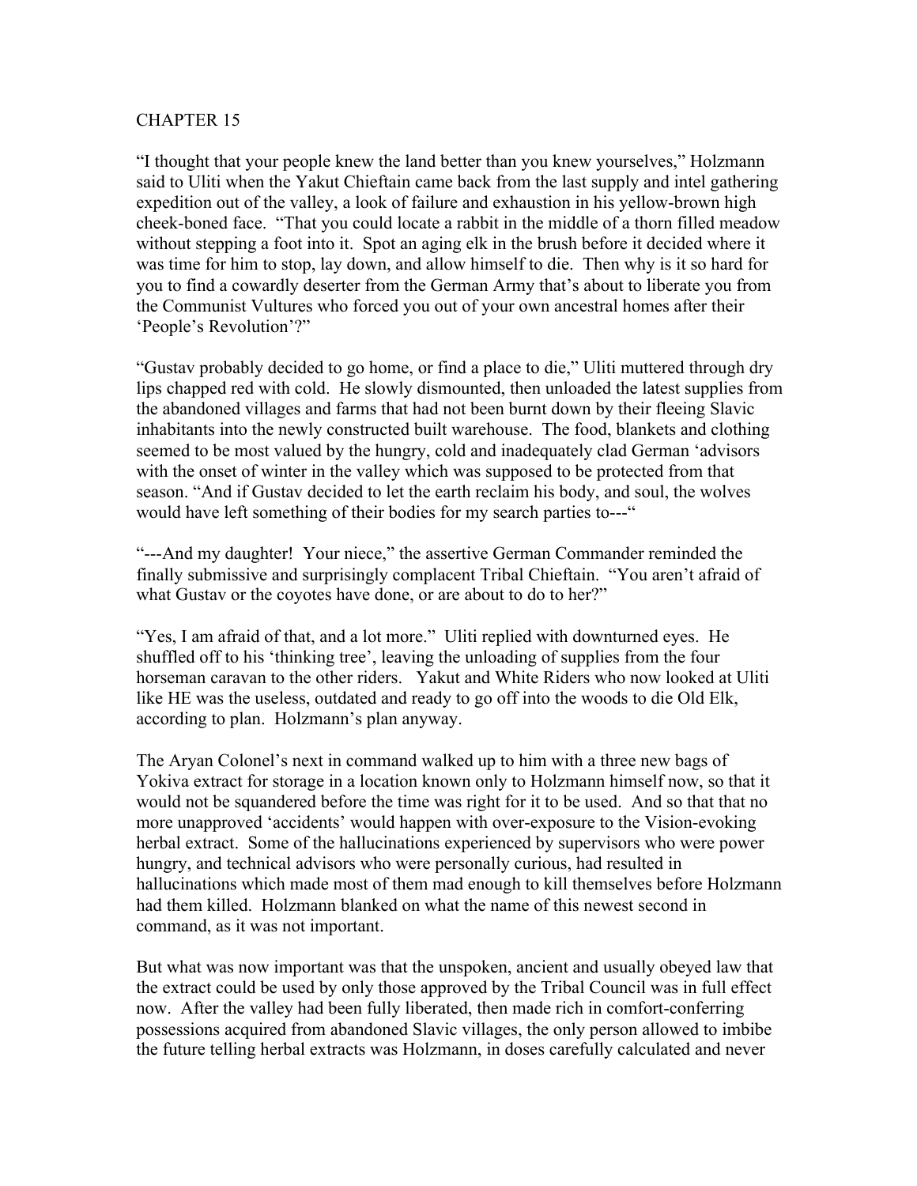# CHAPTER 15

"I thought that your people knew the land better than you knew yourselves," Holzmann said to Uliti when the Yakut Chieftain came back from the last supply and intel gathering expedition out of the valley, a look of failure and exhaustion in his yellow-brown high cheek-boned face. "That you could locate a rabbit in the middle of a thorn filled meadow without stepping a foot into it. Spot an aging elk in the brush before it decided where it was time for him to stop, lay down, and allow himself to die. Then why is it so hard for you to find a cowardly deserter from the German Army that's about to liberate you from the Communist Vultures who forced you out of your own ancestral homes after their 'People's Revolution'?"

"Gustav probably decided to go home, or find a place to die," Uliti muttered through dry lips chapped red with cold. He slowly dismounted, then unloaded the latest supplies from the abandoned villages and farms that had not been burnt down by their fleeing Slavic inhabitants into the newly constructed built warehouse. The food, blankets and clothing seemed to be most valued by the hungry, cold and inadequately clad German 'advisors with the onset of winter in the valley which was supposed to be protected from that season. "And if Gustav decided to let the earth reclaim his body, and soul, the wolves would have left something of their bodies for my search parties to---"

"---And my daughter! Your niece," the assertive German Commander reminded the finally submissive and surprisingly complacent Tribal Chieftain. "You aren't afraid of what Gustav or the coyotes have done, or are about to do to her?"

"Yes, I am afraid of that, and a lot more." Uliti replied with downturned eyes. He shuffled off to his 'thinking tree', leaving the unloading of supplies from the four horseman caravan to the other riders. Yakut and White Riders who now looked at Uliti like HE was the useless, outdated and ready to go off into the woods to die Old Elk, according to plan. Holzmann's plan anyway.

The Aryan Colonel's next in command walked up to him with a three new bags of Yokiva extract for storage in a location known only to Holzmann himself now, so that it would not be squandered before the time was right for it to be used. And so that that no more unapproved 'accidents' would happen with over-exposure to the Vision-evoking herbal extract. Some of the hallucinations experienced by supervisors who were power hungry, and technical advisors who were personally curious, had resulted in hallucinations which made most of them mad enough to kill themselves before Holzmann had them killed. Holzmann blanked on what the name of this newest second in command, as it was not important.

But what was now important was that the unspoken, ancient and usually obeyed law that the extract could be used by only those approved by the Tribal Council was in full effect now. After the valley had been fully liberated, then made rich in comfort-conferring possessions acquired from abandoned Slavic villages, the only person allowed to imbibe the future telling herbal extracts was Holzmann, in doses carefully calculated and never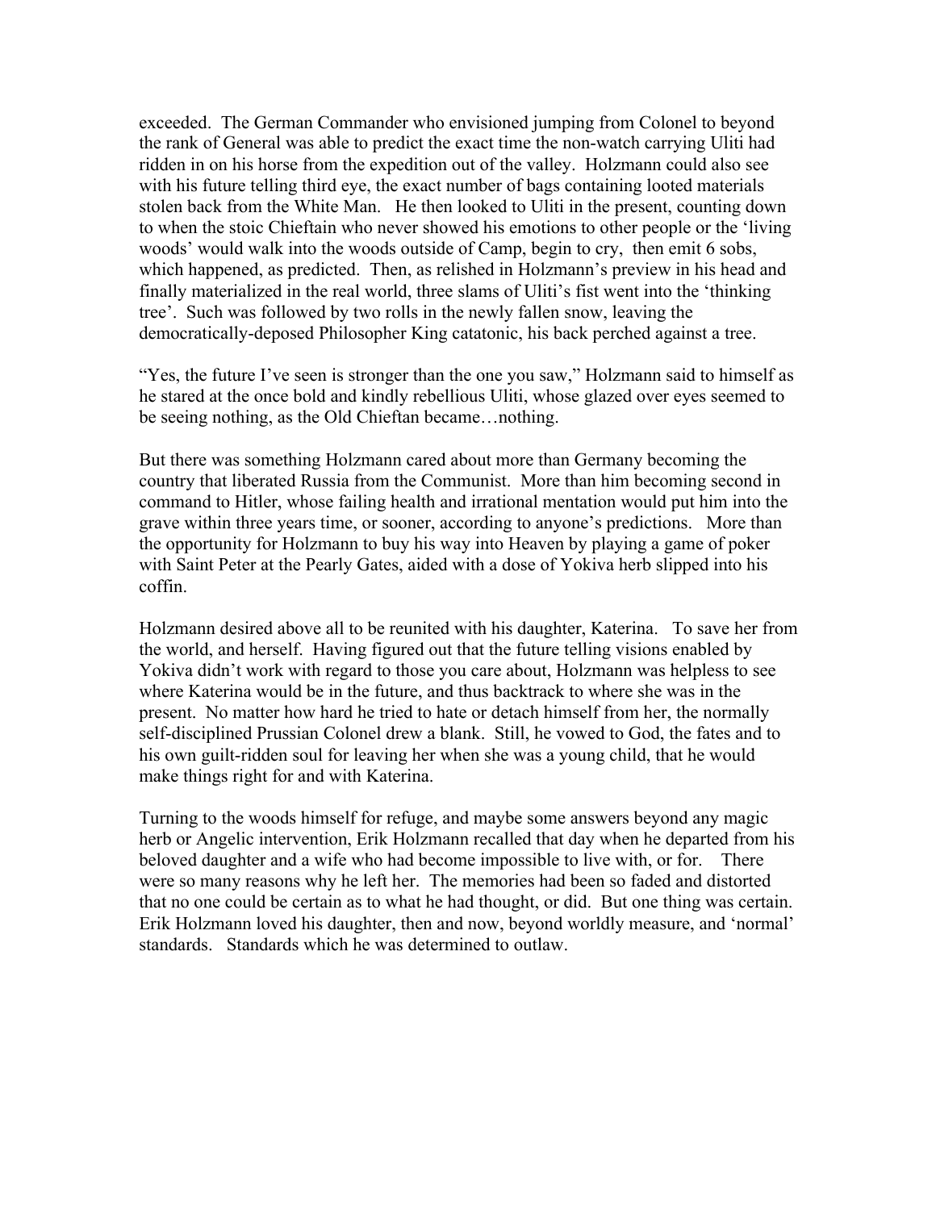exceeded. The German Commander who envisioned jumping from Colonel to beyond the rank of General was able to predict the exact time the non-watch carrying Uliti had ridden in on his horse from the expedition out of the valley. Holzmann could also see with his future telling third eye, the exact number of bags containing looted materials stolen back from the White Man. He then looked to Uliti in the present, counting down to when the stoic Chieftain who never showed his emotions to other people or the 'living woods' would walk into the woods outside of Camp, begin to cry, then emit 6 sobs, which happened, as predicted. Then, as relished in Holzmann's preview in his head and finally materialized in the real world, three slams of Uliti's fist went into the 'thinking tree'. Such was followed by two rolls in the newly fallen snow, leaving the democratically-deposed Philosopher King catatonic, his back perched against a tree.

"Yes, the future I've seen is stronger than the one you saw," Holzmann said to himself as he stared at the once bold and kindly rebellious Uliti, whose glazed over eyes seemed to be seeing nothing, as the Old Chieftan became…nothing.

But there was something Holzmann cared about more than Germany becoming the country that liberated Russia from the Communist. More than him becoming second in command to Hitler, whose failing health and irrational mentation would put him into the grave within three years time, or sooner, according to anyone's predictions. More than the opportunity for Holzmann to buy his way into Heaven by playing a game of poker with Saint Peter at the Pearly Gates, aided with a dose of Yokiva herb slipped into his coffin.

Holzmann desired above all to be reunited with his daughter, Katerina. To save her from the world, and herself. Having figured out that the future telling visions enabled by Yokiva didn't work with regard to those you care about, Holzmann was helpless to see where Katerina would be in the future, and thus backtrack to where she was in the present. No matter how hard he tried to hate or detach himself from her, the normally self-disciplined Prussian Colonel drew a blank. Still, he vowed to God, the fates and to his own guilt-ridden soul for leaving her when she was a young child, that he would make things right for and with Katerina.

Turning to the woods himself for refuge, and maybe some answers beyond any magic herb or Angelic intervention, Erik Holzmann recalled that day when he departed from his beloved daughter and a wife who had become impossible to live with, or for. There were so many reasons why he left her. The memories had been so faded and distorted that no one could be certain as to what he had thought, or did. But one thing was certain. Erik Holzmann loved his daughter, then and now, beyond worldly measure, and 'normal' standards. Standards which he was determined to outlaw.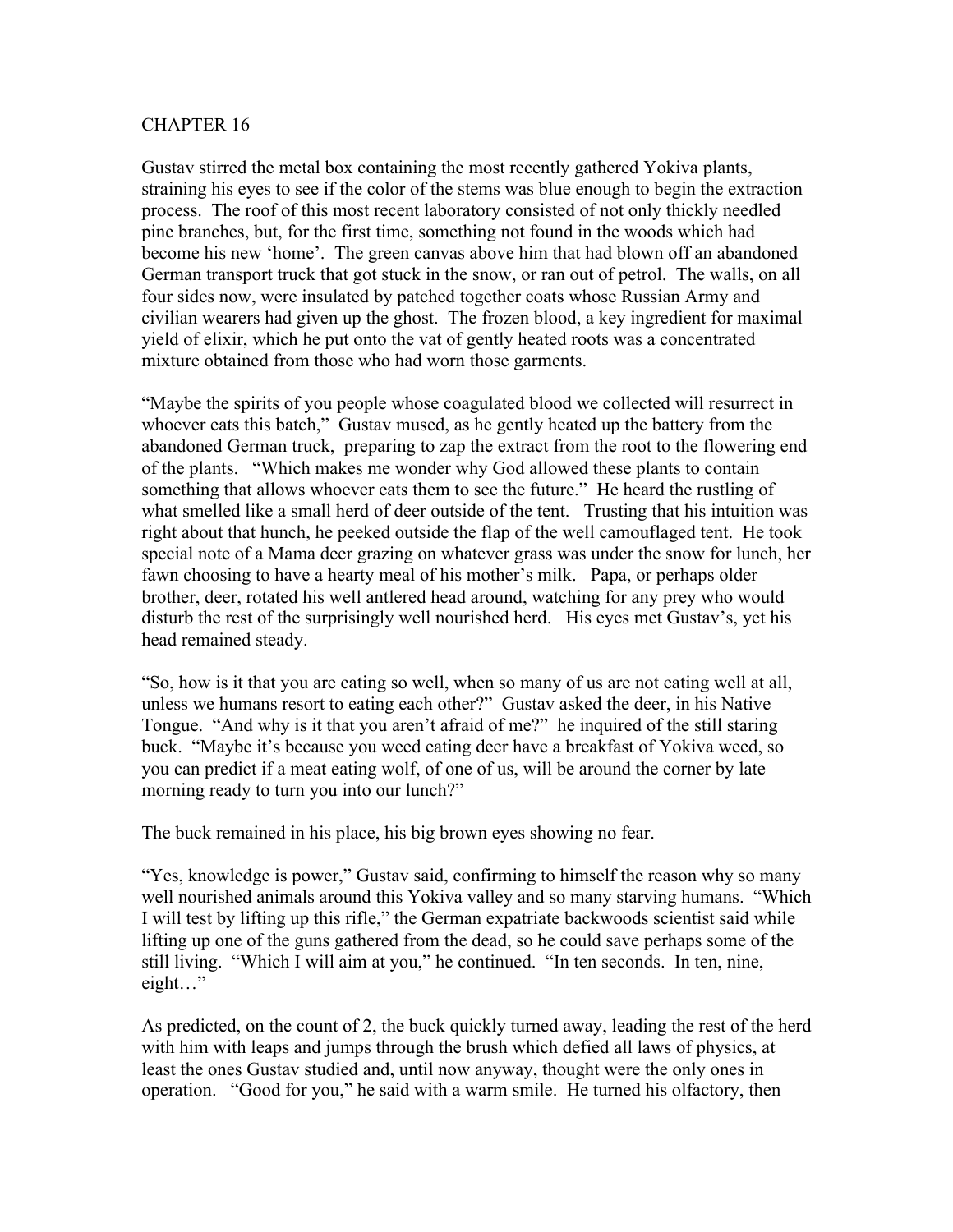## CHAPTER 16

Gustav stirred the metal box containing the most recently gathered Yokiva plants, straining his eyes to see if the color of the stems was blue enough to begin the extraction process. The roof of this most recent laboratory consisted of not only thickly needled pine branches, but, for the first time, something not found in the woods which had become his new 'home'. The green canvas above him that had blown off an abandoned German transport truck that got stuck in the snow, or ran out of petrol. The walls, on all four sides now, were insulated by patched together coats whose Russian Army and civilian wearers had given up the ghost. The frozen blood, a key ingredient for maximal yield of elixir, which he put onto the vat of gently heated roots was a concentrated mixture obtained from those who had worn those garments.

"Maybe the spirits of you people whose coagulated blood we collected will resurrect in whoever eats this batch," Gustav mused, as he gently heated up the battery from the abandoned German truck, preparing to zap the extract from the root to the flowering end of the plants. "Which makes me wonder why God allowed these plants to contain something that allows whoever eats them to see the future." He heard the rustling of what smelled like a small herd of deer outside of the tent. Trusting that his intuition was right about that hunch, he peeked outside the flap of the well camouflaged tent. He took special note of a Mama deer grazing on whatever grass was under the snow for lunch, her fawn choosing to have a hearty meal of his mother's milk. Papa, or perhaps older brother, deer, rotated his well antlered head around, watching for any prey who would disturb the rest of the surprisingly well nourished herd. His eyes met Gustav's, yet his head remained steady.

"So, how is it that you are eating so well, when so many of us are not eating well at all, unless we humans resort to eating each other?" Gustav asked the deer, in his Native Tongue. "And why is it that you aren't afraid of me?" he inquired of the still staring buck. "Maybe it's because you weed eating deer have a breakfast of Yokiva weed, so you can predict if a meat eating wolf, of one of us, will be around the corner by late morning ready to turn you into our lunch?"

The buck remained in his place, his big brown eyes showing no fear.

"Yes, knowledge is power," Gustav said, confirming to himself the reason why so many well nourished animals around this Yokiva valley and so many starving humans. "Which I will test by lifting up this rifle," the German expatriate backwoods scientist said while lifting up one of the guns gathered from the dead, so he could save perhaps some of the still living. "Which I will aim at you," he continued. "In ten seconds. In ten, nine, eight…"

As predicted, on the count of 2, the buck quickly turned away, leading the rest of the herd with him with leaps and jumps through the brush which defied all laws of physics, at least the ones Gustav studied and, until now anyway, thought were the only ones in operation. "Good for you," he said with a warm smile. He turned his olfactory, then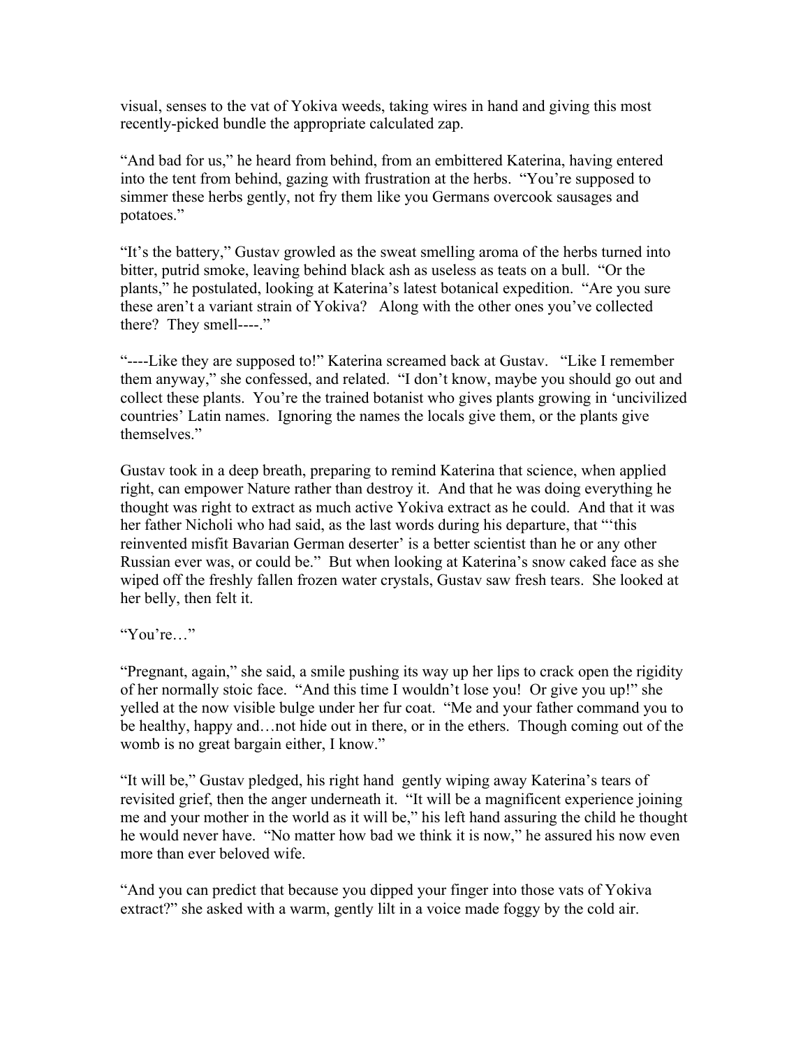visual, senses to the vat of Yokiva weeds, taking wires in hand and giving this most recently-picked bundle the appropriate calculated zap.

"And bad for us," he heard from behind, from an embittered Katerina, having entered into the tent from behind, gazing with frustration at the herbs. "You're supposed to simmer these herbs gently, not fry them like you Germans overcook sausages and potatoes."

"It's the battery," Gustav growled as the sweat smelling aroma of the herbs turned into bitter, putrid smoke, leaving behind black ash as useless as teats on a bull. "Or the plants," he postulated, looking at Katerina's latest botanical expedition. "Are you sure these aren't a variant strain of Yokiva? Along with the other ones you've collected there? They smell----."

"----Like they are supposed to!" Katerina screamed back at Gustav. "Like I remember them anyway," she confessed, and related. "I don't know, maybe you should go out and collect these plants. You're the trained botanist who gives plants growing in 'uncivilized countries' Latin names. Ignoring the names the locals give them, or the plants give themselves."

Gustav took in a deep breath, preparing to remind Katerina that science, when applied right, can empower Nature rather than destroy it. And that he was doing everything he thought was right to extract as much active Yokiva extract as he could. And that it was her father Nicholi who had said, as the last words during his departure, that "'this reinvented misfit Bavarian German deserter' is a better scientist than he or any other Russian ever was, or could be." But when looking at Katerina's snow caked face as she wiped off the freshly fallen frozen water crystals, Gustav saw fresh tears. She looked at her belly, then felt it.

"You're…"

"Pregnant, again," she said, a smile pushing its way up her lips to crack open the rigidity of her normally stoic face. "And this time I wouldn't lose you! Or give you up!" she yelled at the now visible bulge under her fur coat. "Me and your father command you to be healthy, happy and…not hide out in there, or in the ethers. Though coming out of the womb is no great bargain either, I know."

"It will be," Gustav pledged, his right hand gently wiping away Katerina's tears of revisited grief, then the anger underneath it. "It will be a magnificent experience joining me and your mother in the world as it will be," his left hand assuring the child he thought he would never have. "No matter how bad we think it is now," he assured his now even more than ever beloved wife.

"And you can predict that because you dipped your finger into those vats of Yokiva extract?" she asked with a warm, gently lilt in a voice made foggy by the cold air.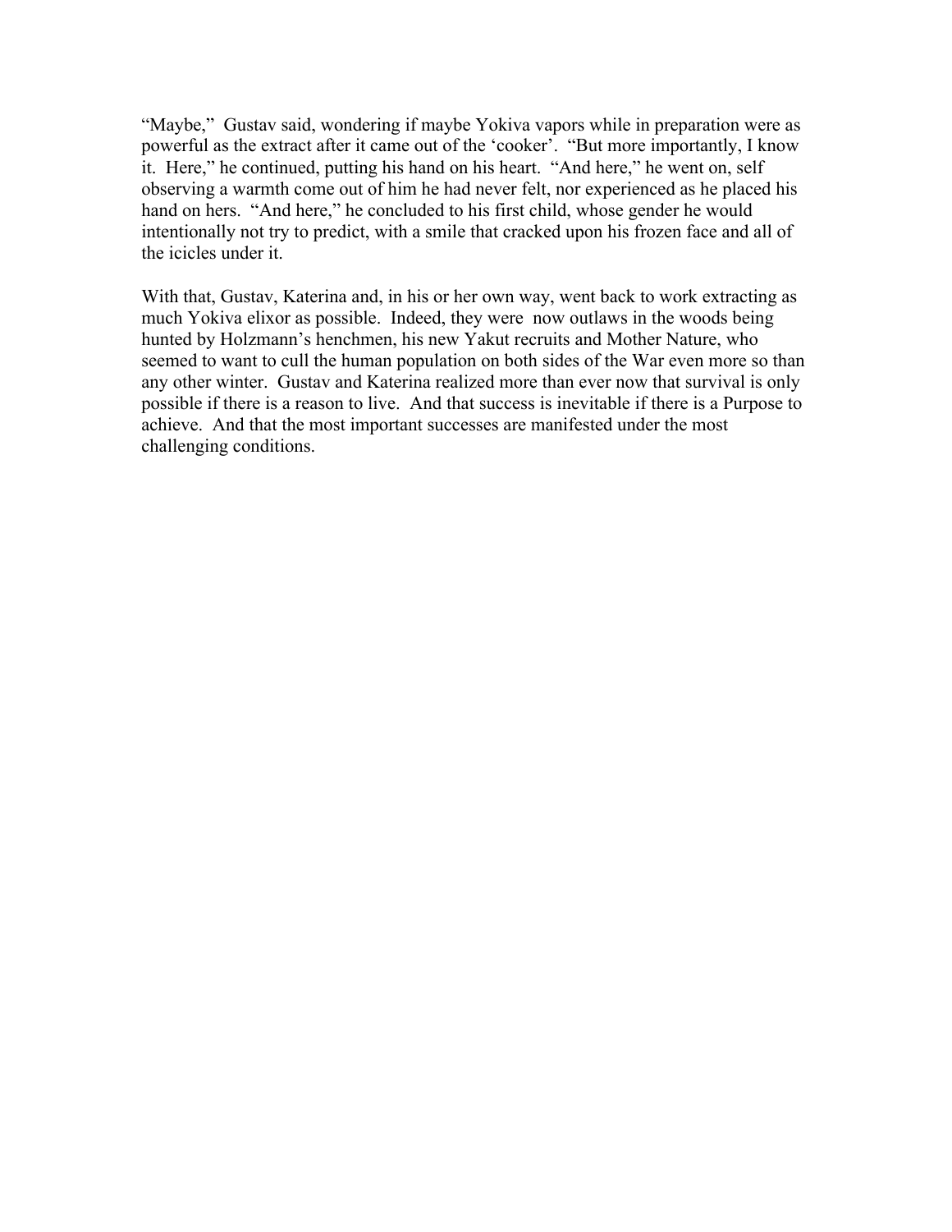"Maybe," Gustav said, wondering if maybe Yokiva vapors while in preparation were as powerful as the extract after it came out of the 'cooker'. "But more importantly, I know it. Here," he continued, putting his hand on his heart. "And here," he went on, self observing a warmth come out of him he had never felt, nor experienced as he placed his hand on hers. "And here," he concluded to his first child, whose gender he would intentionally not try to predict, with a smile that cracked upon his frozen face and all of the icicles under it.

With that, Gustav, Katerina and, in his or her own way, went back to work extracting as much Yokiva elixor as possible. Indeed, they were now outlaws in the woods being hunted by Holzmann's henchmen, his new Yakut recruits and Mother Nature, who seemed to want to cull the human population on both sides of the War even more so than any other winter. Gustav and Katerina realized more than ever now that survival is only possible if there is a reason to live. And that success is inevitable if there is a Purpose to achieve. And that the most important successes are manifested under the most challenging conditions.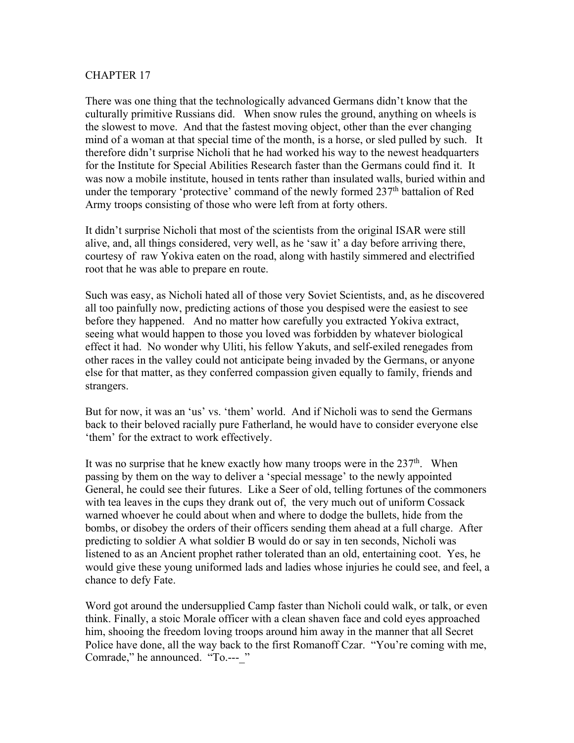CHAPTER 17

There was one thing that the technologically advanced Germans didn't know that the culturally primitive Russians did. When snow rules the ground, anything on wheels is the slowest to move. And that the fastest moving object, other than the ever changing mind of a woman at that special time of the month, is a horse, or sled pulled by such. It therefore didn't surprise Nicholi that he had worked his way to the newest headquarters for the Institute for Special Abilities Research faster than the Germans could find it. It was now a mobile institute, housed in tents rather than insulated walls, buried within and under the temporary 'protective' command of the newly formed 237th battalion of Red Army troops consisting of those who were left from at forty others.

It didn't surprise Nicholi that most of the scientists from the original ISAR were still alive, and, all things considered, very well, as he 'saw it' a day before arriving there, courtesy of raw Yokiva eaten on the road, along with hastily simmered and electrified root that he was able to prepare en route.

Such was easy, as Nicholi hated all of those very Soviet Scientists, and, as he discovered all too painfully now, predicting actions of those you despised were the easiest to see before they happened. And no matter how carefully you extracted Yokiva extract, seeing what would happen to those you loved was forbidden by whatever biological effect it had. No wonder why Uliti, his fellow Yakuts, and self-exiled renegades from other races in the valley could not anticipate being invaded by the Germans, or anyone else for that matter, as they conferred compassion given equally to family, friends and strangers.

But for now, it was an 'us' vs. 'them' world. And if Nicholi was to send the Germans back to their beloved racially pure Fatherland, he would have to consider everyone else 'them' for the extract to work effectively.

It was no surprise that he knew exactly how many troops were in the 237th. When passing by them on the way to deliver a 'special message' to the newly appointed General, he could see their futures. Like a Seer of old, telling fortunes of the commoners with tea leaves in the cups they drank out of, the very much out of uniform Cossack warned whoever he could about when and where to dodge the bullets, hide from the bombs, or disobey the orders of their officers sending them ahead at a full charge. After predicting to soldier A what soldier B would do or say in ten seconds, Nicholi was listened to as an Ancient prophet rather tolerated than an old, entertaining coot. Yes, he would give these young uniformed lads and ladies whose injuries he could see, and feel, a chance to defy Fate.

Word got around the undersupplied Camp faster than Nicholi could walk, or talk, or even think. Finally, a stoic Morale officer with a clean shaven face and cold eyes approached him, shooing the freedom loving troops around him away in the manner that all Secret Police have done, all the way back to the first Romanoff Czar. "You're coming with me, Comrade," he announced. "To.---_"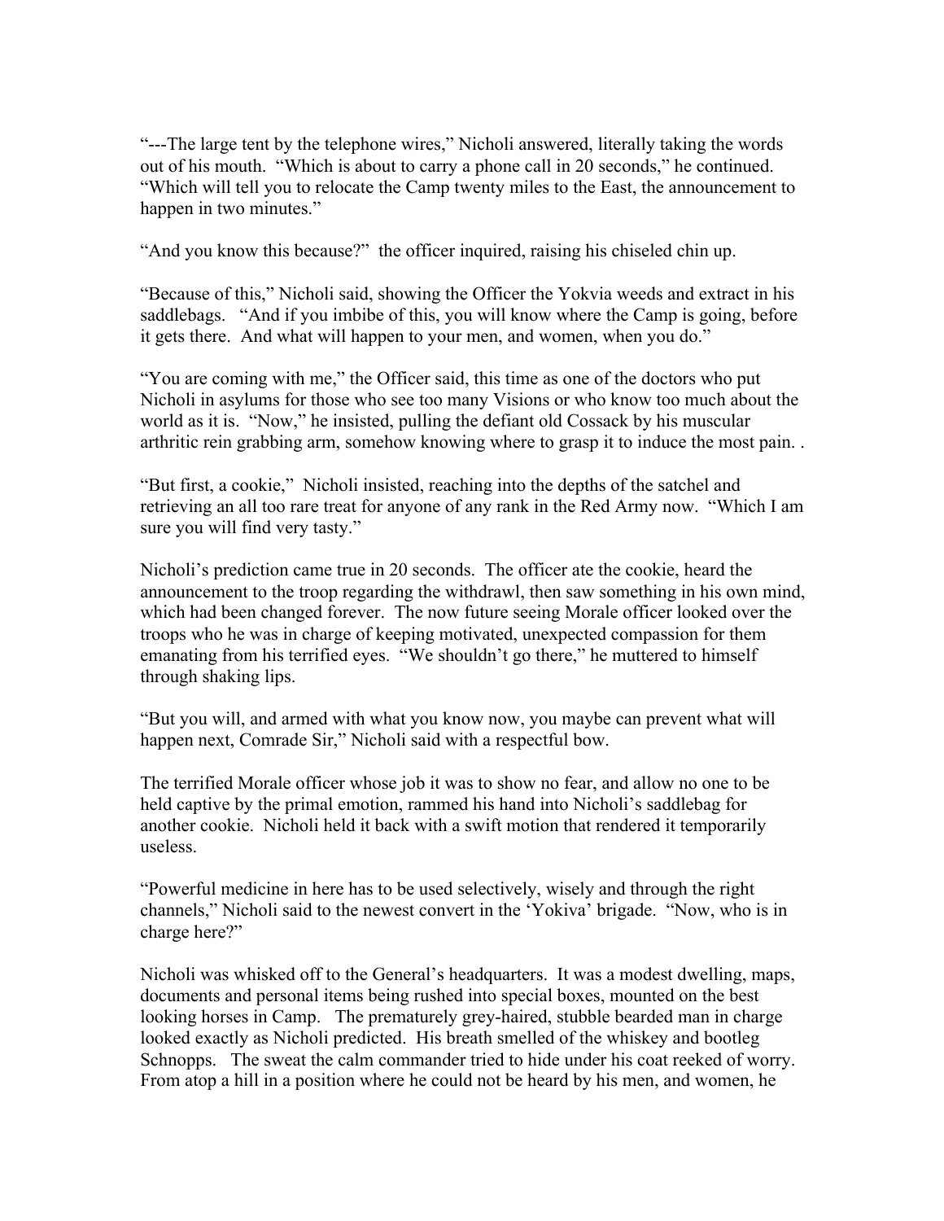"---The large tent by the telephone wires," Nicholi answered, literally taking the words out of his mouth. "Which is about to carry a phone call in 20 seconds," he continued. "Which will tell you to relocate the Camp twenty miles to the East, the announcement to happen in two minutes."

"And you know this because?" the officer inquired, raising his chiseled chin up.

"Because of this," Nicholi said, showing the Officer the Yokvia weeds and extract in his saddlebags. "And if you imbibe of this, you will know where the Camp is going, before it gets there. And what will happen to your men, and women, when you do."

"You are coming with me," the Officer said, this time as one of the doctors who put Nicholi in asylums for those who see too many Visions or who know too much about the world as it is. "Now," he insisted, pulling the defiant old Cossack by his muscular arthritic rein grabbing arm, somehow knowing where to grasp it to induce the most pain. .

"But first, a cookie," Nicholi insisted, reaching into the depths of the satchel and retrieving an all too rare treat for anyone of any rank in the Red Army now. "Which I am sure you will find very tasty."

Nicholi's prediction came true in 20 seconds. The officer ate the cookie, heard the announcement to the troop regarding the withdrawl, then saw something in his own mind, which had been changed forever. The now future seeing Morale officer looked over the troops who he was in charge of keeping motivated, unexpected compassion for them emanating from his terrified eyes. "We shouldn't go there," he muttered to himself through shaking lips.

"But you will, and armed with what you know now, you maybe can prevent what will happen next, Comrade Sir," Nicholi said with a respectful bow.

The terrified Morale officer whose job it was to show no fear, and allow no one to be held captive by the primal emotion, rammed his hand into Nicholi's saddlebag for another cookie. Nicholi held it back with a swift motion that rendered it temporarily useless.

"Powerful medicine in here has to be used selectively, wisely and through the right channels," Nicholi said to the newest convert in the 'Yokiva' brigade. "Now, who is in charge here?"

Nicholi was whisked off to the General's headquarters. It was a modest dwelling, maps, documents and personal items being rushed into special boxes, mounted on the best looking horses in Camp. The prematurely grey-haired, stubble bearded man in charge looked exactly as Nicholi predicted. His breath smelled of the whiskey and bootleg Schnopps. The sweat the calm commander tried to hide under his coat reeked of worry. From atop a hill in a position where he could not be heard by his men, and women, he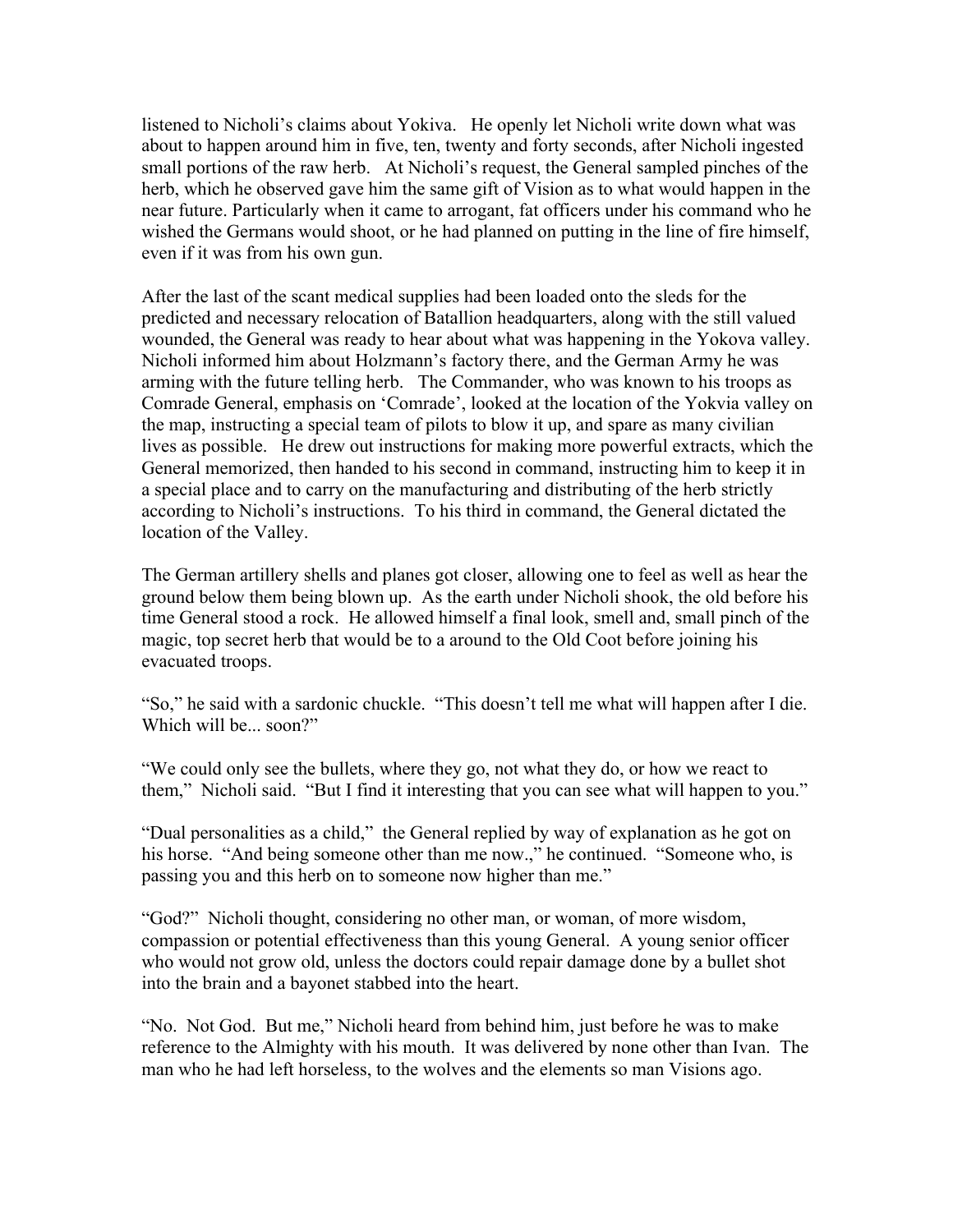listened to Nicholi's claims about Yokiva. He openly let Nicholi write down what was about to happen around him in five, ten, twenty and forty seconds, after Nicholi ingested small portions of the raw herb. At Nicholi's request, the General sampled pinches of the herb, which he observed gave him the same gift of Vision as to what would happen in the near future. Particularly when it came to arrogant, fat officers under his command who he wished the Germans would shoot, or he had planned on putting in the line of fire himself, even if it was from his own gun.

After the last of the scant medical supplies had been loaded onto the sleds for the predicted and necessary relocation of Batallion headquarters, along with the still valued wounded, the General was ready to hear about what was happening in the Yokova valley. Nicholi informed him about Holzmann's factory there, and the German Army he was arming with the future telling herb. The Commander, who was known to his troops as Comrade General, emphasis on 'Comrade', looked at the location of the Yokvia valley on the map, instructing a special team of pilots to blow it up, and spare as many civilian lives as possible. He drew out instructions for making more powerful extracts, which the General memorized, then handed to his second in command, instructing him to keep it in a special place and to carry on the manufacturing and distributing of the herb strictly according to Nicholi's instructions. To his third in command, the General dictated the location of the Valley.

The German artillery shells and planes got closer, allowing one to feel as well as hear the ground below them being blown up. As the earth under Nicholi shook, the old before his time General stood a rock. He allowed himself a final look, smell and, small pinch of the magic, top secret herb that would be to a around to the Old Coot before joining his evacuated troops.

"So," he said with a sardonic chuckle. "This doesn't tell me what will happen after I die. Which will be... soon?"

"We could only see the bullets, where they go, not what they do, or how we react to them," Nicholi said. "But I find it interesting that you can see what will happen to you."

"Dual personalities as a child," the General replied by way of explanation as he got on his horse. "And being someone other than me now.," he continued. "Someone who, is passing you and this herb on to someone now higher than me."

"God?" Nicholi thought, considering no other man, or woman, of more wisdom, compassion or potential effectiveness than this young General. A young senior officer who would not grow old, unless the doctors could repair damage done by a bullet shot into the brain and a bayonet stabbed into the heart.

"No. Not God. But me," Nicholi heard from behind him, just before he was to make reference to the Almighty with his mouth. It was delivered by none other than Ivan. The man who he had left horseless, to the wolves and the elements so man Visions ago.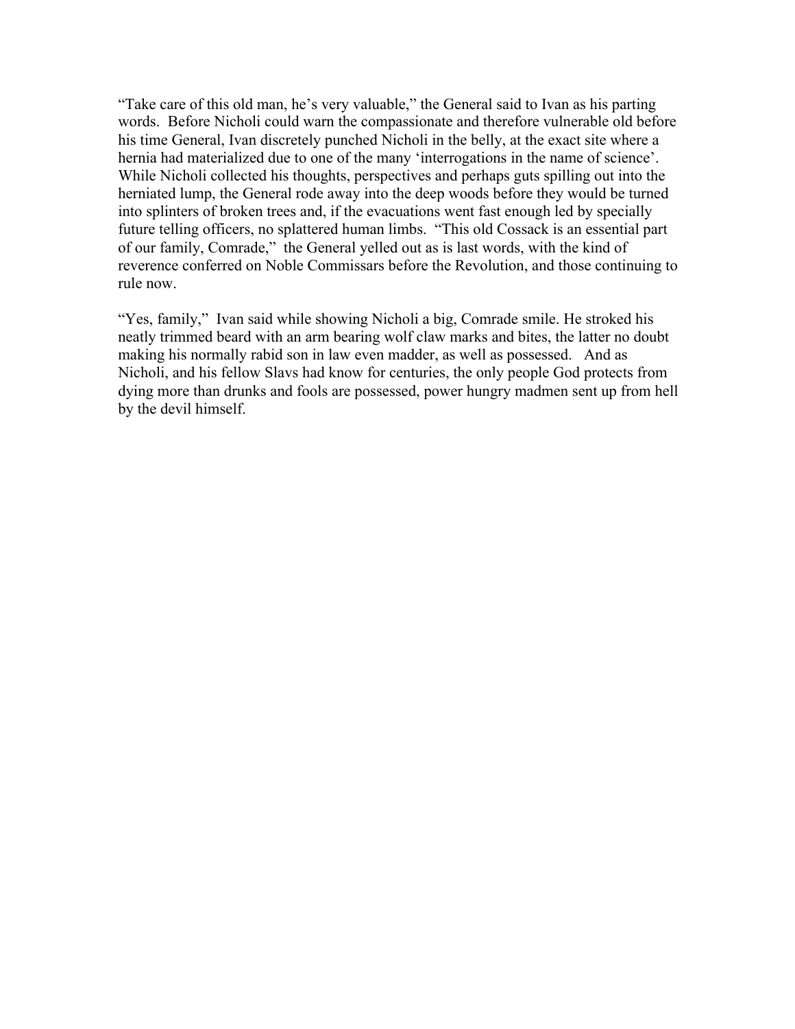"Take care of this old man, he's very valuable," the General said to Ivan as his parting words. Before Nicholi could warn the compassionate and therefore vulnerable old before his time General, Ivan discretely punched Nicholi in the belly, at the exact site where a hernia had materialized due to one of the many 'interrogations in the name of science'. While Nicholi collected his thoughts, perspectives and perhaps guts spilling out into the herniated lump, the General rode away into the deep woods before they would be turned into splinters of broken trees and, if the evacuations went fast enough led by specially future telling officers, no splattered human limbs. "This old Cossack is an essential part of our family, Comrade," the General yelled out as is last words, with the kind of reverence conferred on Noble Commissars before the Revolution, and those continuing to rule now.

"Yes, family," Ivan said while showing Nicholi a big, Comrade smile. He stroked his neatly trimmed beard with an arm bearing wolf claw marks and bites, the latter no doubt making his normally rabid son in law even madder, as well as possessed. And as Nicholi, and his fellow Slavs had know for centuries, the only people God protects from dying more than drunks and fools are possessed, power hungry madmen sent up from hell by the devil himself.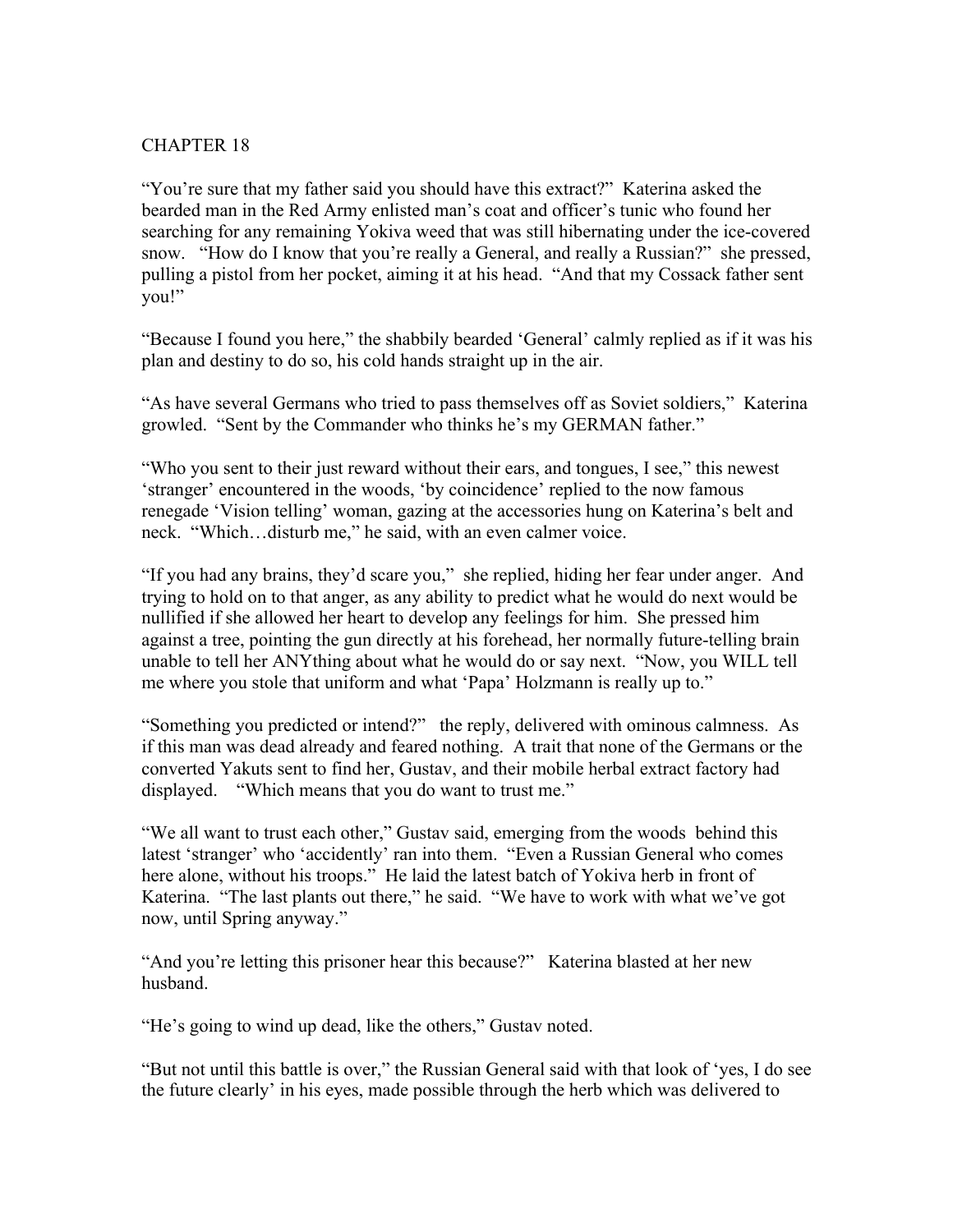# CHAPTER 18

"You're sure that my father said you should have this extract?" Katerina asked the bearded man in the Red Army enlisted man's coat and officer's tunic who found her searching for any remaining Yokiva weed that was still hibernating under the ice-covered snow. "How do I know that you're really a General, and really a Russian?" she pressed, pulling a pistol from her pocket, aiming it at his head. "And that my Cossack father sent you!"

"Because I found you here," the shabbily bearded 'General' calmly replied as if it was his plan and destiny to do so, his cold hands straight up in the air.

"As have several Germans who tried to pass themselves off as Soviet soldiers," Katerina growled. "Sent by the Commander who thinks he's my GERMAN father."

"Who you sent to their just reward without their ears, and tongues, I see," this newest 'stranger' encountered in the woods, 'by coincidence' replied to the now famous renegade 'Vision telling' woman, gazing at the accessories hung on Katerina's belt and neck. "Which…disturb me," he said, with an even calmer voice.

"If you had any brains, they'd scare you," she replied, hiding her fear under anger. And trying to hold on to that anger, as any ability to predict what he would do next would be nullified if she allowed her heart to develop any feelings for him. She pressed him against a tree, pointing the gun directly at his forehead, her normally future-telling brain unable to tell her ANYthing about what he would do or say next. "Now, you WILL tell me where you stole that uniform and what 'Papa' Holzmann is really up to."

"Something you predicted or intend?" the reply, delivered with ominous calmness. As if this man was dead already and feared nothing. A trait that none of the Germans or the converted Yakuts sent to find her, Gustav, and their mobile herbal extract factory had displayed. "Which means that you do want to trust me."

"We all want to trust each other," Gustav said, emerging from the woods behind this latest 'stranger' who 'accidently' ran into them. "Even a Russian General who comes here alone, without his troops." He laid the latest batch of Yokiva herb in front of Katerina. "The last plants out there," he said. "We have to work with what we've got now, until Spring anyway."

"And you're letting this prisoner hear this because?" Katerina blasted at her new husband.

"He's going to wind up dead, like the others," Gustav noted.

"But not until this battle is over," the Russian General said with that look of 'yes, I do see the future clearly' in his eyes, made possible through the herb which was delivered to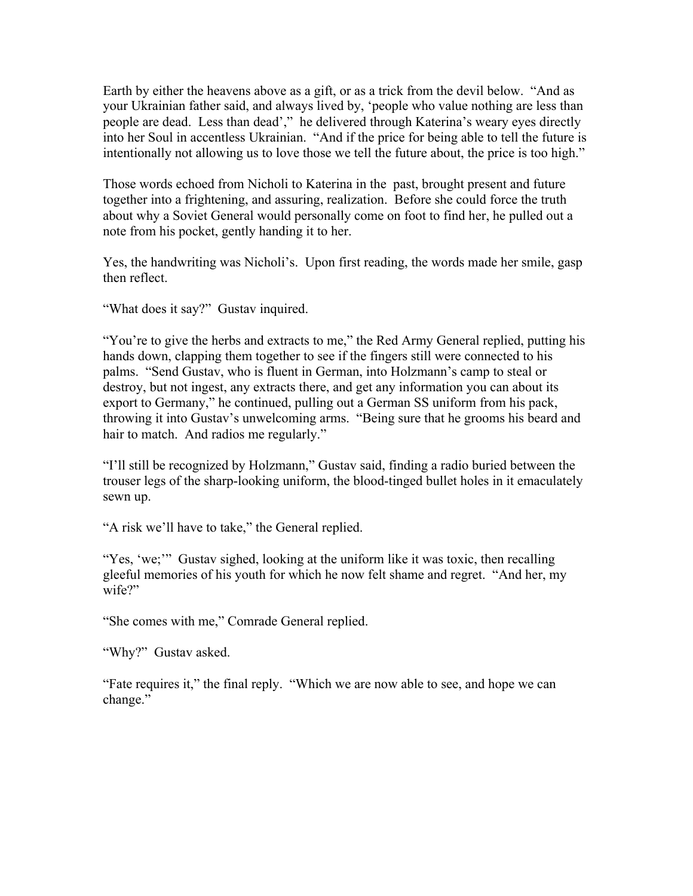Earth by either the heavens above as a gift, or as a trick from the devil below. "And as your Ukrainian father said, and always lived by, 'people who value nothing are less than people are dead. Less than dead'," he delivered through Katerina's weary eyes directly into her Soul in accentless Ukrainian. "And if the price for being able to tell the future is intentionally not allowing us to love those we tell the future about, the price is too high."

Those words echoed from Nicholi to Katerina in the past, brought present and future together into a frightening, and assuring, realization. Before she could force the truth about why a Soviet General would personally come on foot to find her, he pulled out a note from his pocket, gently handing it to her.

Yes, the handwriting was Nicholi's. Upon first reading, the words made her smile, gasp then reflect.

"What does it say?" Gustav inquired.

"You're to give the herbs and extracts to me," the Red Army General replied, putting his hands down, clapping them together to see if the fingers still were connected to his palms. "Send Gustav, who is fluent in German, into Holzmann's camp to steal or destroy, but not ingest, any extracts there, and get any information you can about its export to Germany," he continued, pulling out a German SS uniform from his pack, throwing it into Gustav's unwelcoming arms. "Being sure that he grooms his beard and hair to match. And radios me regularly."

"I'll still be recognized by Holzmann," Gustav said, finding a radio buried between the trouser legs of the sharp-looking uniform, the blood-tinged bullet holes in it emaculately sewn up.

"A risk we'll have to take," the General replied.

"Yes, 'we;'" Gustav sighed, looking at the uniform like it was toxic, then recalling gleeful memories of his youth for which he now felt shame and regret. "And her, my wife?"

"She comes with me," Comrade General replied.

"Why?" Gustav asked.

"Fate requires it," the final reply. "Which we are now able to see, and hope we can change."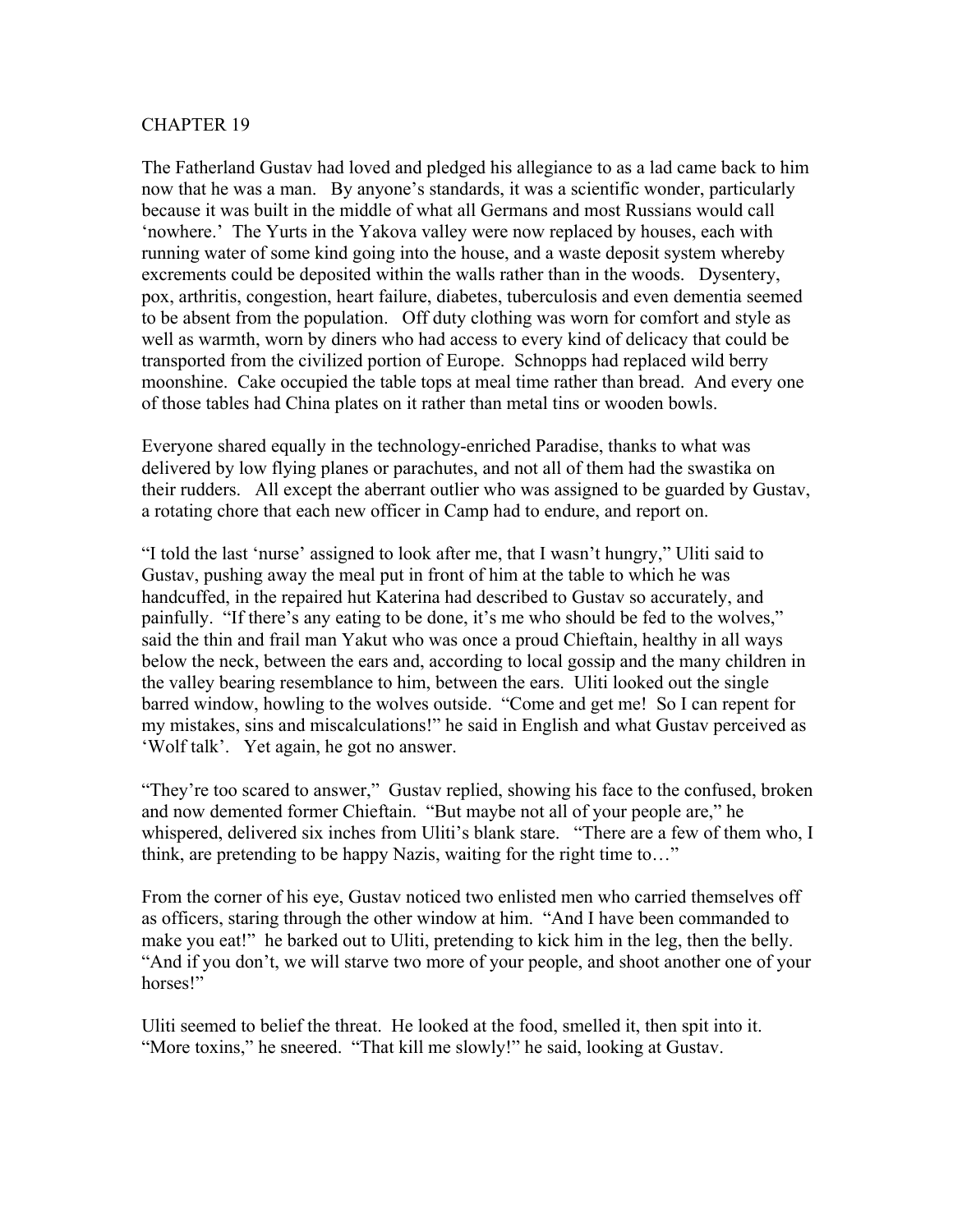CHAPTER 19

The Fatherland Gustav had loved and pledged his allegiance to as a lad came back to him now that he was a man. By anyone's standards, it was a scientific wonder, particularly because it was built in the middle of what all Germans and most Russians would call 'nowhere.' The Yurts in the Yakova valley were now replaced by houses, each with running water of some kind going into the house, and a waste deposit system whereby excrements could be deposited within the walls rather than in the woods. Dysentery, pox, arthritis, congestion, heart failure, diabetes, tuberculosis and even dementia seemed to be absent from the population. Off duty clothing was worn for comfort and style as well as warmth, worn by diners who had access to every kind of delicacy that could be transported from the civilized portion of Europe. Schnopps had replaced wild berry moonshine. Cake occupied the table tops at meal time rather than bread. And every one of those tables had China plates on it rather than metal tins or wooden bowls.

Everyone shared equally in the technology-enriched Paradise, thanks to what was delivered by low flying planes or parachutes, and not all of them had the swastika on their rudders. All except the aberrant outlier who was assigned to be guarded by Gustav, a rotating chore that each new officer in Camp had to endure, and report on.

"I told the last 'nurse' assigned to look after me, that I wasn't hungry," Uliti said to Gustav, pushing away the meal put in front of him at the table to which he was handcuffed, in the repaired hut Katerina had described to Gustav so accurately, and painfully. "If there's any eating to be done, it's me who should be fed to the wolves," said the thin and frail man Yakut who was once a proud Chieftain, healthy in all ways below the neck, between the ears and, according to local gossip and the many children in the valley bearing resemblance to him, between the ears. Uliti looked out the single barred window, howling to the wolves outside. "Come and get me! So I can repent for my mistakes, sins and miscalculations!" he said in English and what Gustav perceived as 'Wolf talk'. Yet again, he got no answer.

"They're too scared to answer," Gustav replied, showing his face to the confused, broken and now demented former Chieftain. "But maybe not all of your people are," he whispered, delivered six inches from Uliti's blank stare. "There are a few of them who, I think, are pretending to be happy Nazis, waiting for the right time to…"

From the corner of his eye, Gustav noticed two enlisted men who carried themselves off as officers, staring through the other window at him. "And I have been commanded to make you eat!" he barked out to Uliti, pretending to kick him in the leg, then the belly. "And if you don't, we will starve two more of your people, and shoot another one of your horses!"

Uliti seemed to belief the threat. He looked at the food, smelled it, then spit into it. "More toxins," he sneered. "That kill me slowly!" he said, looking at Gustav.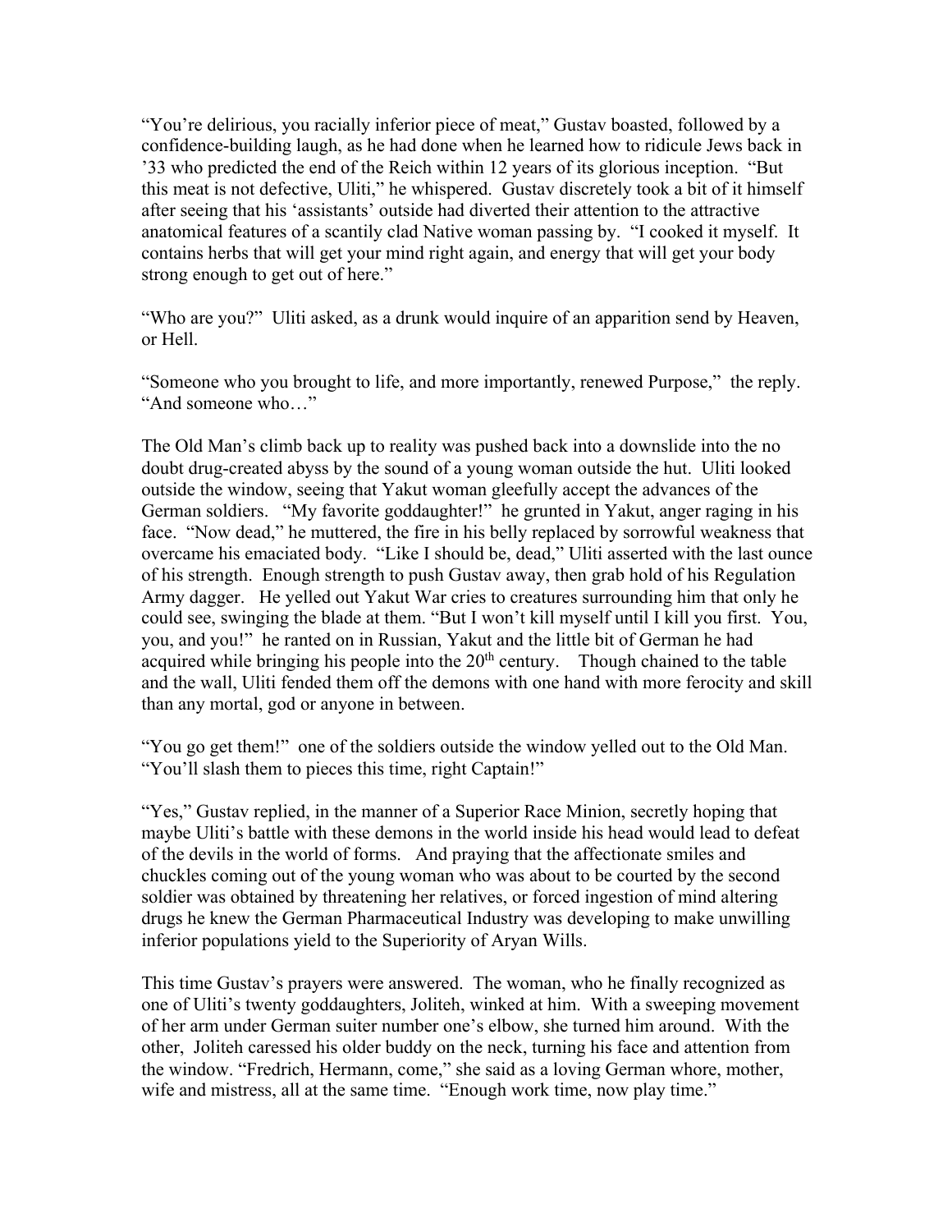"You're delirious, you racially inferior piece of meat," Gustav boasted, followed by a confidence-building laugh, as he had done when he learned how to ridicule Jews back in '33 who predicted the end of the Reich within 12 years of its glorious inception. "But this meat is not defective, Uliti," he whispered. Gustav discretely took a bit of it himself after seeing that his 'assistants' outside had diverted their attention to the attractive anatomical features of a scantily clad Native woman passing by. "I cooked it myself. It contains herbs that will get your mind right again, and energy that will get your body strong enough to get out of here."

"Who are you?" Uliti asked, as a drunk would inquire of an apparition send by Heaven, or Hell.

"Someone who you brought to life, and more importantly, renewed Purpose," the reply. "And someone who…"

The Old Man's climb back up to reality was pushed back into a downslide into the no doubt drug-created abyss by the sound of a young woman outside the hut. Uliti looked outside the window, seeing that Yakut woman gleefully accept the advances of the German soldiers. "My favorite goddaughter!" he grunted in Yakut, anger raging in his face. "Now dead," he muttered, the fire in his belly replaced by sorrowful weakness that overcame his emaciated body. "Like I should be, dead," Uliti asserted with the last ounce of his strength. Enough strength to push Gustav away, then grab hold of his Regulation Army dagger. He yelled out Yakut War cries to creatures surrounding him that only he could see, swinging the blade at them. "But I won't kill myself until I kill you first. You, you, and you!" he ranted on in Russian, Yakut and the little bit of German he had acquired while bringing his people into the 20th century. Though chained to the table and the wall, Uliti fended them off the demons with one hand with more ferocity and skill than any mortal, god or anyone in between.

"You go get them!" one of the soldiers outside the window yelled out to the Old Man. "You'll slash them to pieces this time, right Captain!"

"Yes," Gustav replied, in the manner of a Superior Race Minion, secretly hoping that maybe Uliti's battle with these demons in the world inside his head would lead to defeat of the devils in the world of forms. And praying that the affectionate smiles and chuckles coming out of the young woman who was about to be courted by the second soldier was obtained by threatening her relatives, or forced ingestion of mind altering drugs he knew the German Pharmaceutical Industry was developing to make unwilling inferior populations yield to the Superiority of Aryan Wills.

This time Gustav's prayers were answered. The woman, who he finally recognized as one of Uliti's twenty goddaughters, Joliteh, winked at him. With a sweeping movement of her arm under German suiter number one's elbow, she turned him around. With the other, Joliteh caressed his older buddy on the neck, turning his face and attention from the window. "Fredrich, Hermann, come," she said as a loving German whore, mother, wife and mistress, all at the same time. "Enough work time, now play time."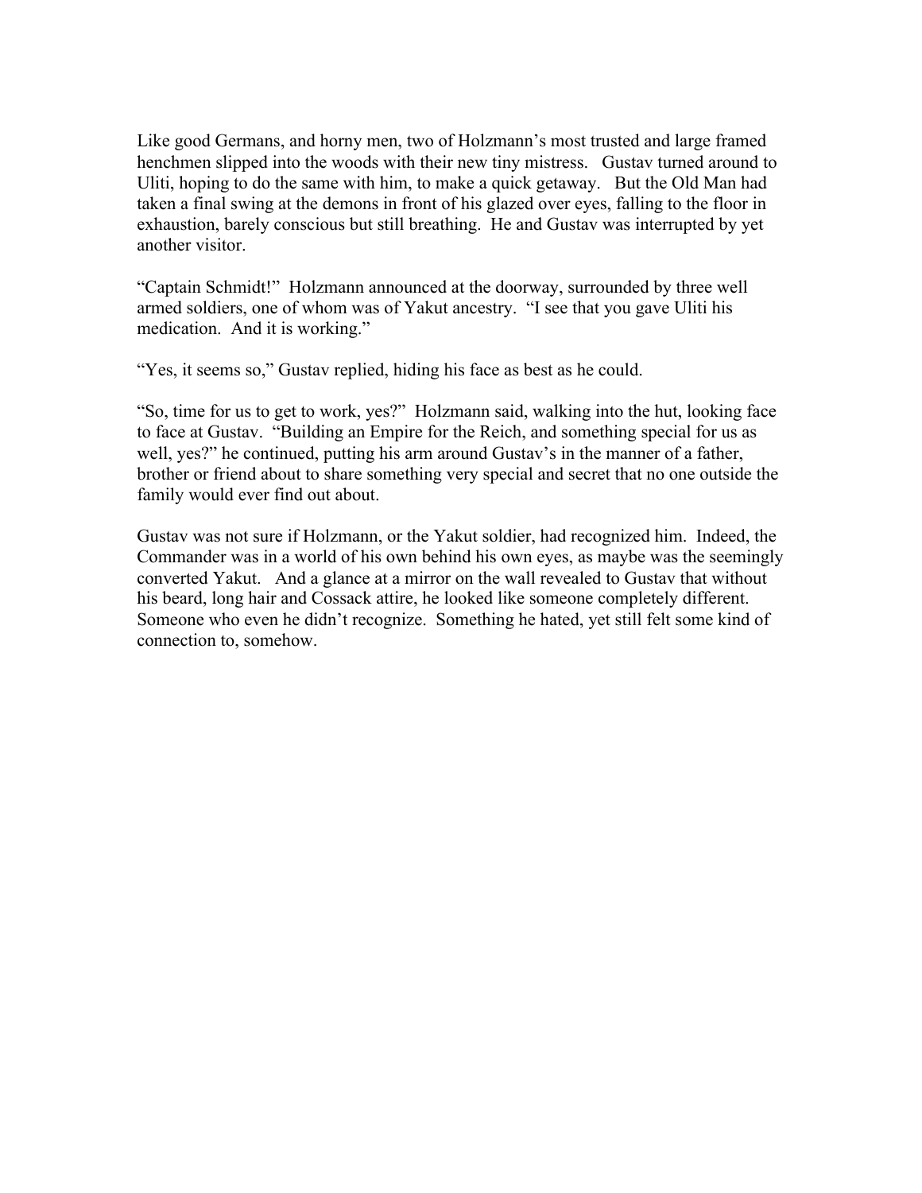Like good Germans, and horny men, two of Holzmann's most trusted and large framed henchmen slipped into the woods with their new tiny mistress. Gustav turned around to Uliti, hoping to do the same with him, to make a quick getaway. But the Old Man had taken a final swing at the demons in front of his glazed over eyes, falling to the floor in exhaustion, barely conscious but still breathing. He and Gustav was interrupted by yet another visitor.

"Captain Schmidt!" Holzmann announced at the doorway, surrounded by three well armed soldiers, one of whom was of Yakut ancestry. "I see that you gave Uliti his medication. And it is working."

"Yes, it seems so," Gustav replied, hiding his face as best as he could.

"So, time for us to get to work, yes?" Holzmann said, walking into the hut, looking face to face at Gustav. "Building an Empire for the Reich, and something special for us as well, yes?" he continued, putting his arm around Gustav's in the manner of a father, brother or friend about to share something very special and secret that no one outside the family would ever find out about.

Gustav was not sure if Holzmann, or the Yakut soldier, had recognized him. Indeed, the Commander was in a world of his own behind his own eyes, as maybe was the seemingly converted Yakut. And a glance at a mirror on the wall revealed to Gustav that without his beard, long hair and Cossack attire, he looked like someone completely different. Someone who even he didn't recognize. Something he hated, yet still felt some kind of connection to, somehow.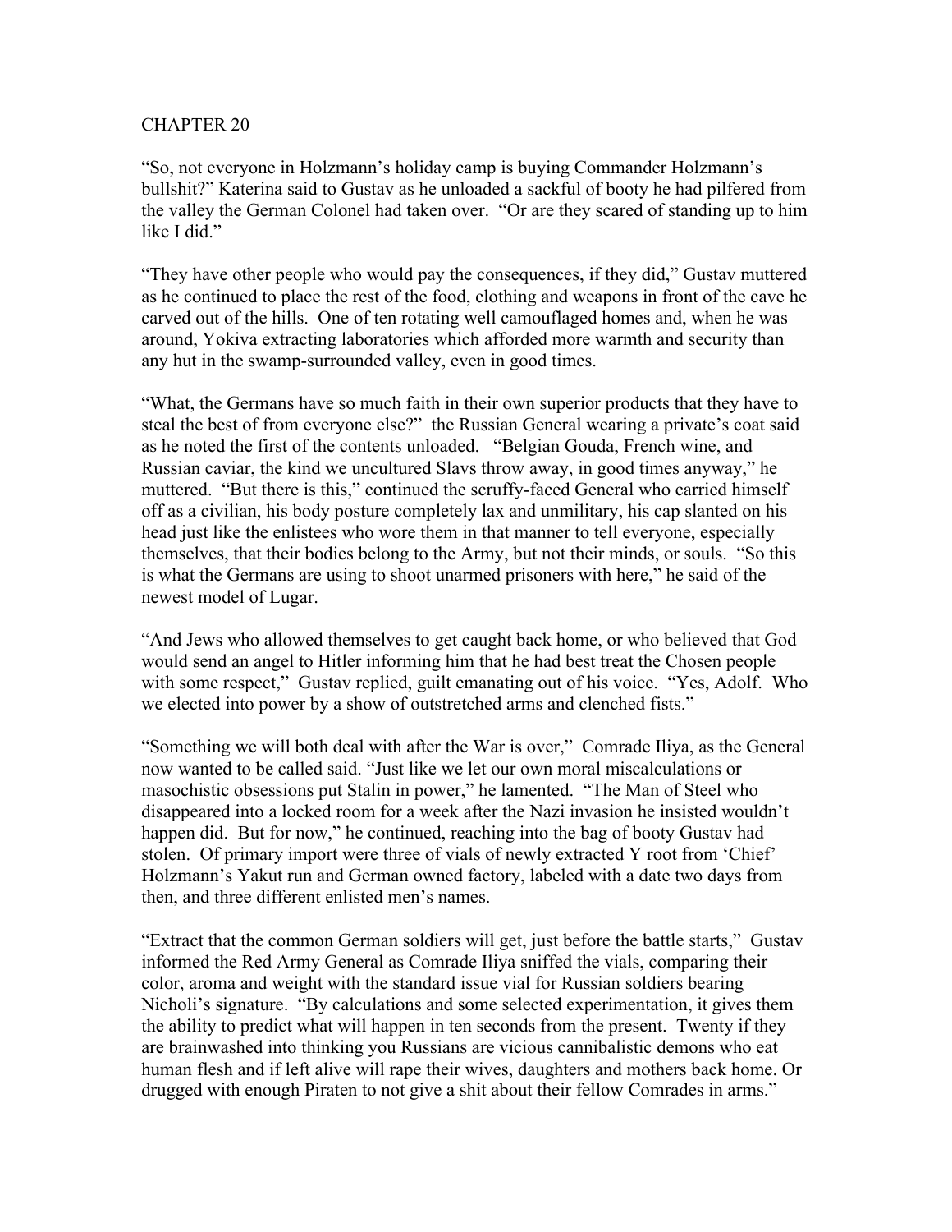CHAPTER 20

"So, not everyone in Holzmann's holiday camp is buying Commander Holzmann's bullshit?" Katerina said to Gustav as he unloaded a sackful of booty he had pilfered from the valley the German Colonel had taken over. "Or are they scared of standing up to him like I did."

"They have other people who would pay the consequences, if they did," Gustav muttered as he continued to place the rest of the food, clothing and weapons in front of the cave he carved out of the hills. One of ten rotating well camouflaged homes and, when he was around, Yokiva extracting laboratories which afforded more warmth and security than any hut in the swamp-surrounded valley, even in good times.

"What, the Germans have so much faith in their own superior products that they have to steal the best of from everyone else?" the Russian General wearing a private's coat said as he noted the first of the contents unloaded. "Belgian Gouda, French wine, and Russian caviar, the kind we uncultured Slavs throw away, in good times anyway," he muttered. "But there is this," continued the scruffy-faced General who carried himself off as a civilian, his body posture completely lax and unmilitary, his cap slanted on his head just like the enlistees who wore them in that manner to tell everyone, especially themselves, that their bodies belong to the Army, but not their minds, or souls. "So this is what the Germans are using to shoot unarmed prisoners with here," he said of the newest model of Lugar.

"And Jews who allowed themselves to get caught back home, or who believed that God would send an angel to Hitler informing him that he had best treat the Chosen people with some respect," Gustav replied, guilt emanating out of his voice. "Yes, Adolf. Who we elected into power by a show of outstretched arms and clenched fists."

"Something we will both deal with after the War is over," Comrade Iliya, as the General now wanted to be called said. "Just like we let our own moral miscalculations or masochistic obsessions put Stalin in power," he lamented. "The Man of Steel who disappeared into a locked room for a week after the Nazi invasion he insisted wouldn't happen did. But for now," he continued, reaching into the bag of booty Gustav had stolen. Of primary import were three of vials of newly extracted Y root from 'Chief' Holzmann's Yakut run and German owned factory, labeled with a date two days from then, and three different enlisted men's names.

"Extract that the common German soldiers will get, just before the battle starts," Gustav informed the Red Army General as Comrade Iliya sniffed the vials, comparing their color, aroma and weight with the standard issue vial for Russian soldiers bearing Nicholi's signature. "By calculations and some selected experimentation, it gives them the ability to predict what will happen in ten seconds from the present. Twenty if they are brainwashed into thinking you Russians are vicious cannibalistic demons who eat human flesh and if left alive will rape their wives, daughters and mothers back home. Or drugged with enough Piraten to not give a shit about their fellow Comrades in arms."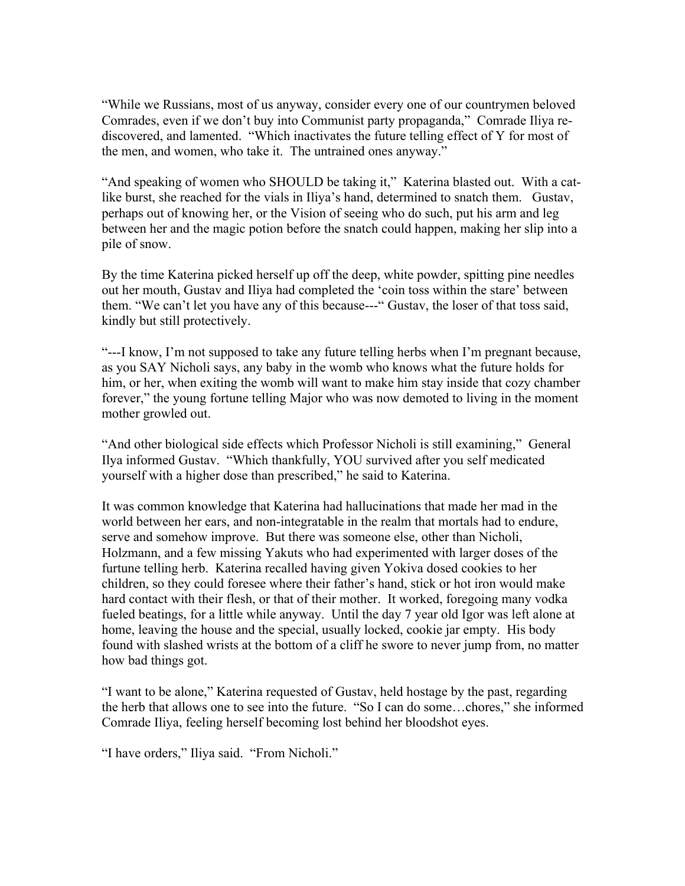"While we Russians, most of us anyway, consider every one of our countrymen beloved Comrades, even if we don't buy into Communist party propaganda," Comrade Iliya re-discovered, and lamented. "Which inactivates the future telling effect of Y for most of the men, and women, who take it. The untrained ones anyway."

"And speaking of women who SHOULD be taking it," Katerina blasted out. With a cat-like burst, she reached for the vials in Iliya's hand, determined to snatch them. Gustav, perhaps out of knowing her, or the Vision of seeing who do such, put his arm and leg between her and the magic potion before the snatch could happen, making her slip into a pile of snow.

By the time Katerina picked herself up off the deep, white powder, spitting pine needles out her mouth, Gustav and Iliya had completed the 'coin toss within the stare' between them. "We can't let you have any of this because---" Gustav, the loser of that toss said, kindly but still protectively.

"---I know, I'm not supposed to take any future telling herbs when I'm pregnant because, as you SAY Nicholi says, any baby in the womb who knows what the future holds for him, or her, when exiting the womb will want to make him stay inside that cozy chamber forever," the young fortune telling Major who was now demoted to living in the moment mother growled out.

"And other biological side effects which Professor Nicholi is still examining," General Ilya informed Gustav. "Which thankfully, YOU survived after you self medicated yourself with a higher dose than prescribed," he said to Katerina.

It was common knowledge that Katerina had hallucinations that made her mad in the world between her ears, and non-integratable in the realm that mortals had to endure, serve and somehow improve. But there was someone else, other than Nicholi, Holzmann, and a few missing Yakuts who had experimented with larger doses of the furtune telling herb. Katerina recalled having given Yokiva dosed cookies to her children, so they could foresee where their father's hand, stick or hot iron would make hard contact with their flesh, or that of their mother. It worked, foregoing many vodka fueled beatings, for a little while anyway. Until the day 7 year old Igor was left alone at home, leaving the house and the special, usually locked, cookie jar empty. His body found with slashed wrists at the bottom of a cliff he swore to never jump from, no matter how bad things got.

"I want to be alone," Katerina requested of Gustav, held hostage by the past, regarding the herb that allows one to see into the future. "So I can do some…chores," she informed Comrade Iliya, feeling herself becoming lost behind her bloodshot eyes.

"I have orders," Iliya said. "From Nicholi."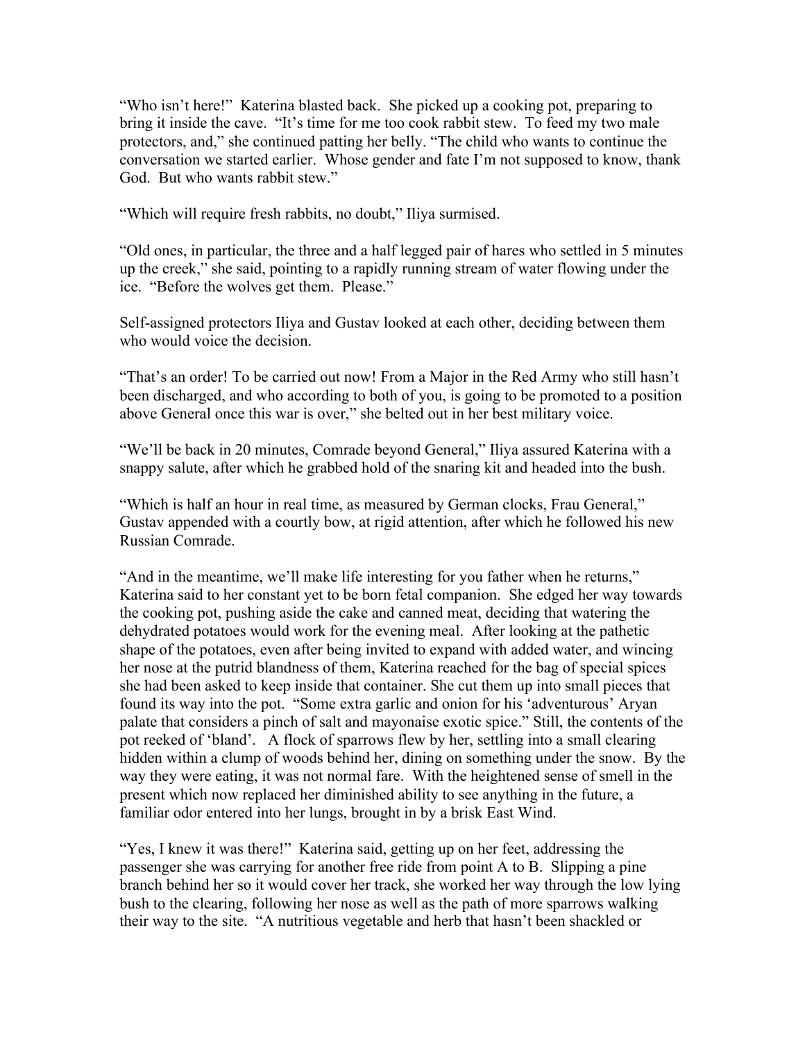"Who isn't here!" Katerina blasted back. She picked up a cooking pot, preparing to bring it inside the cave. "It's time for me too cook rabbit stew. To feed my two male protectors, and," she continued patting her belly. "The child who wants to continue the conversation we started earlier. Whose gender and fate I'm not supposed to know, thank God. But who wants rabbit stew."

"Which will require fresh rabbits, no doubt," Iliya surmised.

"Old ones, in particular, the three and a half legged pair of hares who settled in 5 minutes up the creek," she said, pointing to a rapidly running stream of water flowing under the ice. "Before the wolves get them. Please."

Self-assigned protectors Iliya and Gustav looked at each other, deciding between them who would voice the decision.

"That's an order! To be carried out now! From a Major in the Red Army who still hasn't been discharged, and who according to both of you, is going to be promoted to a position above General once this war is over," she belted out in her best military voice.

"We'll be back in 20 minutes, Comrade beyond General," Iliya assured Katerina with a snappy salute, after which he grabbed hold of the snaring kit and headed into the bush.

"Which is half an hour in real time, as measured by German clocks, Frau General," Gustav appended with a courtly bow, at rigid attention, after which he followed his new Russian Comrade.

"And in the meantime, we'll make life interesting for you father when he returns," Katerina said to her constant yet to be born fetal companion. She edged her way towards the cooking pot, pushing aside the cake and canned meat, deciding that watering the dehydrated potatoes would work for the evening meal. After looking at the pathetic shape of the potatoes, even after being invited to expand with added water, and wincing her nose at the putrid blandness of them, Katerina reached for the bag of special spices she had been asked to keep inside that container. She cut them up into small pieces that found its way into the pot. "Some extra garlic and onion for his 'adventurous' Aryan palate that considers a pinch of salt and mayonaise exotic spice." Still, the contents of the pot reeked of 'bland'. A flock of sparrows flew by her, settling into a small clearing hidden within a clump of woods behind her, dining on something under the snow. By the way they were eating, it was not normal fare. With the heightened sense of smell in the present which now replaced her diminished ability to see anything in the future, a familiar odor entered into her lungs, brought in by a brisk East Wind.

"Yes, I knew it was there!" Katerina said, getting up on her feet, addressing the passenger she was carrying for another free ride from point A to B. Slipping a pine branch behind her so it would cover her track, she worked her way through the low lying bush to the clearing, following her nose as well as the path of more sparrows walking their way to the site. "A nutritious vegetable and herb that hasn't been shackled or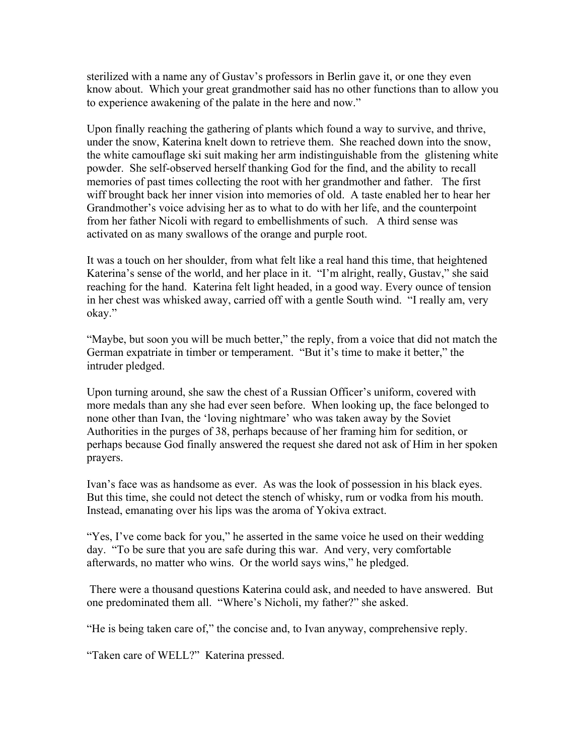sterilized with a name any of Gustav's professors in Berlin gave it, or one they even know about. Which your great grandmother said has no other functions than to allow you to experience awakening of the palate in the here and now."

Upon finally reaching the gathering of plants which found a way to survive, and thrive, under the snow, Katerina knelt down to retrieve them. She reached down into the snow, the white camouflage ski suit making her arm indistinguishable from the glistening white powder. She self-observed herself thanking God for the find, and the ability to recall memories of past times collecting the root with her grandmother and father. The first wiff brought back her inner vision into memories of old. A taste enabled her to hear her Grandmother's voice advising her as to what to do with her life, and the counterpoint from her father Nicoli with regard to embellishments of such. A third sense was activated on as many swallows of the orange and purple root.

It was a touch on her shoulder, from what felt like a real hand this time, that heightened Katerina's sense of the world, and her place in it. "I'm alright, really, Gustav," she said reaching for the hand. Katerina felt light headed, in a good way. Every ounce of tension in her chest was whisked away, carried off with a gentle South wind. "I really am, very okay."

"Maybe, but soon you will be much better," the reply, from a voice that did not match the German expatriate in timber or temperament. "But it's time to make it better," the intruder pledged.

Upon turning around, she saw the chest of a Russian Officer's uniform, covered with more medals than any she had ever seen before. When looking up, the face belonged to none other than Ivan, the 'loving nightmare' who was taken away by the Soviet Authorities in the purges of 38, perhaps because of her framing him for sedition, or perhaps because God finally answered the request she dared not ask of Him in her spoken prayers.

Ivan's face was as handsome as ever. As was the look of possession in his black eyes. But this time, she could not detect the stench of whisky, rum or vodka from his mouth. Instead, emanating over his lips was the aroma of Yokiva extract.

"Yes, I've come back for you," he asserted in the same voice he used on their wedding day. "To be sure that you are safe during this war. And very, very comfortable afterwards, no matter who wins. Or the world says wins," he pledged.

There were a thousand questions Katerina could ask, and needed to have answered. But one predominated them all. "Where's Nicholi, my father?" she asked.

"He is being taken care of," the concise and, to Ivan anyway, comprehensive reply.

"Taken care of WELL?" Katerina pressed.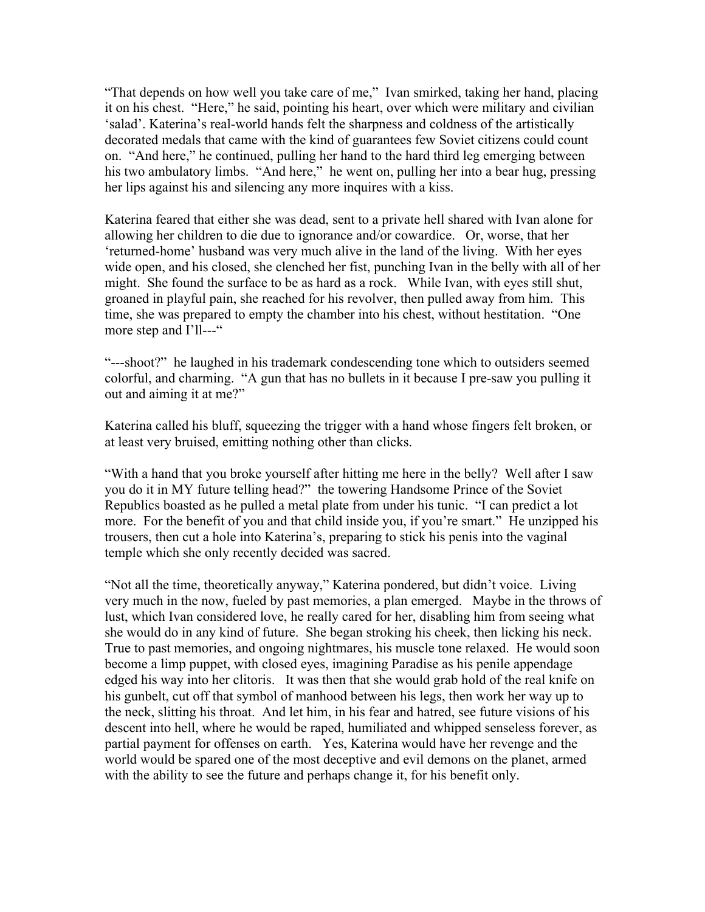"That depends on how well you take care of me," Ivan smirked, taking her hand, placing it on his chest. "Here," he said, pointing his heart, over which were military and civilian 'salad'. Katerina's real-world hands felt the sharpness and coldness of the artistically decorated medals that came with the kind of guarantees few Soviet citizens could count on. "And here," he continued, pulling her hand to the hard third leg emerging between his two ambulatory limbs. "And here," he went on, pulling her into a bear hug, pressing her lips against his and silencing any more inquires with a kiss.

Katerina feared that either she was dead, sent to a private hell shared with Ivan alone for allowing her children to die due to ignorance and/or cowardice. Or, worse, that her 'returned-home' husband was very much alive in the land of the living. With her eyes wide open, and his closed, she clenched her fist, punching Ivan in the belly with all of her might. She found the surface to be as hard as a rock. While Ivan, with eyes still shut, groaned in playful pain, she reached for his revolver, then pulled away from him. This time, she was prepared to empty the chamber into his chest, without hestitation. "One more step and I'll---"

"---shoot?" he laughed in his trademark condescending tone which to outsiders seemed colorful, and charming. "A gun that has no bullets in it because I pre-saw you pulling it out and aiming it at me?"

Katerina called his bluff, squeezing the trigger with a hand whose fingers felt broken, or at least very bruised, emitting nothing other than clicks.

"With a hand that you broke yourself after hitting me here in the belly? Well after I saw you do it in MY future telling head?" the towering Handsome Prince of the Soviet Republics boasted as he pulled a metal plate from under his tunic. "I can predict a lot more. For the benefit of you and that child inside you, if you're smart." He unzipped his trousers, then cut a hole into Katerina's, preparing to stick his penis into the vaginal temple which she only recently decided was sacred.

"Not all the time, theoretically anyway," Katerina pondered, but didn't voice. Living very much in the now, fueled by past memories, a plan emerged. Maybe in the throws of lust, which Ivan considered love, he really cared for her, disabling him from seeing what she would do in any kind of future. She began stroking his cheek, then licking his neck. True to past memories, and ongoing nightmares, his muscle tone relaxed. He would soon become a limp puppet, with closed eyes, imagining Paradise as his penile appendage edged his way into her clitoris. It was then that she would grab hold of the real knife on his gunbelt, cut off that symbol of manhood between his legs, then work her way up to the neck, slitting his throat. And let him, in his fear and hatred, see future visions of his descent into hell, where he would be raped, humiliated and whipped senseless forever, as partial payment for offenses on earth. Yes, Katerina would have her revenge and the world would be spared one of the most deceptive and evil demons on the planet, armed with the ability to see the future and perhaps change it, for his benefit only.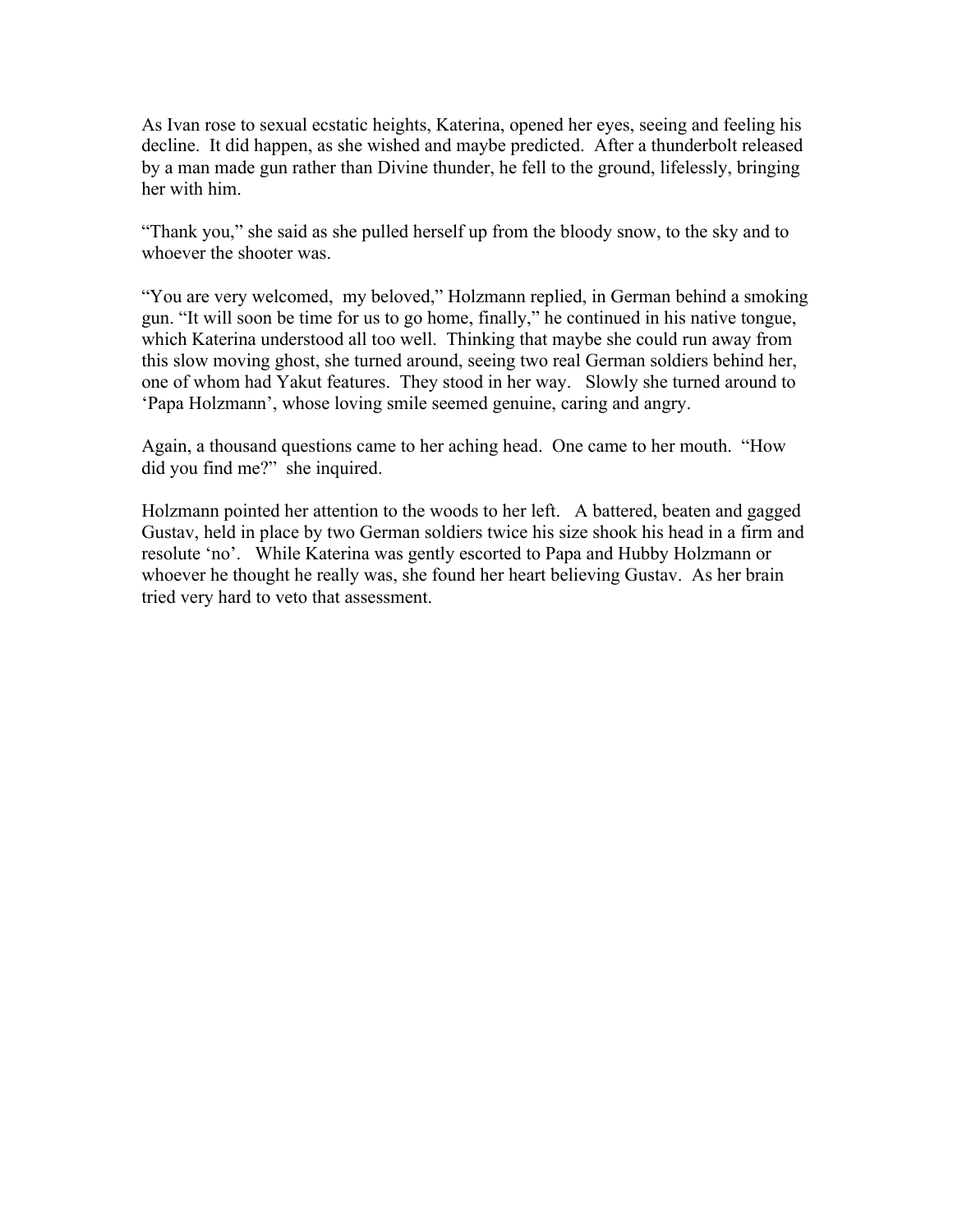As Ivan rose to sexual ecstatic heights, Katerina, opened her eyes, seeing and feeling his decline. It did happen, as she wished and maybe predicted. After a thunderbolt released by a man made gun rather than Divine thunder, he fell to the ground, lifelessly, bringing her with him.

"Thank you," she said as she pulled herself up from the bloody snow, to the sky and to whoever the shooter was.

"You are very welcomed, my beloved," Holzmann replied, in German behind a smoking gun. "It will soon be time for us to go home, finally," he continued in his native tongue, which Katerina understood all too well. Thinking that maybe she could run away from this slow moving ghost, she turned around, seeing two real German soldiers behind her, one of whom had Yakut features. They stood in her way. Slowly she turned around to 'Papa Holzmann', whose loving smile seemed genuine, caring and angry.

Again, a thousand questions came to her aching head. One came to her mouth. "How did you find me?" she inquired.

Holzmann pointed her attention to the woods to her left. A battered, beaten and gagged Gustav, held in place by two German soldiers twice his size shook his head in a firm and resolute 'no'. While Katerina was gently escorted to Papa and Hubby Holzmann or whoever he thought he really was, she found her heart believing Gustav. As her brain tried very hard to veto that assessment.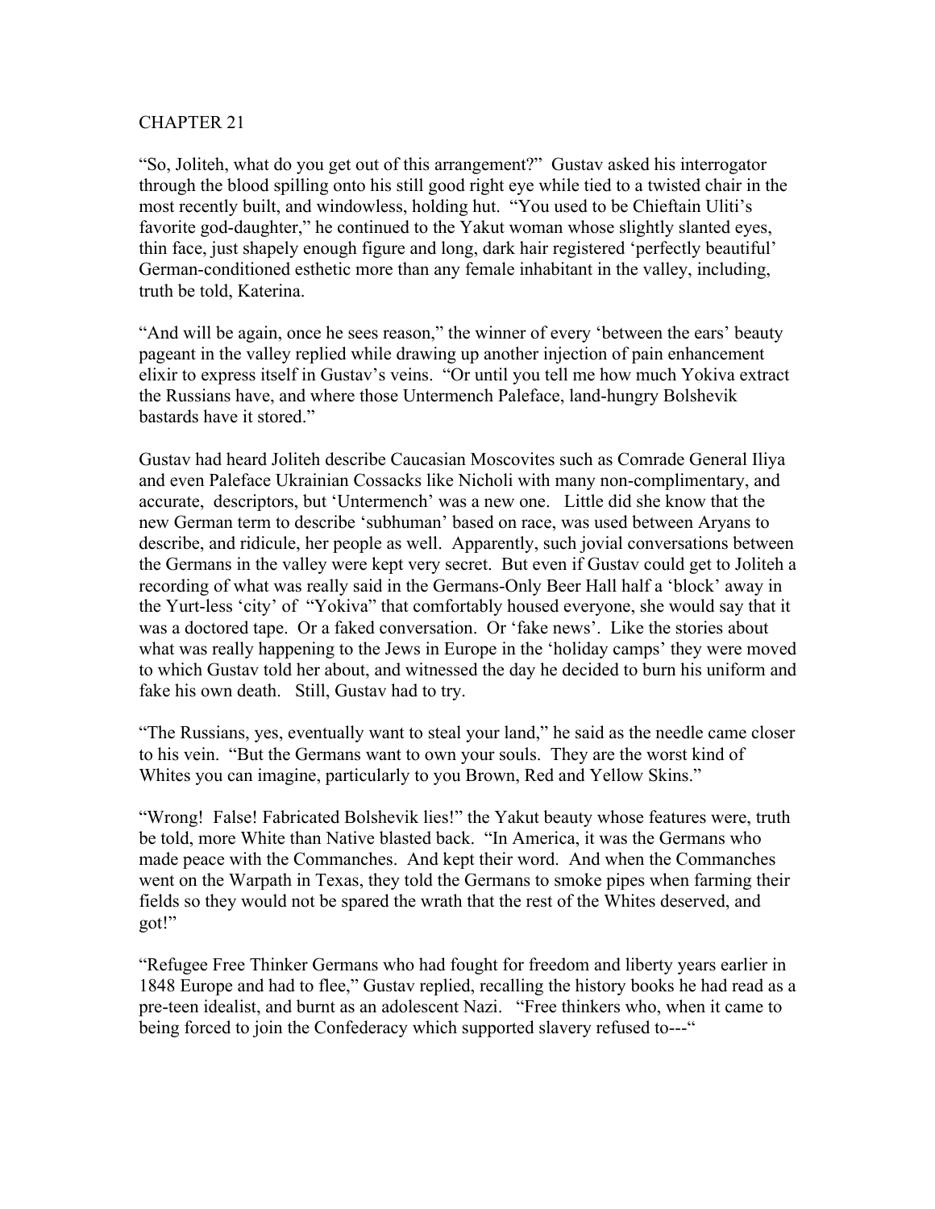CHAPTER 21

"So, Joliteh, what do you get out of this arrangement?" Gustav asked his interrogator through the blood spilling onto his still good right eye while tied to a twisted chair in the most recently built, and windowless, holding hut. "You used to be Chieftain Uliti's favorite god-daughter," he continued to the Yakut woman whose slightly slanted eyes, thin face, just shapely enough figure and long, dark hair registered 'perfectly beautiful' German-conditioned esthetic more than any female inhabitant in the valley, including, truth be told, Katerina.

"And will be again, once he sees reason," the winner of every 'between the ears' beauty pageant in the valley replied while drawing up another injection of pain enhancement elixir to express itself in Gustav's veins. "Or until you tell me how much Yokiva extract the Russians have, and where those Untermench Paleface, land-hungry Bolshevik bastards have it stored."

Gustav had heard Joliteh describe Caucasian Moscovites such as Comrade General Iliya and even Paleface Ukrainian Cossacks like Nicholi with many non-complimentary, and accurate, descriptors, but 'Untermench' was a new one. Little did she know that the new German term to describe 'subhuman' based on race, was used between Aryans to describe, and ridicule, her people as well. Apparently, such jovial conversations between the Germans in the valley were kept very secret. But even if Gustav could get to Joliteh a recording of what was really said in the Germans-Only Beer Hall half a 'block' away in the Yurt-less 'city' of "Yokiva" that comfortably housed everyone, she would say that it was a doctored tape. Or a faked conversation. Or 'fake news'. Like the stories about what was really happening to the Jews in Europe in the 'holiday camps' they were moved to which Gustav told her about, and witnessed the day he decided to burn his uniform and fake his own death. Still, Gustav had to try.

"The Russians, yes, eventually want to steal your land," he said as the needle came closer to his vein. "But the Germans want to own your souls. They are the worst kind of Whites you can imagine, particularly to you Brown, Red and Yellow Skins."

"Wrong! False! Fabricated Bolshevik lies!" the Yakut beauty whose features were, truth be told, more White than Native blasted back. "In America, it was the Germans who made peace with the Commanches. And kept their word. And when the Commanches went on the Warpath in Texas, they told the Germans to smoke pipes when farming their fields so they would not be spared the wrath that the rest of the Whites deserved, and got!"

"Refugee Free Thinker Germans who had fought for freedom and liberty years earlier in 1848 Europe and had to flee," Gustav replied, recalling the history books he had read as a pre-teen idealist, and burnt as an adolescent Nazi. "Free thinkers who, when it came to being forced to join the Confederacy which supported slavery refused to---"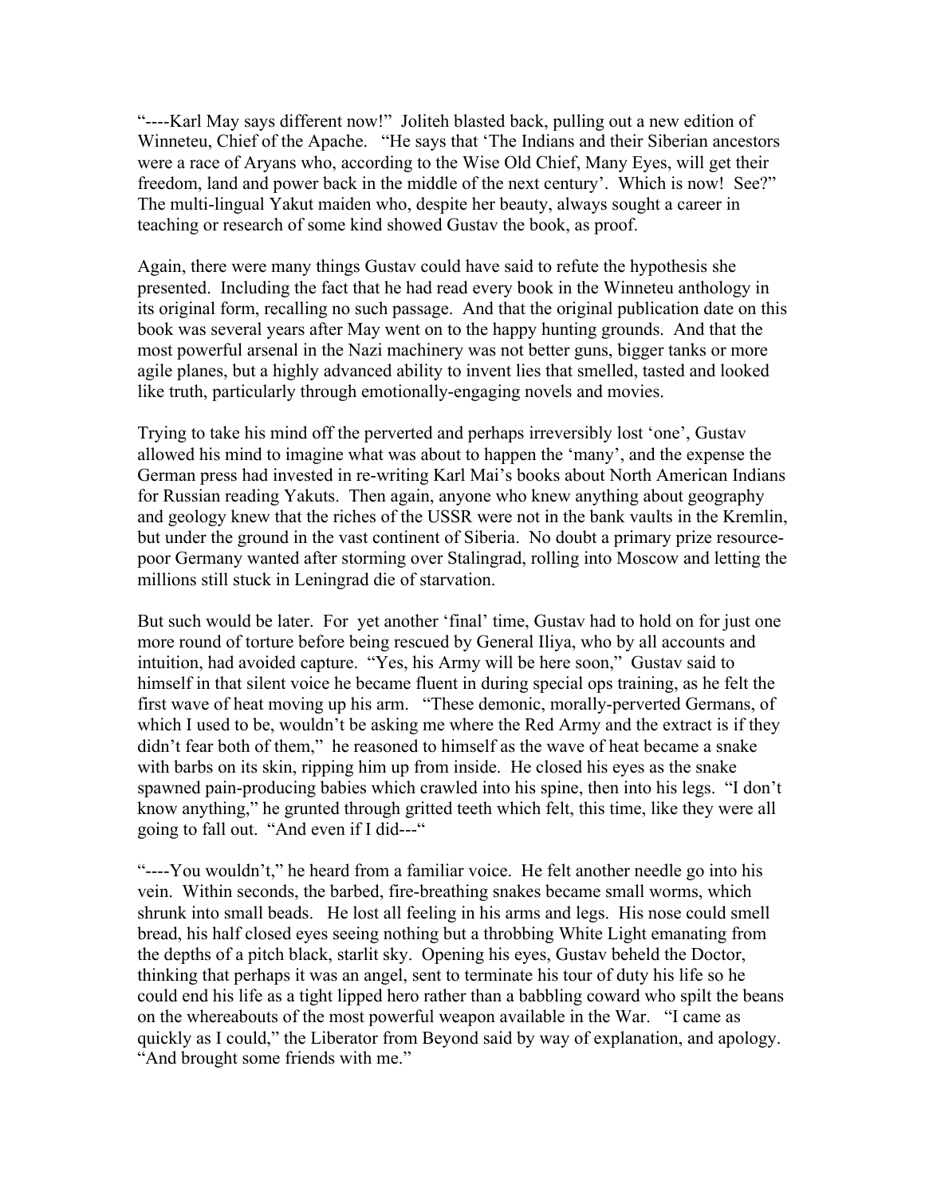"----Karl May says different now!" Joliteh blasted back, pulling out a new edition of Winneteu, Chief of the Apache. "He says that 'The Indians and their Siberian ancestors were a race of Aryans who, according to the Wise Old Chief, Many Eyes, will get their freedom, land and power back in the middle of the next century'. Which is now! See?" The multi-lingual Yakut maiden who, despite her beauty, always sought a career in teaching or research of some kind showed Gustav the book, as proof.

Again, there were many things Gustav could have said to refute the hypothesis she presented. Including the fact that he had read every book in the Winneteu anthology in its original form, recalling no such passage. And that the original publication date on this book was several years after May went on to the happy hunting grounds. And that the most powerful arsenal in the Nazi machinery was not better guns, bigger tanks or more agile planes, but a highly advanced ability to invent lies that smelled, tasted and looked like truth, particularly through emotionally-engaging novels and movies.

Trying to take his mind off the perverted and perhaps irreversibly lost 'one', Gustav allowed his mind to imagine what was about to happen the 'many', and the expense the German press had invested in re-writing Karl Mai's books about North American Indians for Russian reading Yakuts. Then again, anyone who knew anything about geography and geology knew that the riches of the USSR were not in the bank vaults in the Kremlin, but under the ground in the vast continent of Siberia. No doubt a primary prize resource-poor Germany wanted after storming over Stalingrad, rolling into Moscow and letting the millions still stuck in Leningrad die of starvation.

But such would be later. For yet another 'final' time, Gustav had to hold on for just one more round of torture before being rescued by General Iliya, who by all accounts and intuition, had avoided capture. "Yes, his Army will be here soon," Gustav said to himself in that silent voice he became fluent in during special ops training, as he felt the first wave of heat moving up his arm. "These demonic, morally-perverted Germans, of which I used to be, wouldn't be asking me where the Red Army and the extract is if they didn't fear both of them," he reasoned to himself as the wave of heat became a snake with barbs on its skin, ripping him up from inside. He closed his eyes as the snake spawned pain-producing babies which crawled into his spine, then into his legs. "I don't know anything," he grunted through gritted teeth which felt, this time, like they were all going to fall out. "And even if I did---"

"----You wouldn't," he heard from a familiar voice. He felt another needle go into his vein. Within seconds, the barbed, fire-breathing snakes became small worms, which shrunk into small beads. He lost all feeling in his arms and legs. His nose could smell bread, his half closed eyes seeing nothing but a throbbing White Light emanating from the depths of a pitch black, starlit sky. Opening his eyes, Gustav beheld the Doctor, thinking that perhaps it was an angel, sent to terminate his tour of duty his life so he could end his life as a tight lipped hero rather than a babbling coward who spilt the beans on the whereabouts of the most powerful weapon available in the War. "I came as quickly as I could," the Liberator from Beyond said by way of explanation, and apology. "And brought some friends with me."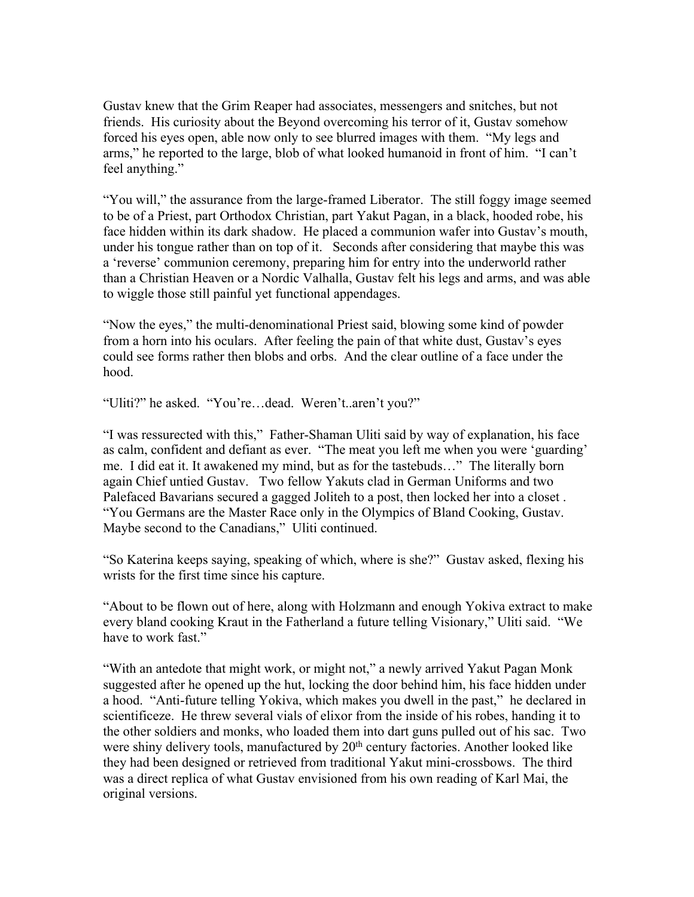Gustav knew that the Grim Reaper had associates, messengers and snitches, but not friends. His curiosity about the Beyond overcoming his terror of it, Gustav somehow forced his eyes open, able now only to see blurred images with them. "My legs and arms," he reported to the large, blob of what looked humanoid in front of him. "I can't feel anything."

"You will," the assurance from the large-framed Liberator. The still foggy image seemed to be of a Priest, part Orthodox Christian, part Yakut Pagan, in a black, hooded robe, his face hidden within its dark shadow. He placed a communion wafer into Gustav's mouth, under his tongue rather than on top of it. Seconds after considering that maybe this was a 'reverse' communion ceremony, preparing him for entry into the underworld rather than a Christian Heaven or a Nordic Valhalla, Gustav felt his legs and arms, and was able to wiggle those still painful yet functional appendages.

"Now the eyes," the multi-denominational Priest said, blowing some kind of powder from a horn into his oculars. After feeling the pain of that white dust, Gustav's eyes could see forms rather then blobs and orbs. And the clear outline of a face under the hood.

"Uliti?" he asked. "You're…dead. Weren't..aren't you?"

"I was ressurected with this," Father-Shaman Uliti said by way of explanation, his face as calm, confident and defiant as ever. "The meat you left me when you were 'guarding' me. I did eat it. It awakened my mind, but as for the tastebuds…" The literally born again Chief untied Gustav. Two fellow Yakuts clad in German Uniforms and two Palefaced Bavarians secured a gagged Joliteh to a post, then locked her into a closet . "You Germans are the Master Race only in the Olympics of Bland Cooking, Gustav. Maybe second to the Canadians," Uliti continued.

"So Katerina keeps saying, speaking of which, where is she?" Gustav asked, flexing his wrists for the first time since his capture.

"About to be flown out of here, along with Holzmann and enough Yokiva extract to make every bland cooking Kraut in the Fatherland a future telling Visionary," Uliti said. "We have to work fast."

"With an antedote that might work, or might not," a newly arrived Yakut Pagan Monk suggested after he opened up the hut, locking the door behind him, his face hidden under a hood. "Anti-future telling Yokiva, which makes you dwell in the past," he declared in scientificeze. He threw several vials of elixor from the inside of his robes, handing it to the other soldiers and monks, who loaded them into dart guns pulled out of his sac. Two were shiny delivery tools, manufactured by 20th century factories. Another looked like they had been designed or retrieved from traditional Yakut mini-crossbows. The third was a direct replica of what Gustav envisioned from his own reading of Karl Mai, the original versions.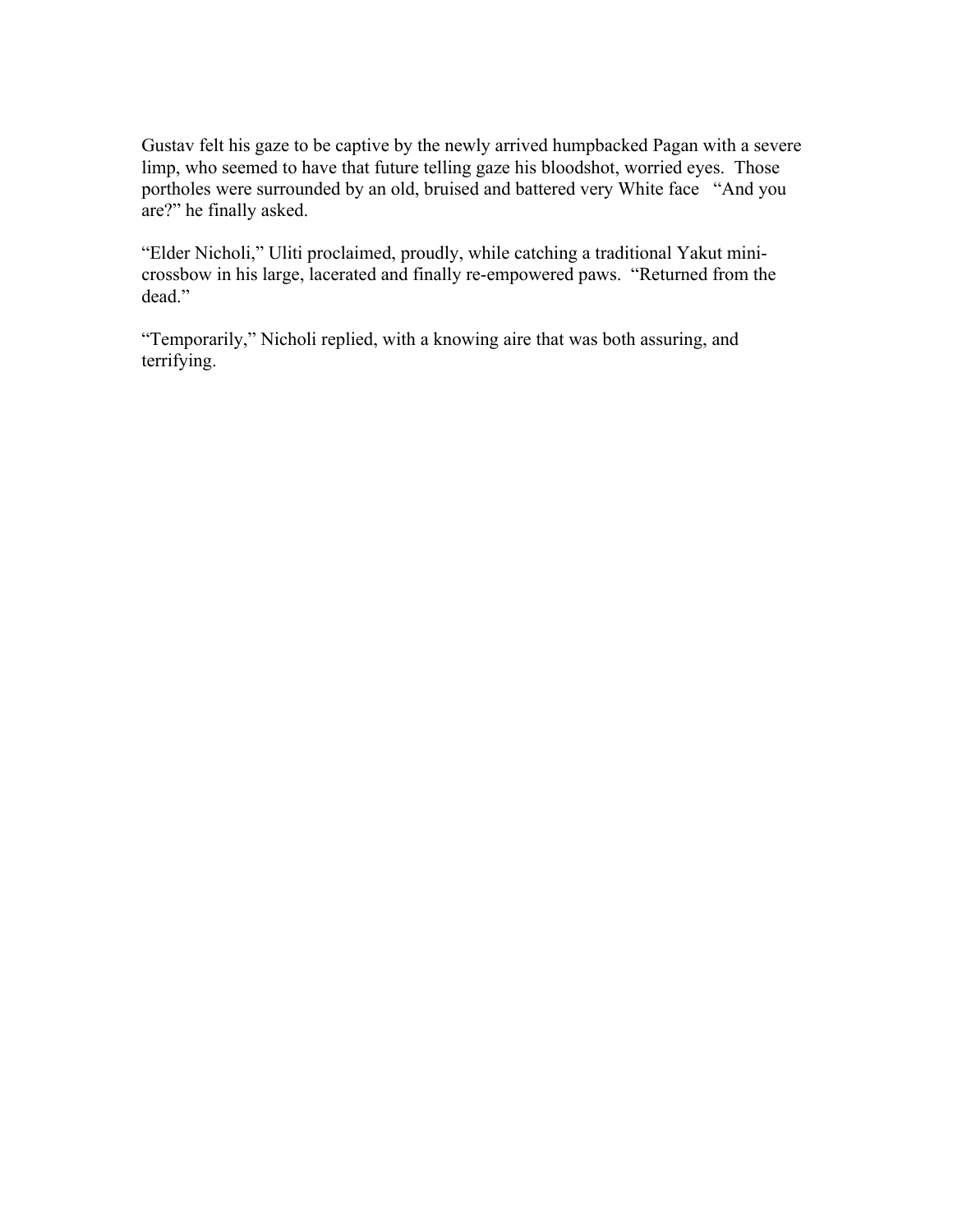Gustav felt his gaze to be captive by the newly arrived humpbacked Pagan with a severe limp, who seemed to have that future telling gaze his bloodshot, worried eyes. Those portholes were surrounded by an old, bruised and battered very White face "And you are?" he finally asked.

"Elder Nicholi," Uliti proclaimed, proudly, while catching a traditional Yakut mini-crossbow in his large, lacerated and finally re-empowered paws. "Returned from the dead."

"Temporarily," Nicholi replied, with a knowing aire that was both assuring, and terrifying.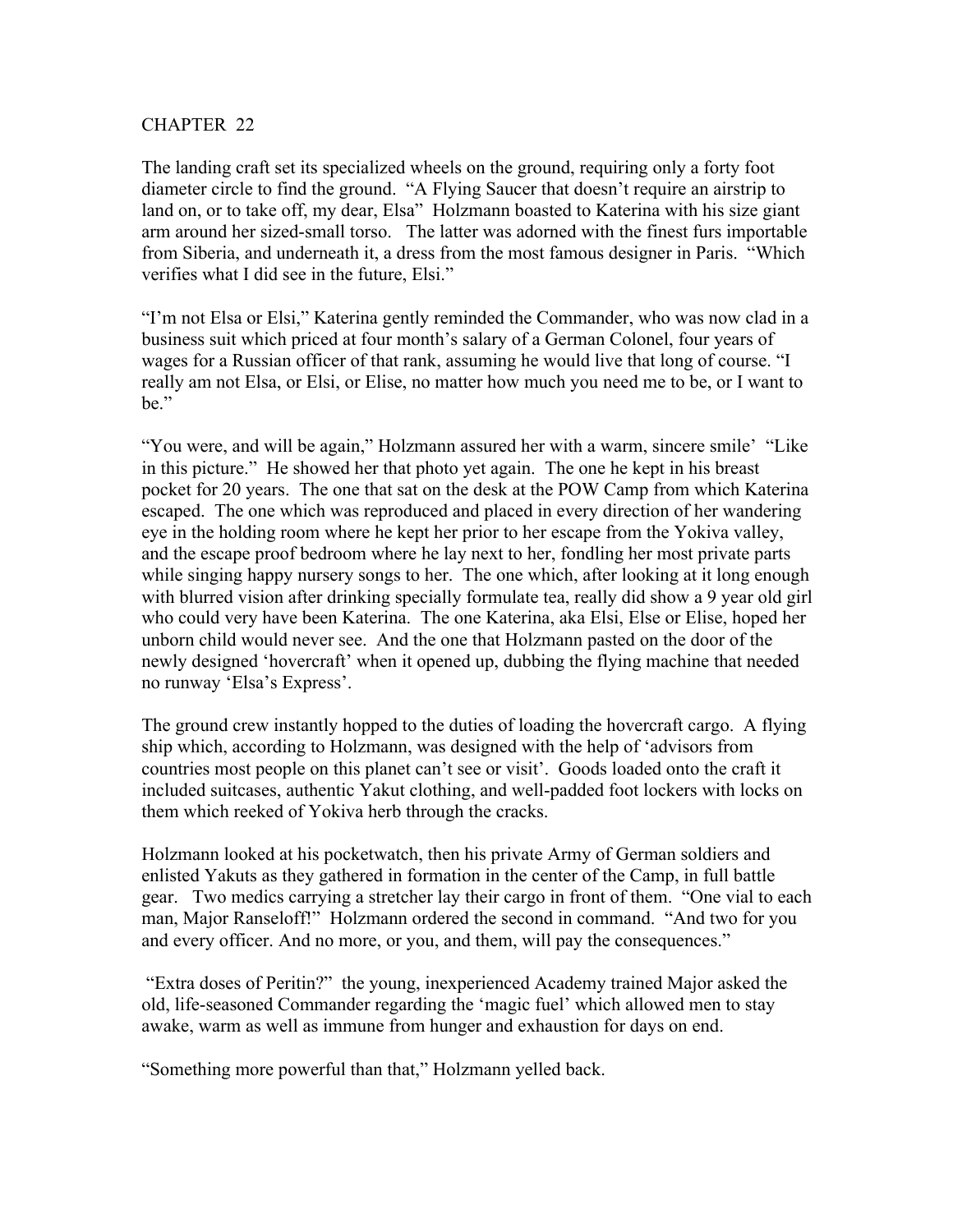CHAPTER 22

The landing craft set its specialized wheels on the ground, requiring only a forty foot diameter circle to find the ground. "A Flying Saucer that doesn't require an airstrip to land on, or to take off, my dear, Elsa" Holzmann boasted to Katerina with his size giant arm around her sized-small torso. The latter was adorned with the finest furs importable from Siberia, and underneath it, a dress from the most famous designer in Paris. "Which verifies what I did see in the future, Elsi."

"I'm not Elsa or Elsi," Katerina gently reminded the Commander, who was now clad in a business suit which priced at four month's salary of a German Colonel, four years of wages for a Russian officer of that rank, assuming he would live that long of course. "I really am not Elsa, or Elsi, or Elise, no matter how much you need me to be, or I want to be."

"You were, and will be again," Holzmann assured her with a warm, sincere smile' "Like in this picture." He showed her that photo yet again. The one he kept in his breast pocket for 20 years. The one that sat on the desk at the POW Camp from which Katerina escaped. The one which was reproduced and placed in every direction of her wandering eye in the holding room where he kept her prior to her escape from the Yokiva valley, and the escape proof bedroom where he lay next to her, fondling her most private parts while singing happy nursery songs to her. The one which, after looking at it long enough with blurred vision after drinking specially formulate tea, really did show a 9 year old girl who could very have been Katerina. The one Katerina, aka Elsi, Else or Elise, hoped her unborn child would never see. And the one that Holzmann pasted on the door of the newly designed 'hovercraft' when it opened up, dubbing the flying machine that needed no runway 'Elsa's Express'.

The ground crew instantly hopped to the duties of loading the hovercraft cargo. A flying ship which, according to Holzmann, was designed with the help of 'advisors from countries most people on this planet can't see or visit'. Goods loaded onto the craft it included suitcases, authentic Yakut clothing, and well-padded foot lockers with locks on them which reeked of Yokiva herb through the cracks.

Holzmann looked at his pocketwatch, then his private Army of German soldiers and enlisted Yakuts as they gathered in formation in the center of the Camp, in full battle gear. Two medics carrying a stretcher lay their cargo in front of them. "One vial to each man, Major Ranseloff!" Holzmann ordered the second in command. "And two for you and every officer. And no more, or you, and them, will pay the consequences."

"Extra doses of Peritin?" the young, inexperienced Academy trained Major asked the old, life-seasoned Commander regarding the 'magic fuel' which allowed men to stay awake, warm as well as immune from hunger and exhaustion for days on end.

"Something more powerful than that," Holzmann yelled back.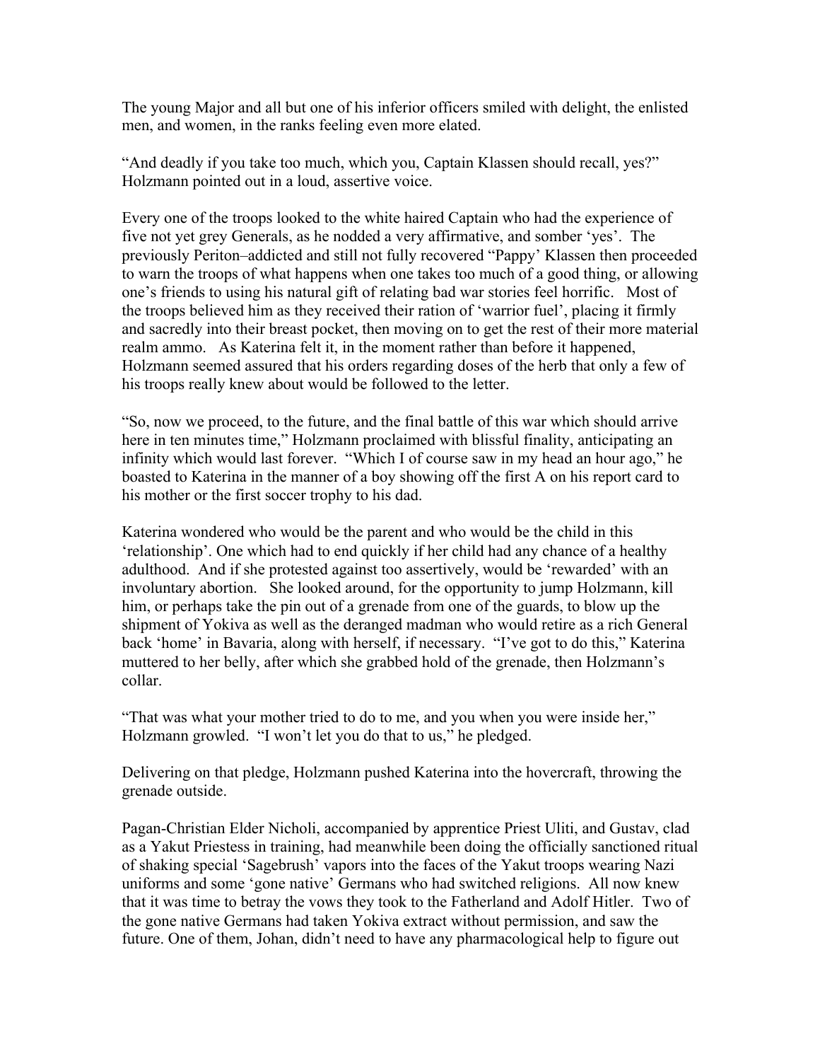The young Major and all but one of his inferior officers smiled with delight, the enlisted men, and women, in the ranks feeling even more elated.

"And deadly if you take too much, which you, Captain Klassen should recall, yes?" Holzmann pointed out in a loud, assertive voice.

Every one of the troops looked to the white haired Captain who had the experience of five not yet grey Generals, as he nodded a very affirmative, and somber 'yes'. The previously Periton–addicted and still not fully recovered "Pappy' Klassen then proceeded to warn the troops of what happens when one takes too much of a good thing, or allowing one's friends to using his natural gift of relating bad war stories feel horrific. Most of the troops believed him as they received their ration of 'warrior fuel', placing it firmly and sacredly into their breast pocket, then moving on to get the rest of their more material realm ammo. As Katerina felt it, in the moment rather than before it happened, Holzmann seemed assured that his orders regarding doses of the herb that only a few of his troops really knew about would be followed to the letter.

"So, now we proceed, to the future, and the final battle of this war which should arrive here in ten minutes time," Holzmann proclaimed with blissful finality, anticipating an infinity which would last forever. "Which I of course saw in my head an hour ago," he boasted to Katerina in the manner of a boy showing off the first A on his report card to his mother or the first soccer trophy to his dad.

Katerina wondered who would be the parent and who would be the child in this 'relationship'. One which had to end quickly if her child had any chance of a healthy adulthood. And if she protested against too assertively, would be 'rewarded' with an involuntary abortion. She looked around, for the opportunity to jump Holzmann, kill him, or perhaps take the pin out of a grenade from one of the guards, to blow up the shipment of Yokiva as well as the deranged madman who would retire as a rich General back 'home' in Bavaria, along with herself, if necessary. "I've got to do this," Katerina muttered to her belly, after which she grabbed hold of the grenade, then Holzmann's collar.

"That was what your mother tried to do to me, and you when you were inside her," Holzmann growled. "I won't let you do that to us," he pledged.

Delivering on that pledge, Holzmann pushed Katerina into the hovercraft, throwing the grenade outside.

Pagan-Christian Elder Nicholi, accompanied by apprentice Priest Uliti, and Gustav, clad as a Yakut Priestess in training, had meanwhile been doing the officially sanctioned ritual of shaking special 'Sagebrush' vapors into the faces of the Yakut troops wearing Nazi uniforms and some 'gone native' Germans who had switched religions. All now knew that it was time to betray the vows they took to the Fatherland and Adolf Hitler. Two of the gone native Germans had taken Yokiva extract without permission, and saw the future. One of them, Johan, didn't need to have any pharmacological help to figure out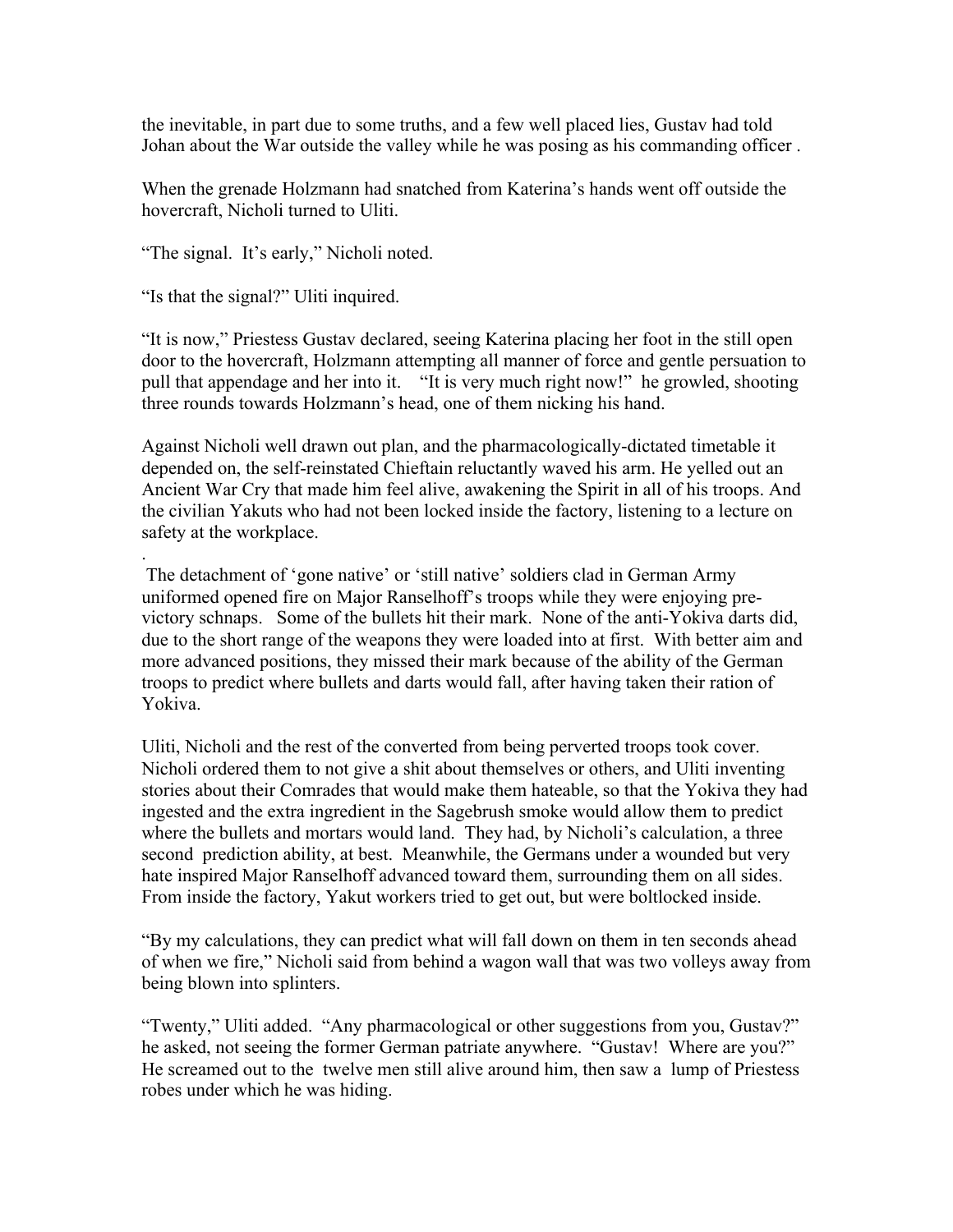the inevitable, in part due to some truths, and a few well placed lies, Gustav had told Johan about the War outside the valley while he was posing as his commanding officer .

When the grenade Holzmann had snatched from Katerina's hands went off outside the hovercraft, Nicholi turned to Uliti.

"The signal. It's early," Nicholi noted.

"Is that the signal?" Uliti inquired.

"It is now," Priestess Gustav declared, seeing Katerina placing her foot in the still open door to the hovercraft, Holzmann attempting all manner of force and gentle persuation to pull that appendage and her into it. "It is very much right now!" he growled, shooting three rounds towards Holzmann's head, one of them nicking his hand.

Against Nicholi well drawn out plan, and the pharmacologically-dictated timetable it depended on, the self-reinstated Chieftain reluctantly waved his arm. He yelled out an Ancient War Cry that made him feel alive, awakening the Spirit in all of his troops. And the civilian Yakuts who had not been locked inside the factory, listening to a lecture on safety at the workplace.

.

The detachment of 'gone native' or 'still native' soldiers clad in German Army uniformed opened fire on Major Ranselhoff's troops while they were enjoying pre-victory schnaps. Some of the bullets hit their mark. None of the anti-Yokiva darts did, due to the short range of the weapons they were loaded into at first. With better aim and more advanced positions, they missed their mark because of the ability of the German troops to predict where bullets and darts would fall, after having taken their ration of Yokiva.

Uliti, Nicholi and the rest of the converted from being perverted troops took cover. Nicholi ordered them to not give a shit about themselves or others, and Uliti inventing stories about their Comrades that would make them hateable, so that the Yokiva they had ingested and the extra ingredient in the Sagebrush smoke would allow them to predict where the bullets and mortars would land. They had, by Nicholi's calculation, a three second prediction ability, at best. Meanwhile, the Germans under a wounded but very hate inspired Major Ranselhoff advanced toward them, surrounding them on all sides. From inside the factory, Yakut workers tried to get out, but were boltlocked inside.

"By my calculations, they can predict what will fall down on them in ten seconds ahead of when we fire," Nicholi said from behind a wagon wall that was two volleys away from being blown into splinters.

"Twenty," Uliti added. "Any pharmacological or other suggestions from you, Gustav?" he asked, not seeing the former German patriate anywhere. "Gustav! Where are you?" He screamed out to the twelve men still alive around him, then saw a lump of Priestess robes under which he was hiding.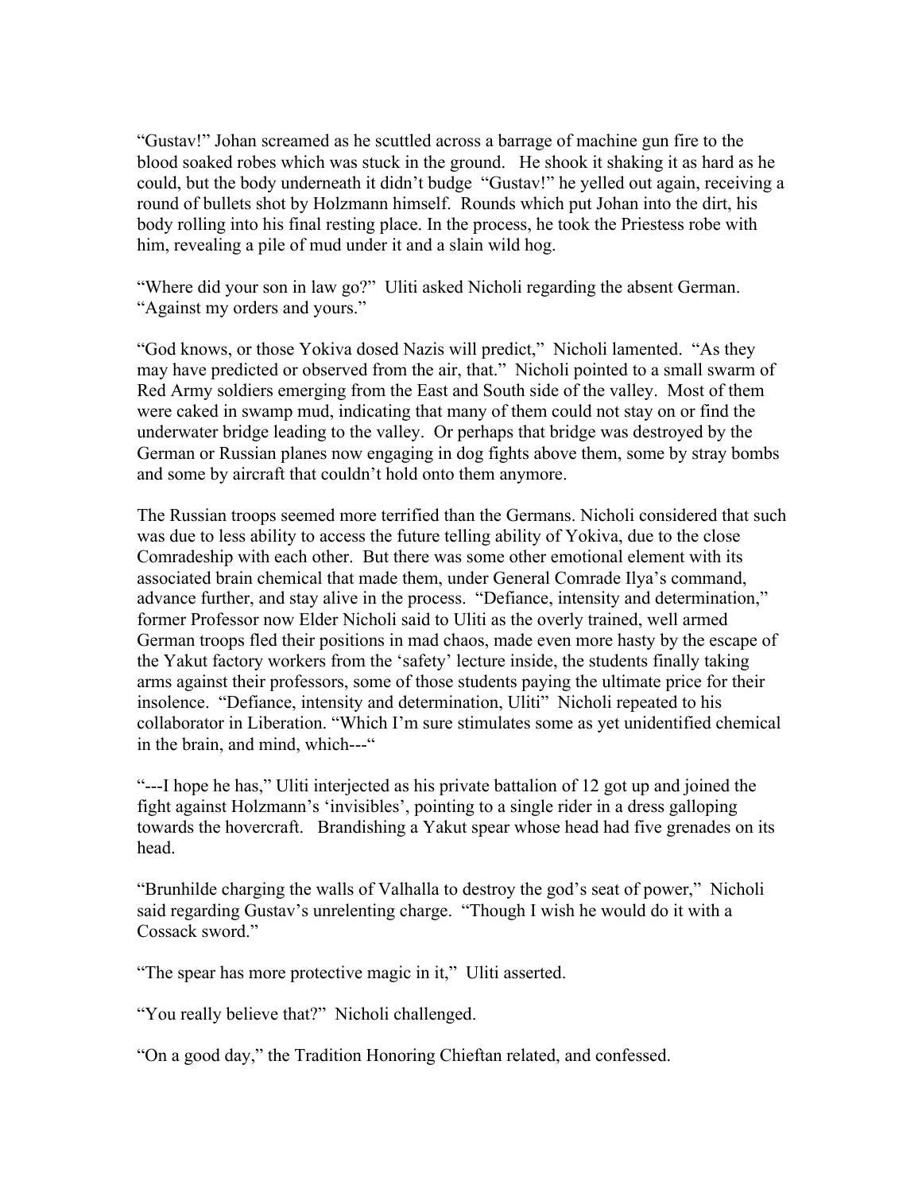“Gustav!” Johan screamed as he scuttled across a barrage of machine gun fire to the blood soaked robes which was stuck in the ground. He shook it shaking it as hard as he could, but the body underneath it didn’t budge “Gustav!” he yelled out again, receiving a round of bullets shot by Holzmann himself. Rounds which put Johan into the dirt, his body rolling into his final resting place. In the process, he took the Priestess robe with him, revealing a pile of mud under it and a slain wild hog.

“Where did your son in law go?” Uliti asked Nicholi regarding the absent German. “Against my orders and yours.”

“God knows, or those Yokiva dosed Nazis will predict,” Nicholi lamented. “As they may have predicted or observed from the air, that.” Nicholi pointed to a small swarm of Red Army soldiers emerging from the East and South side of the valley. Most of them were caked in swamp mud, indicating that many of them could not stay on or find the underwater bridge leading to the valley. Or perhaps that bridge was destroyed by the German or Russian planes now engaging in dog fights above them, some by stray bombs and some by aircraft that couldn’t hold onto them anymore.

The Russian troops seemed more terrified than the Germans. Nicholi considered that such was due to less ability to access the future telling ability of Yokiva, due to the close Comradeship with each other. But there was some other emotional element with its associated brain chemical that made them, under General Comrade Ilya’s command, advance further, and stay alive in the process. “Defiance, intensity and determination,” former Professor now Elder Nicholi said to Uliti as the overly trained, well armed German troops fled their positions in mad chaos, made even more hasty by the escape of the Yakut factory workers from the ‘safety’ lecture inside, the students finally taking arms against their professors, some of those students paying the ultimate price for their insolence. “Defiance, intensity and determination, Uliti” Nicholi repeated to his collaborator in Liberation. “Which I’m sure stimulates some as yet unidentified chemical in the brain, and mind, which---“

“---I hope he has,” Uliti interjected as his private battalion of 12 got up and joined the fight against Holzmann’s ‘invisibles’, pointing to a single rider in a dress galloping towards the hovercraft. Brandishing a Yakut spear whose head had five grenades on its head.

“Brunhilde charging the walls of Valhalla to destroy the god’s seat of power,” Nicholi said regarding Gustav’s unrelenting charge. “Though I wish he would do it with a Cossack sword.”

“The spear has more protective magic in it,” Uliti asserted.

“You really believe that?” Nicholi challenged.

“On a good day,” the Tradition Honoring Chieftan related, and confessed.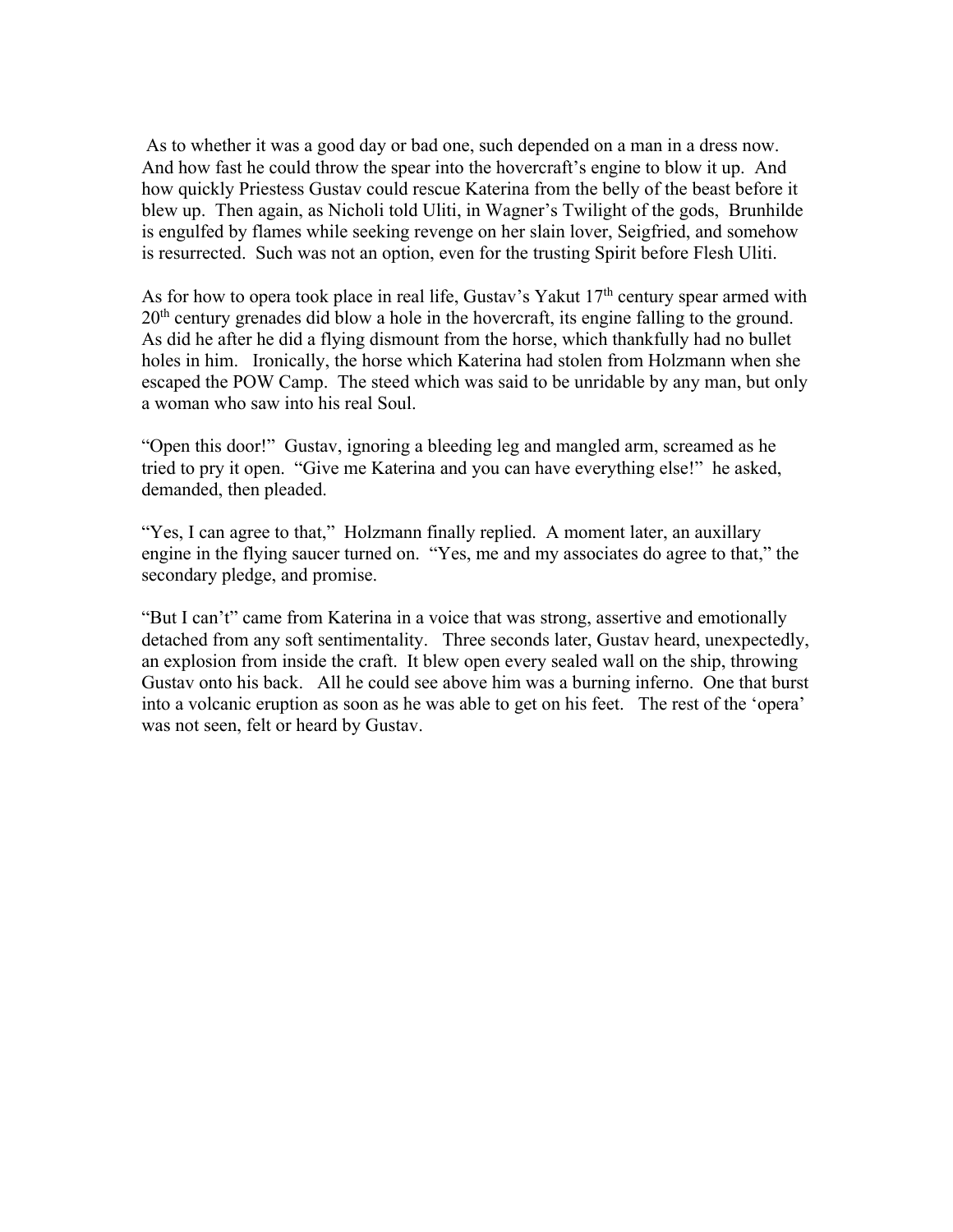As to whether it was a good day or bad one, such depended on a man in a dress now. And how fast he could throw the spear into the hovercraft's engine to blow it up. And how quickly Priestess Gustav could rescue Katerina from the belly of the beast before it blew up. Then again, as Nicholi told Uliti, in Wagner's Twilight of the gods, Brunhilde is engulfed by flames while seeking revenge on her slain lover, Seigfried, and somehow is resurrected. Such was not an option, even for the trusting Spirit before Flesh Uliti.

As for how to opera took place in real life, Gustav's Yakut 17th century spear armed with 20th century grenades did blow a hole in the hovercraft, its engine falling to the ground. As did he after he did a flying dismount from the horse, which thankfully had no bullet holes in him. Ironically, the horse which Katerina had stolen from Holzmann when she escaped the POW Camp. The steed which was said to be unridable by any man, but only a woman who saw into his real Soul.

"Open this door!" Gustav, ignoring a bleeding leg and mangled arm, screamed as he tried to pry it open. "Give me Katerina and you can have everything else!" he asked, demanded, then pleaded.

"Yes, I can agree to that," Holzmann finally replied. A moment later, an auxillary engine in the flying saucer turned on. "Yes, me and my associates do agree to that," the secondary pledge, and promise.

"But I can't" came from Katerina in a voice that was strong, assertive and emotionally detached from any soft sentimentality. Three seconds later, Gustav heard, unexpectedly, an explosion from inside the craft. It blew open every sealed wall on the ship, throwing Gustav onto his back. All he could see above him was a burning inferno. One that burst into a volcanic eruption as soon as he was able to get on his feet. The rest of the 'opera' was not seen, felt or heard by Gustav.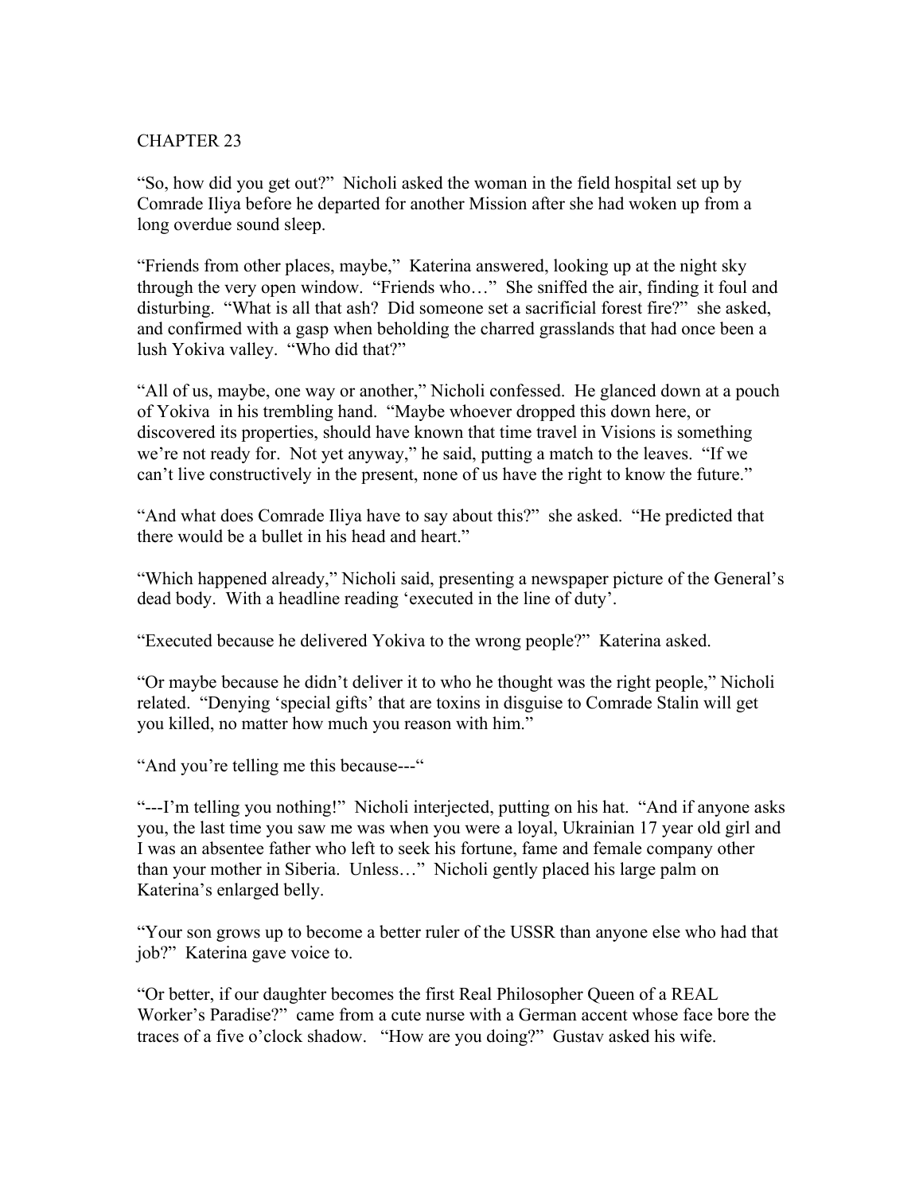# CHAPTER 23

"So, how did you get out?" Nicholi asked the woman in the field hospital set up by Comrade Iliya before he departed for another Mission after she had woken up from a long overdue sound sleep.

"Friends from other places, maybe," Katerina answered, looking up at the night sky through the very open window. "Friends who…" She sniffed the air, finding it foul and disturbing. "What is all that ash? Did someone set a sacrificial forest fire?" she asked, and confirmed with a gasp when beholding the charred grasslands that had once been a lush Yokiva valley. "Who did that?"

"All of us, maybe, one way or another," Nicholi confessed. He glanced down at a pouch of Yokiva in his trembling hand. "Maybe whoever dropped this down here, or discovered its properties, should have known that time travel in Visions is something we're not ready for. Not yet anyway," he said, putting a match to the leaves. "If we can't live constructively in the present, none of us have the right to know the future."

"And what does Comrade Iliya have to say about this?" she asked. "He predicted that there would be a bullet in his head and heart."

"Which happened already," Nicholi said, presenting a newspaper picture of the General's dead body. With a headline reading 'executed in the line of duty'.

"Executed because he delivered Yokiva to the wrong people?" Katerina asked.

"Or maybe because he didn't deliver it to who he thought was the right people," Nicholi related. "Denying 'special gifts' that are toxins in disguise to Comrade Stalin will get you killed, no matter how much you reason with him."

"And you're telling me this because---"

"---I'm telling you nothing!" Nicholi interjected, putting on his hat. "And if anyone asks you, the last time you saw me was when you were a loyal, Ukrainian 17 year old girl and I was an absentee father who left to seek his fortune, fame and female company other than your mother in Siberia. Unless…" Nicholi gently placed his large palm on Katerina's enlarged belly.

"Your son grows up to become a better ruler of the USSR than anyone else who had that job?" Katerina gave voice to.

"Or better, if our daughter becomes the first Real Philosopher Queen of a REAL Worker's Paradise?" came from a cute nurse with a German accent whose face bore the traces of a five o'clock shadow. "How are you doing?" Gustav asked his wife.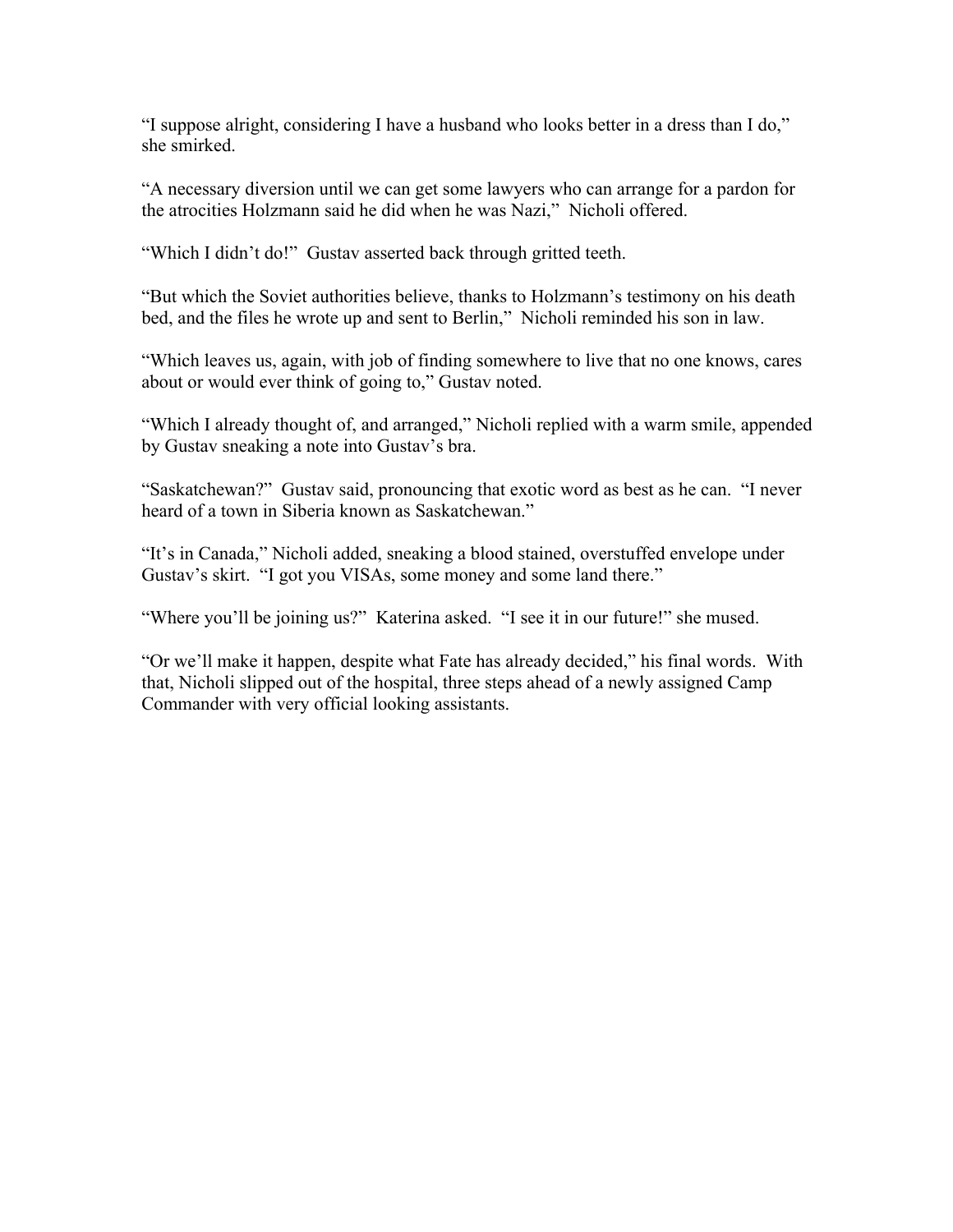"I suppose alright, considering I have a husband who looks better in a dress than I do," she smirked.

"A necessary diversion until we can get some lawyers who can arrange for a pardon for the atrocities Holzmann said he did when he was Nazi," Nicholi offered.

"Which I didn't do!" Gustav asserted back through gritted teeth.

"But which the Soviet authorities believe, thanks to Holzmann's testimony on his death bed, and the files he wrote up and sent to Berlin," Nicholi reminded his son in law.

"Which leaves us, again, with job of finding somewhere to live that no one knows, cares about or would ever think of going to," Gustav noted.

"Which I already thought of, and arranged," Nicholi replied with a warm smile, appended by Gustav sneaking a note into Gustav's bra.

"Saskatchewan?" Gustav said, pronouncing that exotic word as best as he can. "I never heard of a town in Siberia known as Saskatchewan."

"It's in Canada," Nicholi added, sneaking a blood stained, overstuffed envelope under Gustav's skirt. "I got you VISAs, some money and some land there."

"Where you'll be joining us?" Katerina asked. "I see it in our future!" she mused.

"Or we'll make it happen, despite what Fate has already decided," his final words. With that, Nicholi slipped out of the hospital, three steps ahead of a newly assigned Camp Commander with very official looking assistants.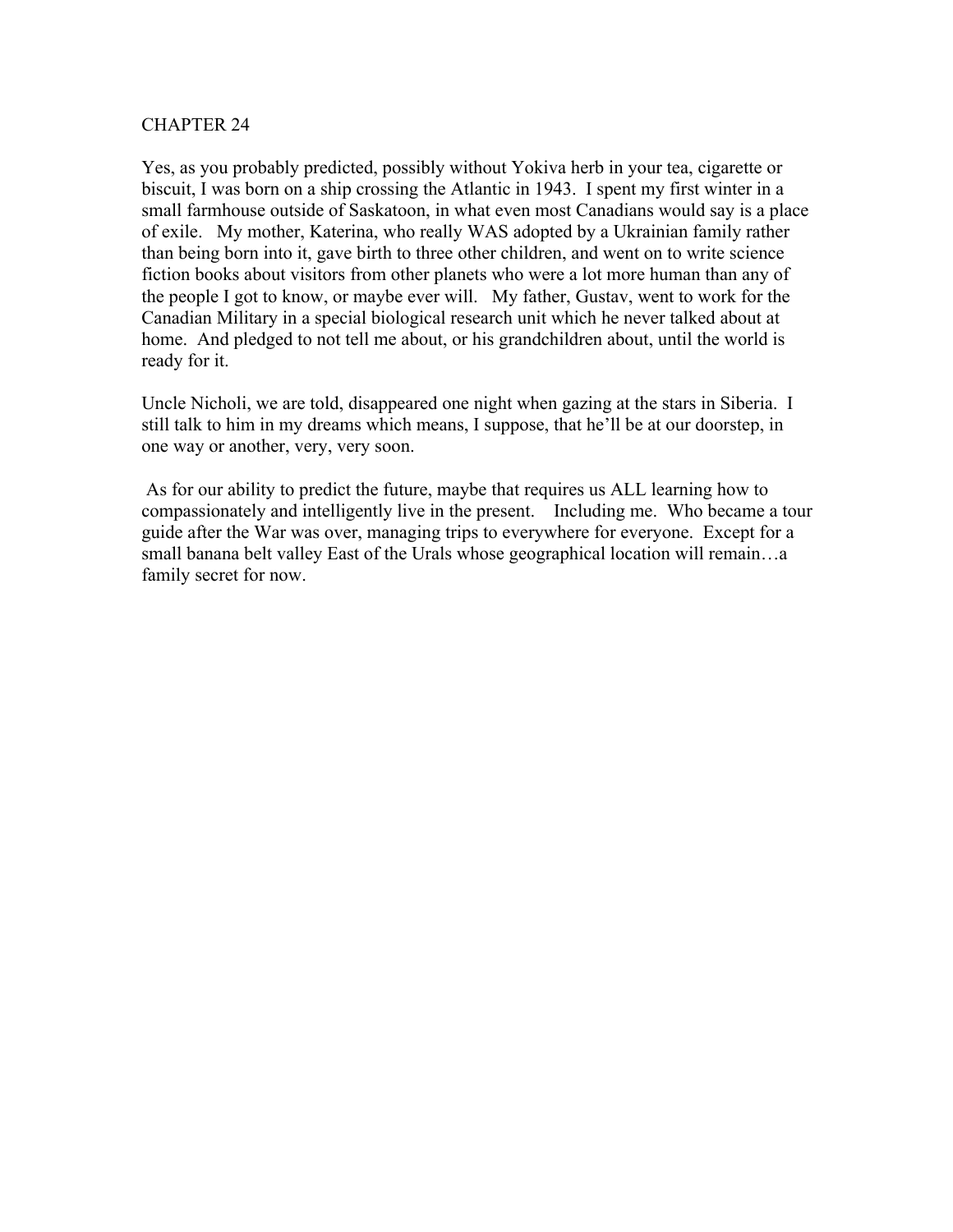# CHAPTER 24

Yes, as you probably predicted, possibly without Yokiva herb in your tea, cigarette or biscuit, I was born on a ship crossing the Atlantic in 1943. I spent my first winter in a small farmhouse outside of Saskatoon, in what even most Canadians would say is a place of exile. My mother, Katerina, who really WAS adopted by a Ukrainian family rather than being born into it, gave birth to three other children, and went on to write science fiction books about visitors from other planets who were a lot more human than any of the people I got to know, or maybe ever will. My father, Gustav, went to work for the Canadian Military in a special biological research unit which he never talked about at home. And pledged to not tell me about, or his grandchildren about, until the world is ready for it.

Uncle Nicholi, we are told, disappeared one night when gazing at the stars in Siberia. I still talk to him in my dreams which means, I suppose, that he'll be at our doorstep, in one way or another, very, very soon.

As for our ability to predict the future, maybe that requires us ALL learning how to compassionately and intelligently live in the present. Including me. Who became a tour guide after the War was over, managing trips to everywhere for everyone. Except for a small banana belt valley East of the Urals whose geographical location will remain…a family secret for now.